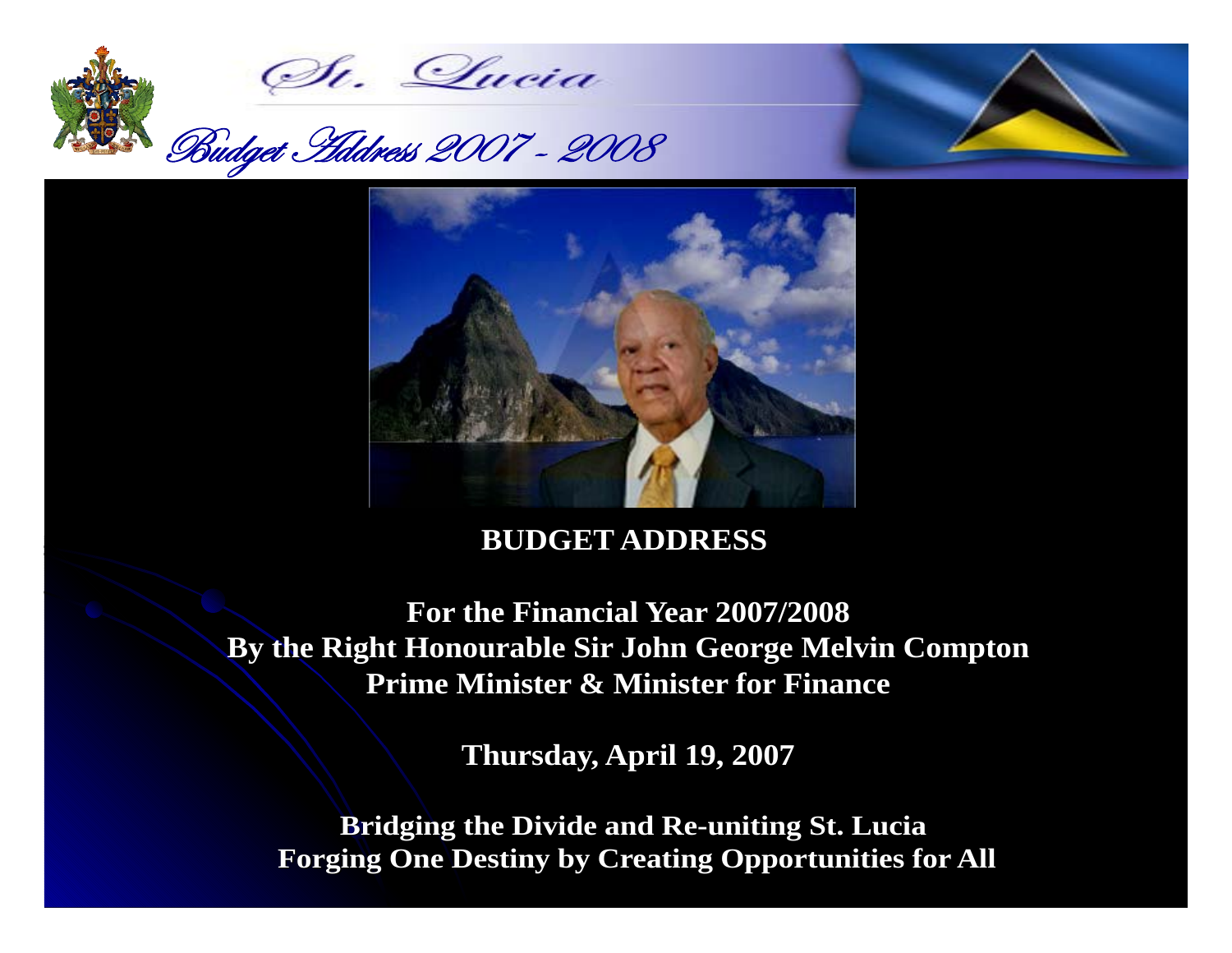St. Lucia

Budget Address 2007 - 2008

# BUDGET ADDRESS

**For the Financial Year 2007/2008**
**By the Right Honourable Sir John George Melvin Compton**
**Prime Minister & Minister for Finance**

**Thursday, April 19, 2007**

**Bridging the Divide and Re-uniting St. Lucia**
**Forging One Destiny by Creating Opportunities for All**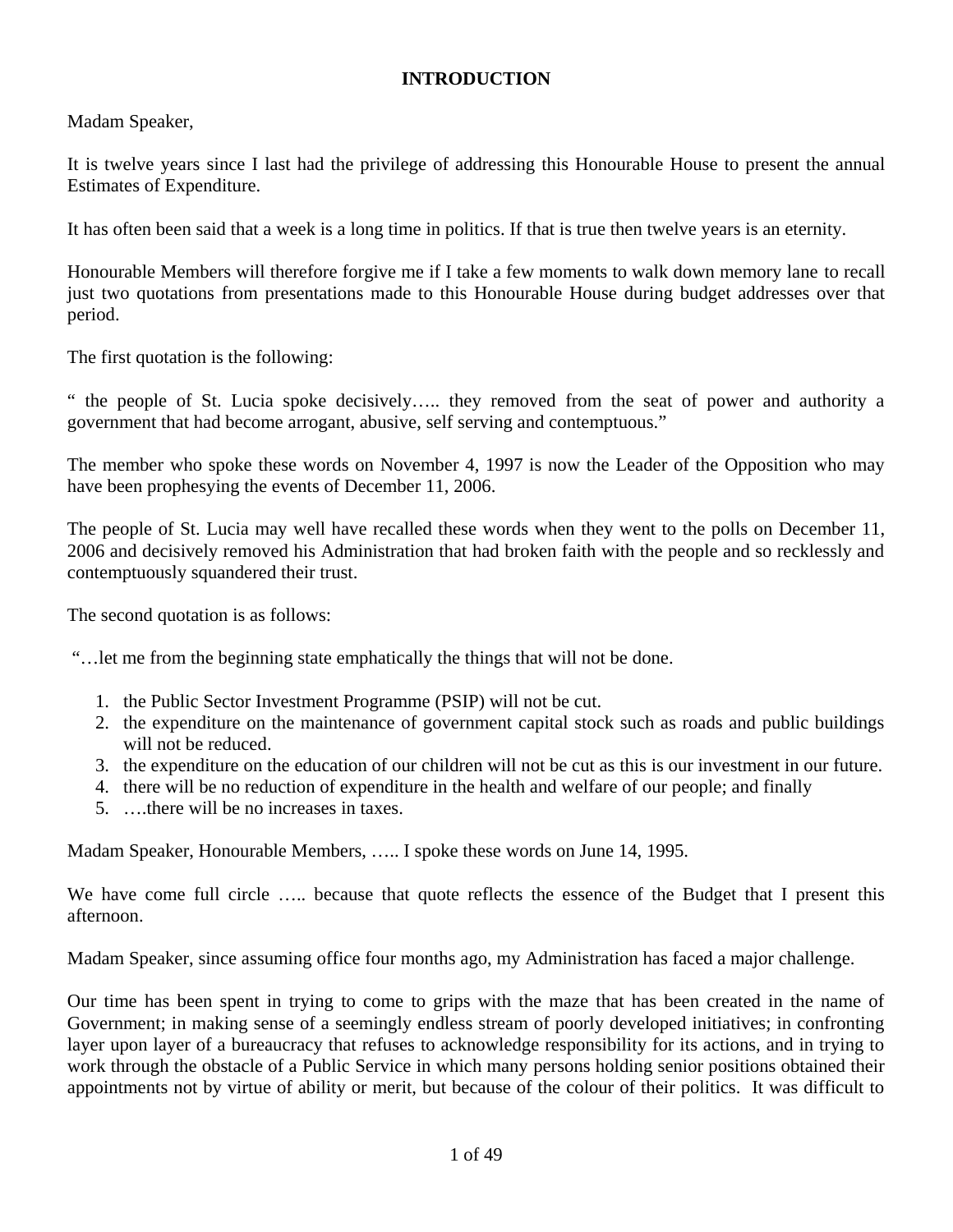## INTRODUCTION

Madam Speaker,

It is twelve years since I last had the privilege of addressing this Honourable House to present the annual Estimates of Expenditure.

It has often been said that a week is a long time in politics. If that is true then twelve years is an eternity.

Honourable Members will therefore forgive me if I take a few moments to walk down memory lane to recall just two quotations from presentations made to this Honourable House during budget addresses over that period.

The first quotation is the following:

" the people of St. Lucia spoke decisively….. they removed from the seat of power and authority a government that had become arrogant, abusive, self serving and contemptuous."

The member who spoke these words on November 4, 1997 is now the Leader of the Opposition who may have been prophesying the events of December 11, 2006.

The people of St. Lucia may well have recalled these words when they went to the polls on December 11, 2006 and decisively removed his Administration that had broken faith with the people and so recklessly and contemptuously squandered their trust.

The second quotation is as follows:

"…let me from the beginning state emphatically the things that will not be done.

1. the Public Sector Investment Programme (PSIP) will not be cut.
2. the expenditure on the maintenance of government capital stock such as roads and public buildings will not be reduced.
3. the expenditure on the education of our children will not be cut as this is our investment in our future.
4. there will be no reduction of expenditure in the health and welfare of our people; and finally
5. ….there will be no increases in taxes.

Madam Speaker, Honourable Members, ….. I spoke these words on June 14, 1995.

We have come full circle ….. because that quote reflects the essence of the Budget that I present this afternoon.

Madam Speaker, since assuming office four months ago, my Administration has faced a major challenge.

Our time has been spent in trying to come to grips with the maze that has been created in the name of Government; in making sense of a seemingly endless stream of poorly developed initiatives; in confronting layer upon layer of a bureaucracy that refuses to acknowledge responsibility for its actions, and in trying to work through the obstacle of a Public Service in which many persons holding senior positions obtained their appointments not by virtue of ability or merit, but because of the colour of their politics. It was difficult to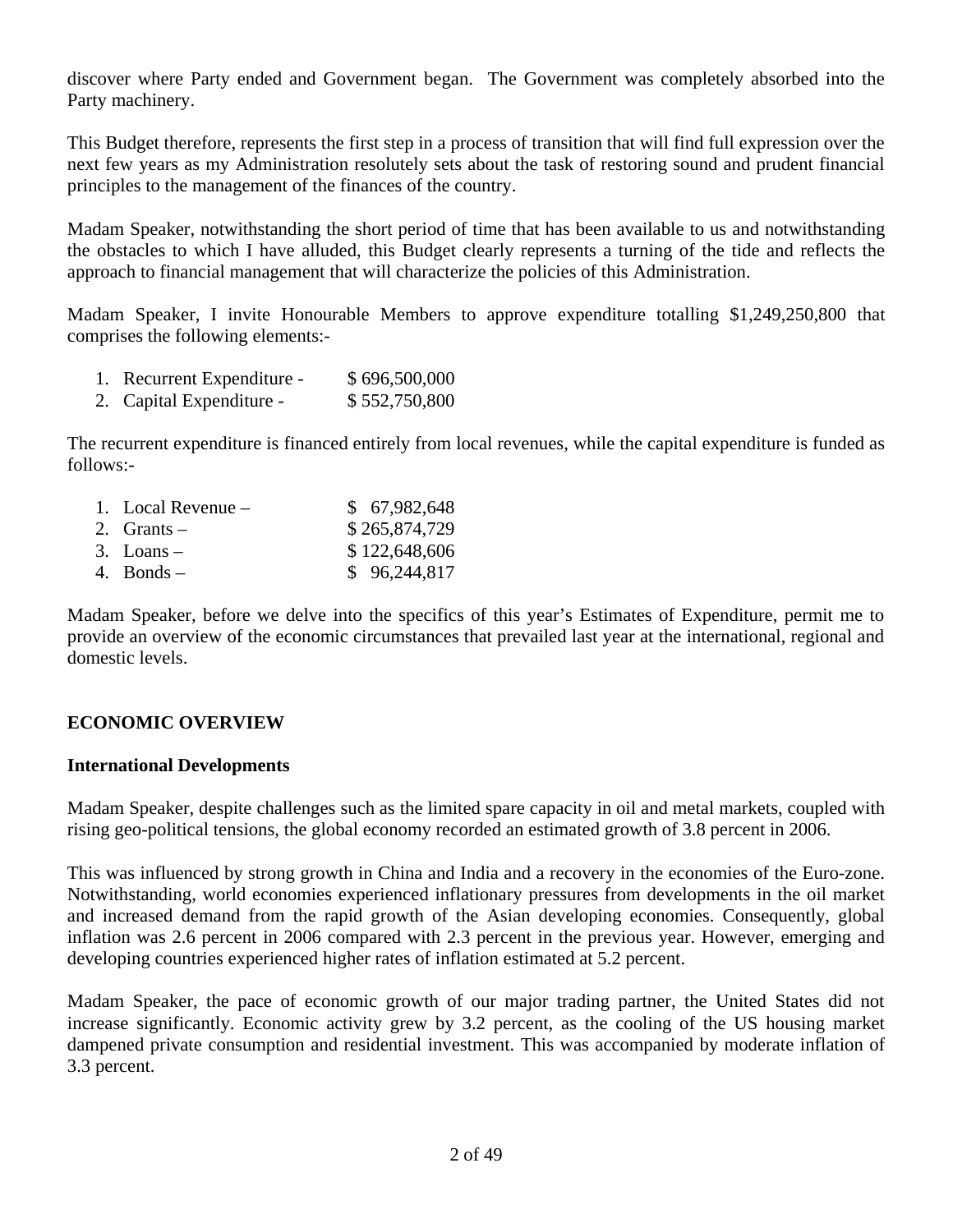discover where Party ended and Government began. The Government was completely absorbed into the Party machinery.

This Budget therefore, represents the first step in a process of transition that will find full expression over the next few years as my Administration resolutely sets about the task of restoring sound and prudent financial principles to the management of the finances of the country.

Madam Speaker, notwithstanding the short period of time that has been available to us and notwithstanding the obstacles to which I have alluded, this Budget clearly represents a turning of the tide and reflects the approach to financial management that will characterize the policies of this Administration.

Madam Speaker, I invite Honourable Members to approve expenditure totalling $1,249,250,800 that comprises the following elements:-

1. Recurrent Expenditure - $ 696,500,000
2. Capital Expenditure - $ 552,750,800

The recurrent expenditure is financed entirely from local revenues, while the capital expenditure is funded as follows:-

1. Local Revenue – $ 67,982,648
2. Grants – $ 265,874,729
3. Loans – $ 122,648,606
4. Bonds – $ 96,244,817

Madam Speaker, before we delve into the specifics of this year's Estimates of Expenditure, permit me to provide an overview of the economic circumstances that prevailed last year at the international, regional and domestic levels.

## ECONOMIC OVERVIEW

### International Developments

Madam Speaker, despite challenges such as the limited spare capacity in oil and metal markets, coupled with rising geo-political tensions, the global economy recorded an estimated growth of 3.8 percent in 2006.

This was influenced by strong growth in China and India and a recovery in the economies of the Euro-zone. Notwithstanding, world economies experienced inflationary pressures from developments in the oil market and increased demand from the rapid growth of the Asian developing economies. Consequently, global inflation was 2.6 percent in 2006 compared with 2.3 percent in the previous year. However, emerging and developing countries experienced higher rates of inflation estimated at 5.2 percent.

Madam Speaker, the pace of economic growth of our major trading partner, the United States did not increase significantly. Economic activity grew by 3.2 percent, as the cooling of the US housing market dampened private consumption and residential investment. This was accompanied by moderate inflation of 3.3 percent.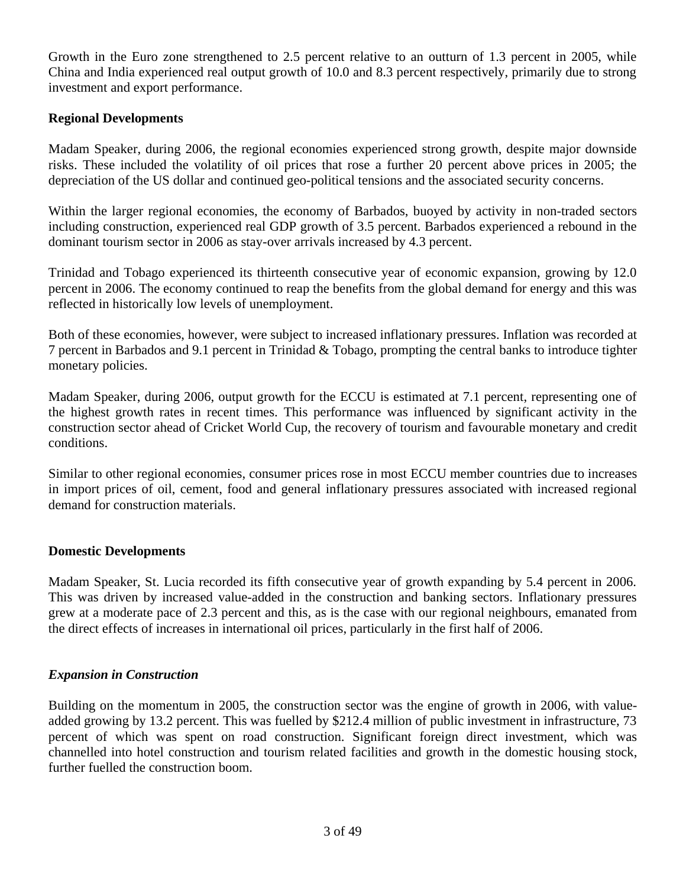Growth in the Euro zone strengthened to 2.5 percent relative to an outturn of 1.3 percent in 2005, while China and India experienced real output growth of 10.0 and 8.3 percent respectively, primarily due to strong investment and export performance.

**Regional Developments**

Madam Speaker, during 2006, the regional economies experienced strong growth, despite major downside risks. These included the volatility of oil prices that rose a further 20 percent above prices in 2005; the depreciation of the US dollar and continued geo-political tensions and the associated security concerns.

Within the larger regional economies, the economy of Barbados, buoyed by activity in non-traded sectors including construction, experienced real GDP growth of 3.5 percent. Barbados experienced a rebound in the dominant tourism sector in 2006 as stay-over arrivals increased by 4.3 percent.

Trinidad and Tobago experienced its thirteenth consecutive year of economic expansion, growing by 12.0 percent in 2006. The economy continued to reap the benefits from the global demand for energy and this was reflected in historically low levels of unemployment.

Both of these economies, however, were subject to increased inflationary pressures. Inflation was recorded at 7 percent in Barbados and 9.1 percent in Trinidad & Tobago, prompting the central banks to introduce tighter monetary policies.

Madam Speaker, during 2006, output growth for the ECCU is estimated at 7.1 percent, representing one of the highest growth rates in recent times. This performance was influenced by significant activity in the construction sector ahead of Cricket World Cup, the recovery of tourism and favourable monetary and credit conditions.

Similar to other regional economies, consumer prices rose in most ECCU member countries due to increases in import prices of oil, cement, food and general inflationary pressures associated with increased regional demand for construction materials.

**Domestic Developments**

Madam Speaker, St. Lucia recorded its fifth consecutive year of growth expanding by 5.4 percent in 2006. This was driven by increased value-added in the construction and banking sectors. Inflationary pressures grew at a moderate pace of 2.3 percent and this, as is the case with our regional neighbours, emanated from the direct effects of increases in international oil prices, particularly in the first half of 2006.

***Expansion in Construction***

Building on the momentum in 2005, the construction sector was the engine of growth in 2006, with value-added growing by 13.2 percent. This was fuelled by $212.4 million of public investment in infrastructure, 73 percent of which was spent on road construction. Significant foreign direct investment, which was channelled into hotel construction and tourism related facilities and growth in the domestic housing stock, further fuelled the construction boom.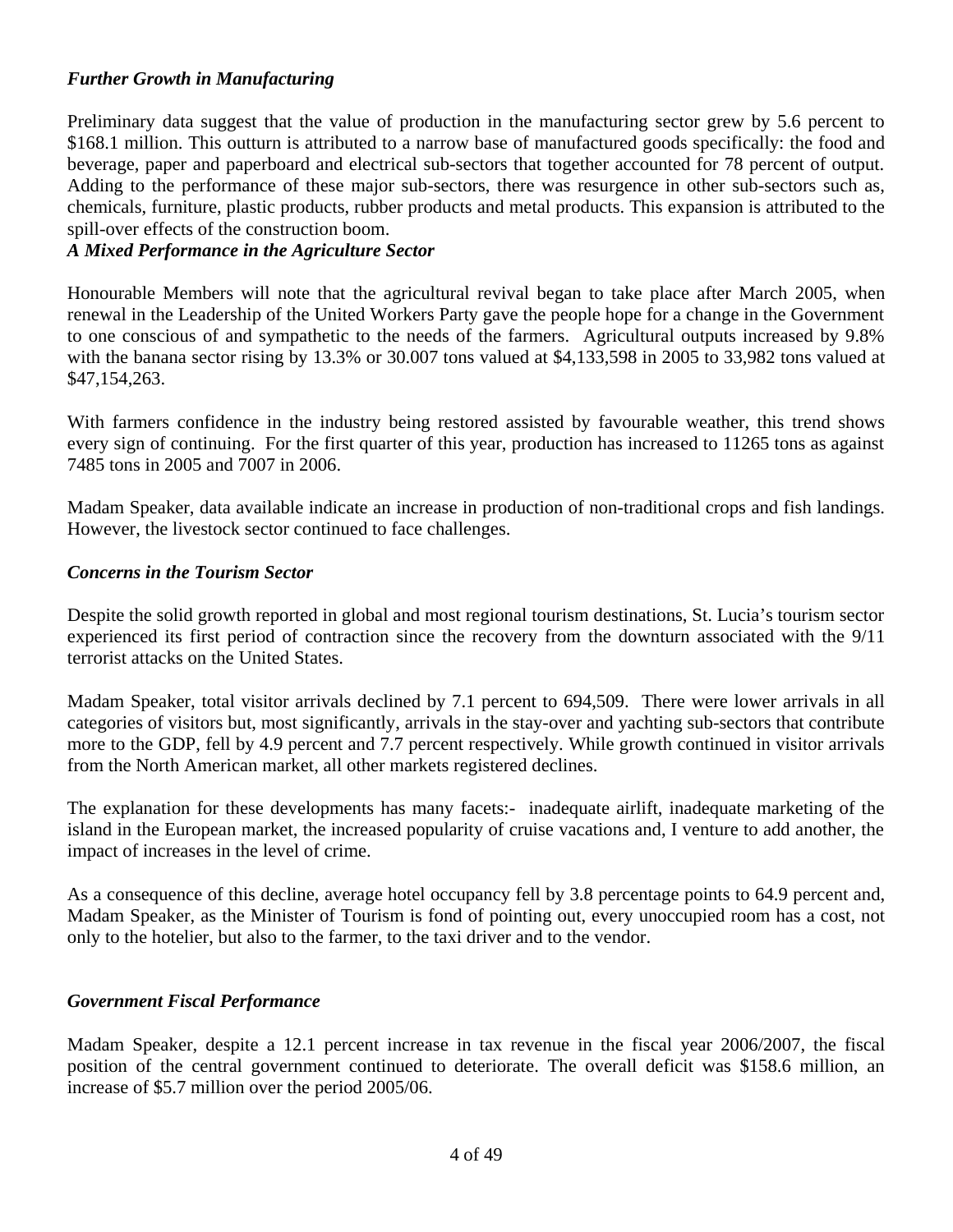*Further Growth in Manufacturing*

Preliminary data suggest that the value of production in the manufacturing sector grew by 5.6 percent to $168.1 million. This outturn is attributed to a narrow base of manufactured goods specifically: the food and beverage, paper and paperboard and electrical sub-sectors that together accounted for 78 percent of output. Adding to the performance of these major sub-sectors, there was resurgence in other sub-sectors such as, chemicals, furniture, plastic products, rubber products and metal products. This expansion is attributed to the spill-over effects of the construction boom.

***A Mixed Performance in the Agriculture Sector***

Honourable Members will note that the agricultural revival began to take place after March 2005, when renewal in the Leadership of the United Workers Party gave the people hope for a change in the Government to one conscious of and sympathetic to the needs of the farmers. Agricultural outputs increased by 9.8% with the banana sector rising by 13.3% or 30.007 tons valued at $4,133,598 in 2005 to 33,982 tons valued at $47,154,263.

With farmers confidence in the industry being restored assisted by favourable weather, this trend shows every sign of continuing. For the first quarter of this year, production has increased to 11265 tons as against 7485 tons in 2005 and 7007 in 2006.

Madam Speaker, data available indicate an increase in production of non-traditional crops and fish landings. However, the livestock sector continued to face challenges.

***Concerns in the Tourism Sector***

Despite the solid growth reported in global and most regional tourism destinations, St. Lucia's tourism sector experienced its first period of contraction since the recovery from the downturn associated with the 9/11 terrorist attacks on the United States.

Madam Speaker, total visitor arrivals declined by 7.1 percent to 694,509. There were lower arrivals in all categories of visitors but, most significantly, arrivals in the stay-over and yachting sub-sectors that contribute more to the GDP, fell by 4.9 percent and 7.7 percent respectively. While growth continued in visitor arrivals from the North American market, all other markets registered declines.

The explanation for these developments has many facets:- inadequate airlift, inadequate marketing of the island in the European market, the increased popularity of cruise vacations and, I venture to add another, the impact of increases in the level of crime.

As a consequence of this decline, average hotel occupancy fell by 3.8 percentage points to 64.9 percent and, Madam Speaker, as the Minister of Tourism is fond of pointing out, every unoccupied room has a cost, not only to the hotelier, but also to the farmer, to the taxi driver and to the vendor.

***Government Fiscal Performance***

Madam Speaker, despite a 12.1 percent increase in tax revenue in the fiscal year 2006/2007, the fiscal position of the central government continued to deteriorate. The overall deficit was $158.6 million, an increase of $5.7 million over the period 2005/06.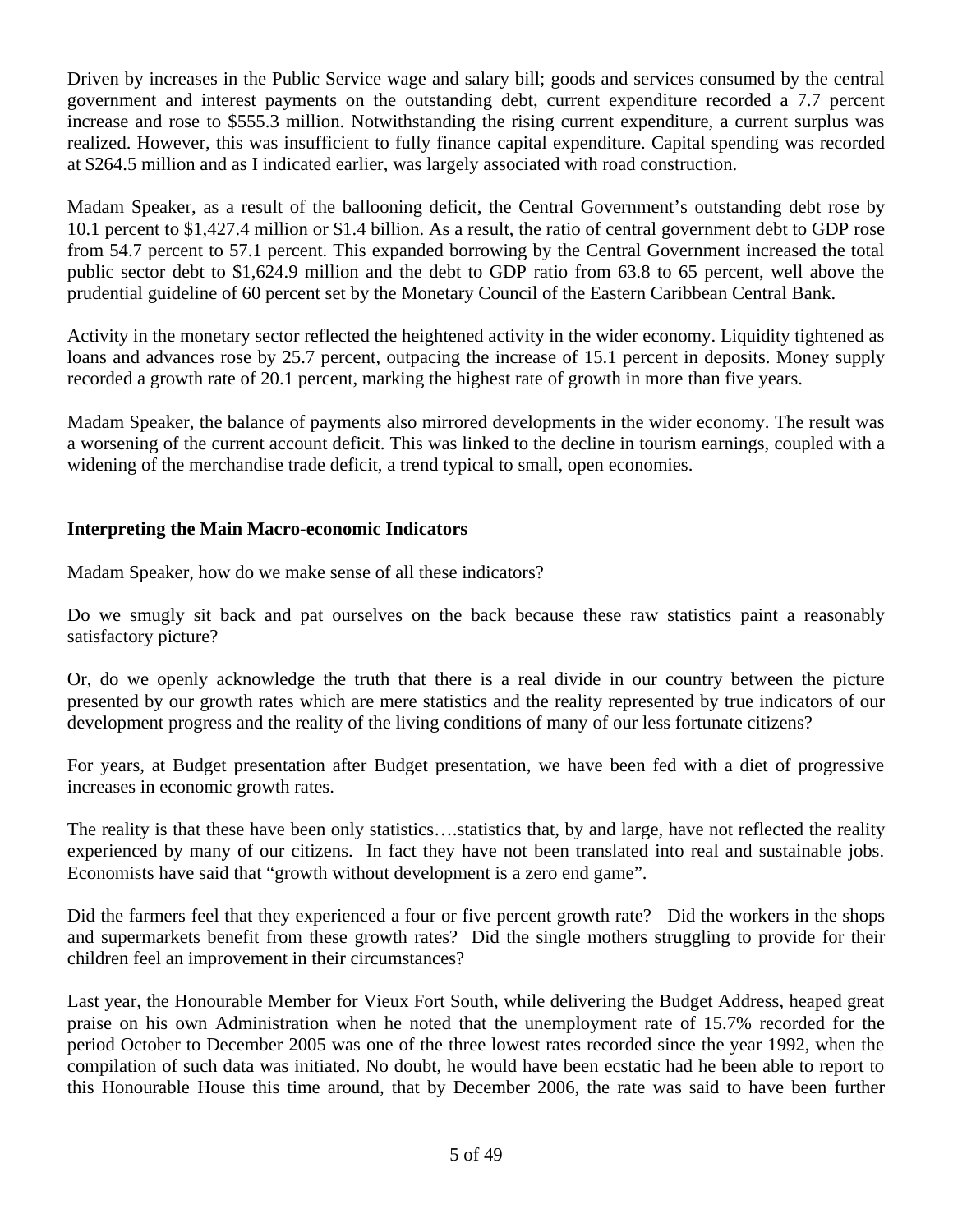Driven by increases in the Public Service wage and salary bill; goods and services consumed by the central government and interest payments on the outstanding debt, current expenditure recorded a 7.7 percent increase and rose to $555.3 million. Notwithstanding the rising current expenditure, a current surplus was realized. However, this was insufficient to fully finance capital expenditure. Capital spending was recorded at $264.5 million and as I indicated earlier, was largely associated with road construction.

Madam Speaker, as a result of the ballooning deficit, the Central Government's outstanding debt rose by 10.1 percent to $1,427.4 million or $1.4 billion. As a result, the ratio of central government debt to GDP rose from 54.7 percent to 57.1 percent. This expanded borrowing by the Central Government increased the total public sector debt to $1,624.9 million and the debt to GDP ratio from 63.8 to 65 percent, well above the prudential guideline of 60 percent set by the Monetary Council of the Eastern Caribbean Central Bank.

Activity in the monetary sector reflected the heightened activity in the wider economy. Liquidity tightened as loans and advances rose by 25.7 percent, outpacing the increase of 15.1 percent in deposits. Money supply recorded a growth rate of 20.1 percent, marking the highest rate of growth in more than five years.

Madam Speaker, the balance of payments also mirrored developments in the wider economy. The result was a worsening of the current account deficit. This was linked to the decline in tourism earnings, coupled with a widening of the merchandise trade deficit, a trend typical to small, open economies.

**Interpreting the Main Macro-economic Indicators**

Madam Speaker, how do we make sense of all these indicators?

Do we smugly sit back and pat ourselves on the back because these raw statistics paint a reasonably satisfactory picture?

Or, do we openly acknowledge the truth that there is a real divide in our country between the picture presented by our growth rates which are mere statistics and the reality represented by true indicators of our development progress and the reality of the living conditions of many of our less fortunate citizens?

For years, at Budget presentation after Budget presentation, we have been fed with a diet of progressive increases in economic growth rates.

The reality is that these have been only statistics….statistics that, by and large, have not reflected the reality experienced by many of our citizens. In fact they have not been translated into real and sustainable jobs. Economists have said that "growth without development is a zero end game".

Did the farmers feel that they experienced a four or five percent growth rate? Did the workers in the shops and supermarkets benefit from these growth rates? Did the single mothers struggling to provide for their children feel an improvement in their circumstances?

Last year, the Honourable Member for Vieux Fort South, while delivering the Budget Address, heaped great praise on his own Administration when he noted that the unemployment rate of 15.7% recorded for the period October to December 2005 was one of the three lowest rates recorded since the year 1992, when the compilation of such data was initiated. No doubt, he would have been ecstatic had he been able to report to this Honourable House this time around, that by December 2006, the rate was said to have been further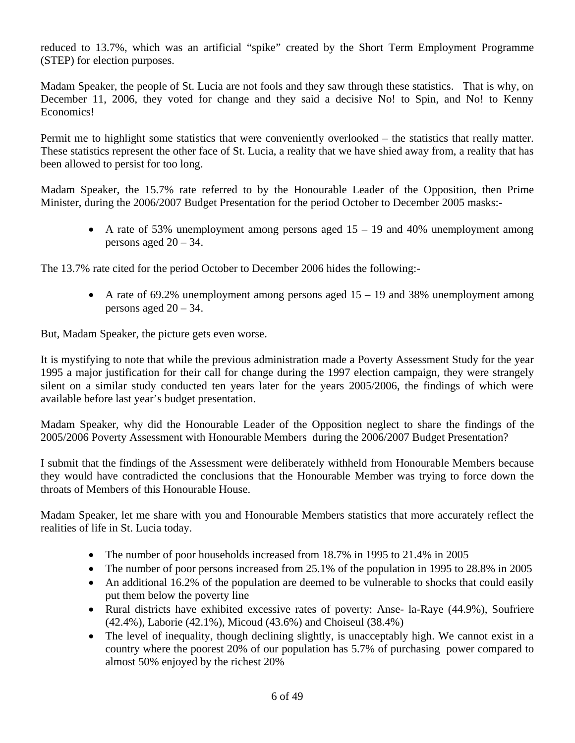reduced to 13.7%, which was an artificial "spike" created by the Short Term Employment Programme (STEP) for election purposes.

Madam Speaker, the people of St. Lucia are not fools and they saw through these statistics. That is why, on December 11, 2006, they voted for change and they said a decisive No! to Spin, and No! to Kenny Economics!

Permit me to highlight some statistics that were conveniently overlooked – the statistics that really matter. These statistics represent the other face of St. Lucia, a reality that we have shied away from, a reality that has been allowed to persist for too long.

Madam Speaker, the 15.7% rate referred to by the Honourable Leader of the Opposition, then Prime Minister, during the 2006/2007 Budget Presentation for the period October to December 2005 masks:-

- A rate of 53% unemployment among persons aged 15 – 19 and 40% unemployment among persons aged 20 – 34.

The 13.7% rate cited for the period October to December 2006 hides the following:-

- A rate of 69.2% unemployment among persons aged 15 – 19 and 38% unemployment among persons aged 20 – 34.

But, Madam Speaker, the picture gets even worse.

It is mystifying to note that while the previous administration made a Poverty Assessment Study for the year 1995 a major justification for their call for change during the 1997 election campaign, they were strangely silent on a similar study conducted ten years later for the years 2005/2006, the findings of which were available before last year's budget presentation.

Madam Speaker, why did the Honourable Leader of the Opposition neglect to share the findings of the 2005/2006 Poverty Assessment with Honourable Members during the 2006/2007 Budget Presentation?

I submit that the findings of the Assessment were deliberately withheld from Honourable Members because they would have contradicted the conclusions that the Honourable Member was trying to force down the throats of Members of this Honourable House.

Madam Speaker, let me share with you and Honourable Members statistics that more accurately reflect the realities of life in St. Lucia today.

- The number of poor households increased from 18.7% in 1995 to 21.4% in 2005
- The number of poor persons increased from 25.1% of the population in 1995 to 28.8% in 2005
- An additional 16.2% of the population are deemed to be vulnerable to shocks that could easily put them below the poverty line
- Rural districts have exhibited excessive rates of poverty: Anse- la-Raye (44.9%), Soufriere (42.4%), Laborie (42.1%), Micoud (43.6%) and Choiseul (38.4%)
- The level of inequality, though declining slightly, is unacceptably high. We cannot exist in a country where the poorest 20% of our population has 5.7% of purchasing power compared to almost 50% enjoyed by the richest 20%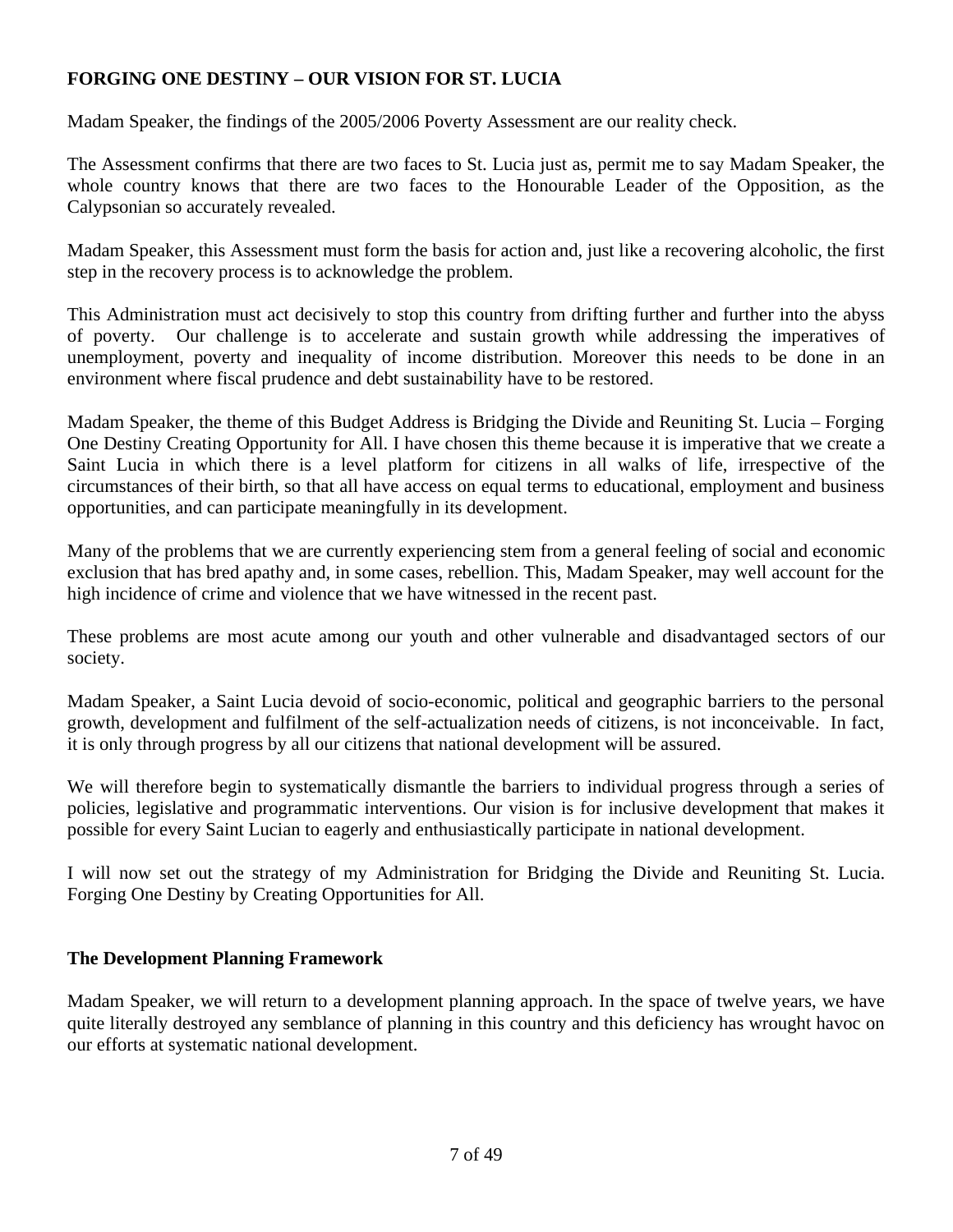## FORGING ONE DESTINY – OUR VISION FOR ST. LUCIA

Madam Speaker, the findings of the 2005/2006 Poverty Assessment are our reality check.

The Assessment confirms that there are two faces to St. Lucia just as, permit me to say Madam Speaker, the whole country knows that there are two faces to the Honourable Leader of the Opposition, as the Calypsonian so accurately revealed.

Madam Speaker, this Assessment must form the basis for action and, just like a recovering alcoholic, the first step in the recovery process is to acknowledge the problem.

This Administration must act decisively to stop this country from drifting further and further into the abyss of poverty. Our challenge is to accelerate and sustain growth while addressing the imperatives of unemployment, poverty and inequality of income distribution. Moreover this needs to be done in an environment where fiscal prudence and debt sustainability have to be restored.

Madam Speaker, the theme of this Budget Address is Bridging the Divide and Reuniting St. Lucia – Forging One Destiny Creating Opportunity for All. I have chosen this theme because it is imperative that we create a Saint Lucia in which there is a level platform for citizens in all walks of life, irrespective of the circumstances of their birth, so that all have access on equal terms to educational, employment and business opportunities, and can participate meaningfully in its development.

Many of the problems that we are currently experiencing stem from a general feeling of social and economic exclusion that has bred apathy and, in some cases, rebellion. This, Madam Speaker, may well account for the high incidence of crime and violence that we have witnessed in the recent past.

These problems are most acute among our youth and other vulnerable and disadvantaged sectors of our society.

Madam Speaker, a Saint Lucia devoid of socio-economic, political and geographic barriers to the personal growth, development and fulfilment of the self-actualization needs of citizens, is not inconceivable. In fact, it is only through progress by all our citizens that national development will be assured.

We will therefore begin to systematically dismantle the barriers to individual progress through a series of policies, legislative and programmatic interventions. Our vision is for inclusive development that makes it possible for every Saint Lucian to eagerly and enthusiastically participate in national development.

I will now set out the strategy of my Administration for Bridging the Divide and Reuniting St. Lucia. Forging One Destiny by Creating Opportunities for All.

### The Development Planning Framework

Madam Speaker, we will return to a development planning approach. In the space of twelve years, we have quite literally destroyed any semblance of planning in this country and this deficiency has wrought havoc on our efforts at systematic national development.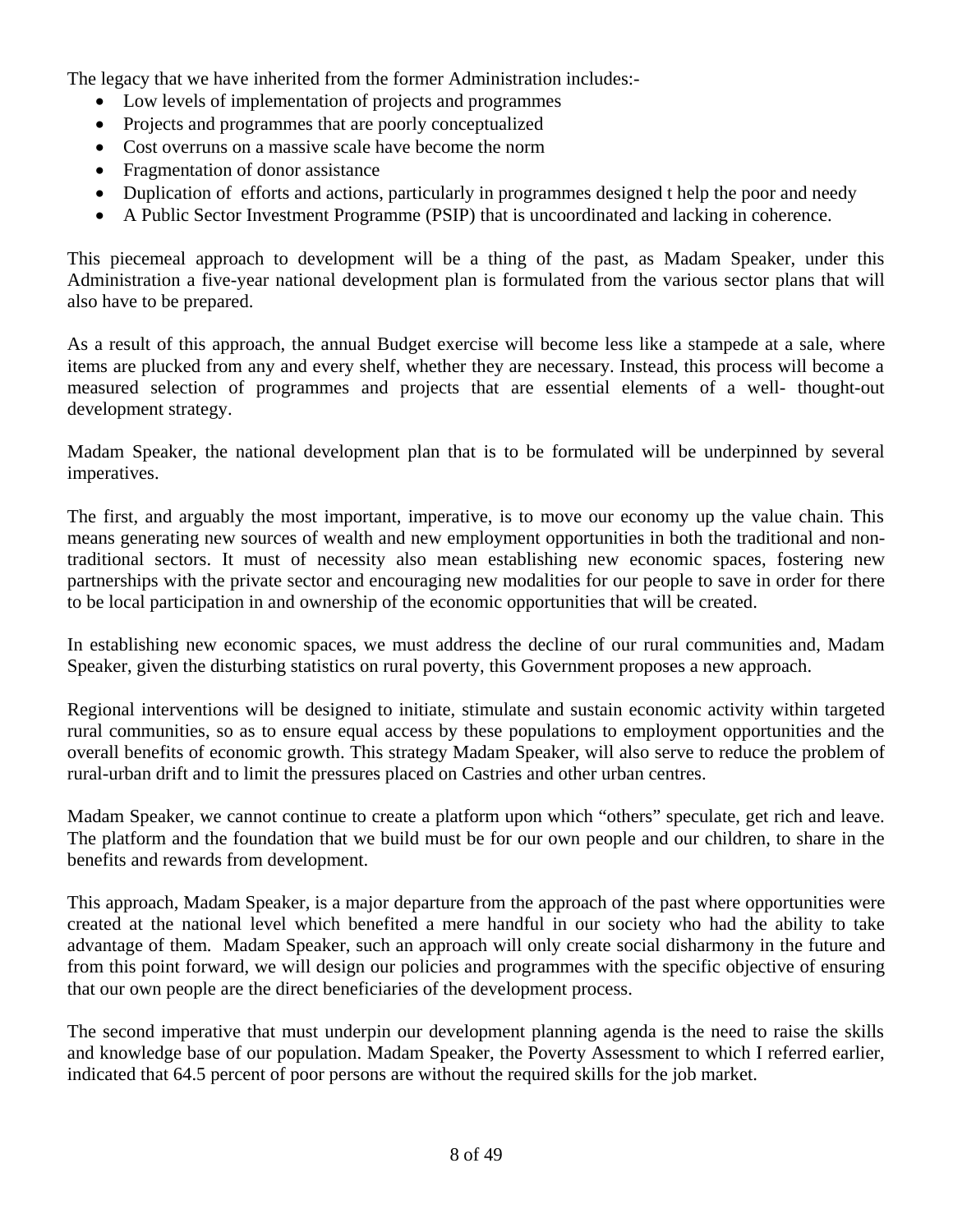The legacy that we have inherited from the former Administration includes:-

- Low levels of implementation of projects and programmes
- Projects and programmes that are poorly conceptualized
- Cost overruns on a massive scale have become the norm
- Fragmentation of donor assistance
- Duplication of efforts and actions, particularly in programmes designed t help the poor and needy
- A Public Sector Investment Programme (PSIP) that is uncoordinated and lacking in coherence.

This piecemeal approach to development will be a thing of the past, as Madam Speaker, under this Administration a five-year national development plan is formulated from the various sector plans that will also have to be prepared.

As a result of this approach, the annual Budget exercise will become less like a stampede at a sale, where items are plucked from any and every shelf, whether they are necessary. Instead, this process will become a measured selection of programmes and projects that are essential elements of a well- thought-out development strategy.

Madam Speaker, the national development plan that is to be formulated will be underpinned by several imperatives.

The first, and arguably the most important, imperative, is to move our economy up the value chain. This means generating new sources of wealth and new employment opportunities in both the traditional and non-traditional sectors. It must of necessity also mean establishing new economic spaces, fostering new partnerships with the private sector and encouraging new modalities for our people to save in order for there to be local participation in and ownership of the economic opportunities that will be created.

In establishing new economic spaces, we must address the decline of our rural communities and, Madam Speaker, given the disturbing statistics on rural poverty, this Government proposes a new approach.

Regional interventions will be designed to initiate, stimulate and sustain economic activity within targeted rural communities, so as to ensure equal access by these populations to employment opportunities and the overall benefits of economic growth. This strategy Madam Speaker, will also serve to reduce the problem of rural-urban drift and to limit the pressures placed on Castries and other urban centres.

Madam Speaker, we cannot continue to create a platform upon which "others" speculate, get rich and leave. The platform and the foundation that we build must be for our own people and our children, to share in the benefits and rewards from development.

This approach, Madam Speaker, is a major departure from the approach of the past where opportunities were created at the national level which benefited a mere handful in our society who had the ability to take advantage of them. Madam Speaker, such an approach will only create social disharmony in the future and from this point forward, we will design our policies and programmes with the specific objective of ensuring that our own people are the direct beneficiaries of the development process.

The second imperative that must underpin our development planning agenda is the need to raise the skills and knowledge base of our population. Madam Speaker, the Poverty Assessment to which I referred earlier, indicated that 64.5 percent of poor persons are without the required skills for the job market.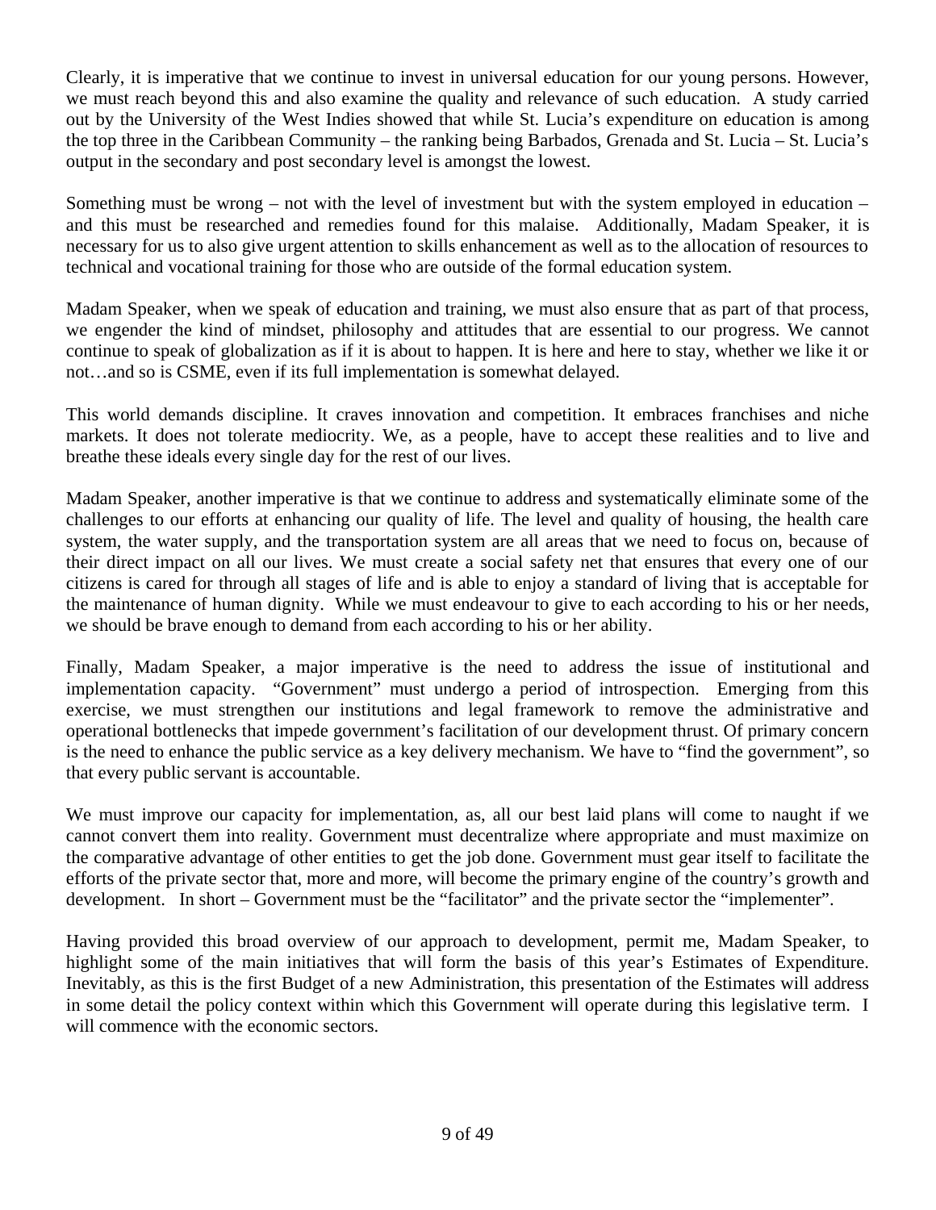Clearly, it is imperative that we continue to invest in universal education for our young persons. However, we must reach beyond this and also examine the quality and relevance of such education. A study carried out by the University of the West Indies showed that while St. Lucia's expenditure on education is among the top three in the Caribbean Community – the ranking being Barbados, Grenada and St. Lucia – St. Lucia's output in the secondary and post secondary level is amongst the lowest.

Something must be wrong – not with the level of investment but with the system employed in education – and this must be researched and remedies found for this malaise. Additionally, Madam Speaker, it is necessary for us to also give urgent attention to skills enhancement as well as to the allocation of resources to technical and vocational training for those who are outside of the formal education system.

Madam Speaker, when we speak of education and training, we must also ensure that as part of that process, we engender the kind of mindset, philosophy and attitudes that are essential to our progress. We cannot continue to speak of globalization as if it is about to happen. It is here and here to stay, whether we like it or not…and so is CSME, even if its full implementation is somewhat delayed.

This world demands discipline. It craves innovation and competition. It embraces franchises and niche markets. It does not tolerate mediocrity. We, as a people, have to accept these realities and to live and breathe these ideals every single day for the rest of our lives.

Madam Speaker, another imperative is that we continue to address and systematically eliminate some of the challenges to our efforts at enhancing our quality of life. The level and quality of housing, the health care system, the water supply, and the transportation system are all areas that we need to focus on, because of their direct impact on all our lives. We must create a social safety net that ensures that every one of our citizens is cared for through all stages of life and is able to enjoy a standard of living that is acceptable for the maintenance of human dignity. While we must endeavour to give to each according to his or her needs, we should be brave enough to demand from each according to his or her ability.

Finally, Madam Speaker, a major imperative is the need to address the issue of institutional and implementation capacity. "Government" must undergo a period of introspection. Emerging from this exercise, we must strengthen our institutions and legal framework to remove the administrative and operational bottlenecks that impede government's facilitation of our development thrust. Of primary concern is the need to enhance the public service as a key delivery mechanism. We have to "find the government", so that every public servant is accountable.

We must improve our capacity for implementation, as, all our best laid plans will come to naught if we cannot convert them into reality. Government must decentralize where appropriate and must maximize on the comparative advantage of other entities to get the job done. Government must gear itself to facilitate the efforts of the private sector that, more and more, will become the primary engine of the country's growth and development. In short – Government must be the "facilitator" and the private sector the "implementer".

Having provided this broad overview of our approach to development, permit me, Madam Speaker, to highlight some of the main initiatives that will form the basis of this year's Estimates of Expenditure. Inevitably, as this is the first Budget of a new Administration, this presentation of the Estimates will address in some detail the policy context within which this Government will operate during this legislative term. I will commence with the economic sectors.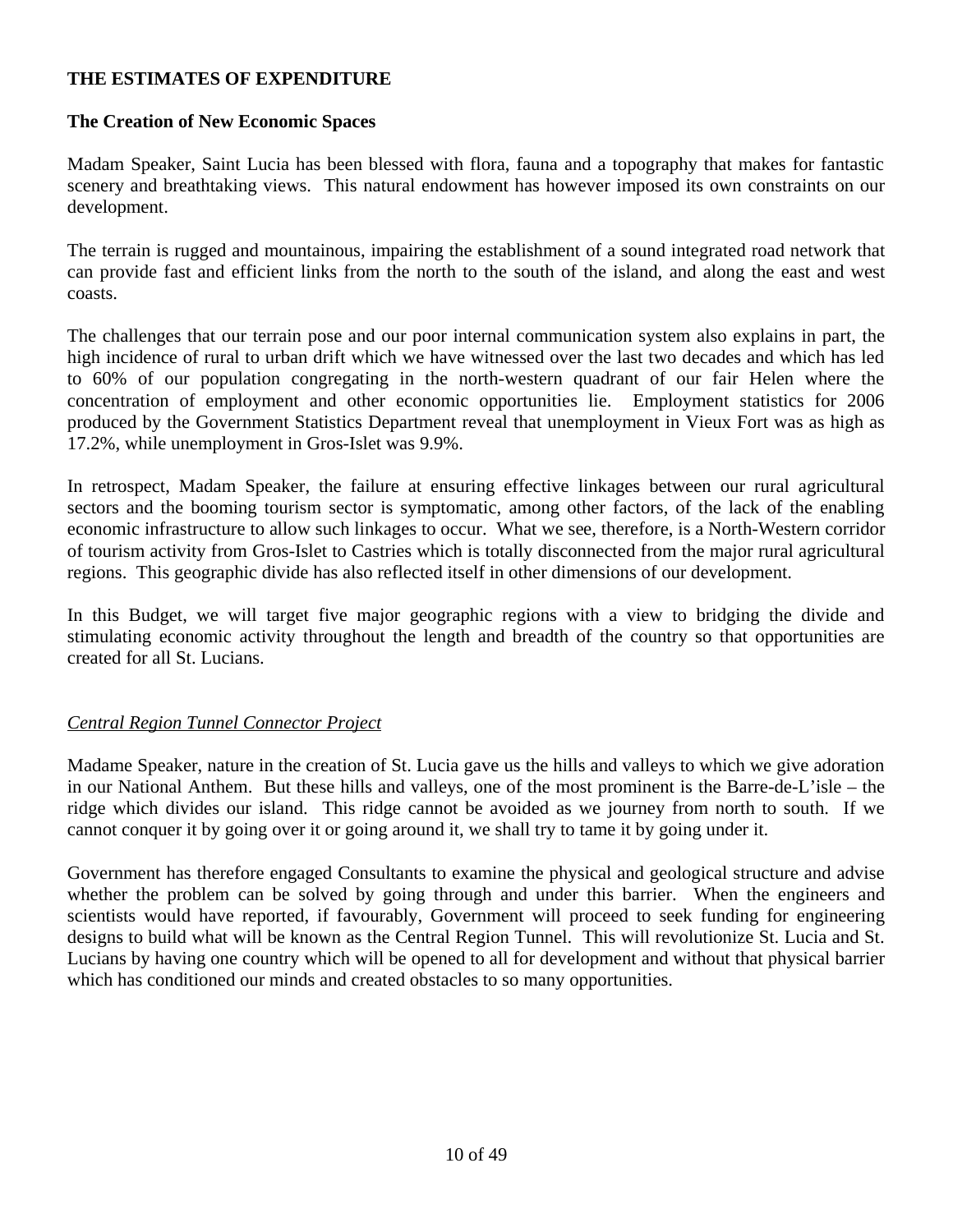## THE ESTIMATES OF EXPENDITURE

### The Creation of New Economic Spaces

Madam Speaker, Saint Lucia has been blessed with flora, fauna and a topography that makes for fantastic scenery and breathtaking views. This natural endowment has however imposed its own constraints on our development.

The terrain is rugged and mountainous, impairing the establishment of a sound integrated road network that can provide fast and efficient links from the north to the south of the island, and along the east and west coasts.

The challenges that our terrain pose and our poor internal communication system also explains in part, the high incidence of rural to urban drift which we have witnessed over the last two decades and which has led to 60% of our population congregating in the north-western quadrant of our fair Helen where the concentration of employment and other economic opportunities lie. Employment statistics for 2006 produced by the Government Statistics Department reveal that unemployment in Vieux Fort was as high as 17.2%, while unemployment in Gros-Islet was 9.9%.

In retrospect, Madam Speaker, the failure at ensuring effective linkages between our rural agricultural sectors and the booming tourism sector is symptomatic, among other factors, of the lack of the enabling economic infrastructure to allow such linkages to occur. What we see, therefore, is a North-Western corridor of tourism activity from Gros-Islet to Castries which is totally disconnected from the major rural agricultural regions. This geographic divide has also reflected itself in other dimensions of our development.

In this Budget, we will target five major geographic regions with a view to bridging the divide and stimulating economic activity throughout the length and breadth of the country so that opportunities are created for all St. Lucians.

#### *Central Region Tunnel Connector Project*

Madame Speaker, nature in the creation of St. Lucia gave us the hills and valleys to which we give adoration in our National Anthem. But these hills and valleys, one of the most prominent is the Barre-de-L'isle – the ridge which divides our island. This ridge cannot be avoided as we journey from north to south. If we cannot conquer it by going over it or going around it, we shall try to tame it by going under it.

Government has therefore engaged Consultants to examine the physical and geological structure and advise whether the problem can be solved by going through and under this barrier. When the engineers and scientists would have reported, if favourably, Government will proceed to seek funding for engineering designs to build what will be known as the Central Region Tunnel. This will revolutionize St. Lucia and St. Lucians by having one country which will be opened to all for development and without that physical barrier which has conditioned our minds and created obstacles to so many opportunities.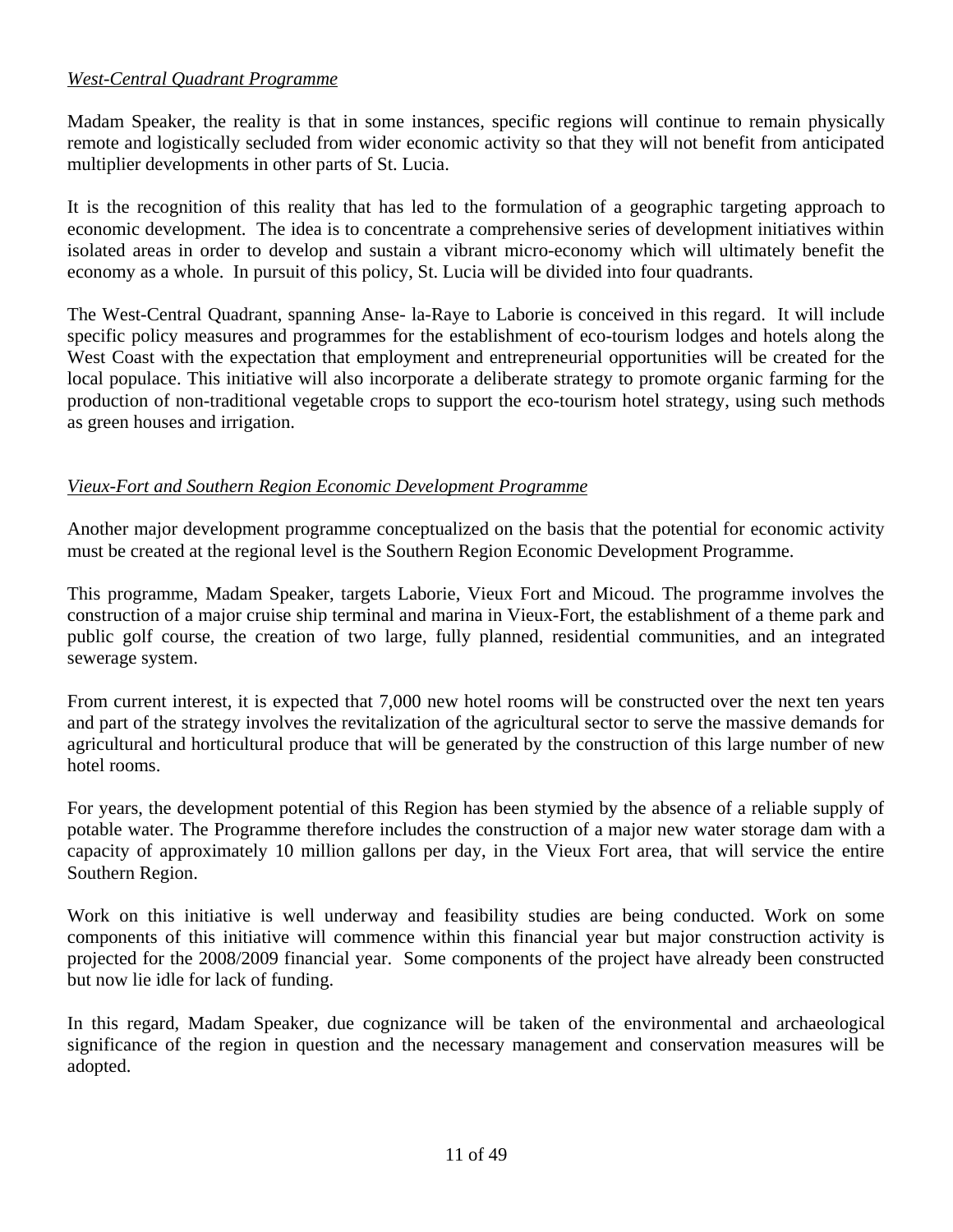*West-Central Quadrant Programme*

Madam Speaker, the reality is that in some instances, specific regions will continue to remain physically remote and logistically secluded from wider economic activity so that they will not benefit from anticipated multiplier developments in other parts of St. Lucia.

It is the recognition of this reality that has led to the formulation of a geographic targeting approach to economic development. The idea is to concentrate a comprehensive series of development initiatives within isolated areas in order to develop and sustain a vibrant micro-economy which will ultimately benefit the economy as a whole. In pursuit of this policy, St. Lucia will be divided into four quadrants.

The West-Central Quadrant, spanning Anse- la-Raye to Laborie is conceived in this regard. It will include specific policy measures and programmes for the establishment of eco-tourism lodges and hotels along the West Coast with the expectation that employment and entrepreneurial opportunities will be created for the local populace. This initiative will also incorporate a deliberate strategy to promote organic farming for the production of non-traditional vegetable crops to support the eco-tourism hotel strategy, using such methods as green houses and irrigation.

*Vieux-Fort and Southern Region Economic Development Programme*

Another major development programme conceptualized on the basis that the potential for economic activity must be created at the regional level is the Southern Region Economic Development Programme.

This programme, Madam Speaker, targets Laborie, Vieux Fort and Micoud. The programme involves the construction of a major cruise ship terminal and marina in Vieux-Fort, the establishment of a theme park and public golf course, the creation of two large, fully planned, residential communities, and an integrated sewerage system.

From current interest, it is expected that 7,000 new hotel rooms will be constructed over the next ten years and part of the strategy involves the revitalization of the agricultural sector to serve the massive demands for agricultural and horticultural produce that will be generated by the construction of this large number of new hotel rooms.

For years, the development potential of this Region has been stymied by the absence of a reliable supply of potable water. The Programme therefore includes the construction of a major new water storage dam with a capacity of approximately 10 million gallons per day, in the Vieux Fort area, that will service the entire Southern Region.

Work on this initiative is well underway and feasibility studies are being conducted. Work on some components of this initiative will commence within this financial year but major construction activity is projected for the 2008/2009 financial year. Some components of the project have already been constructed but now lie idle for lack of funding.

In this regard, Madam Speaker, due cognizance will be taken of the environmental and archaeological significance of the region in question and the necessary management and conservation measures will be adopted.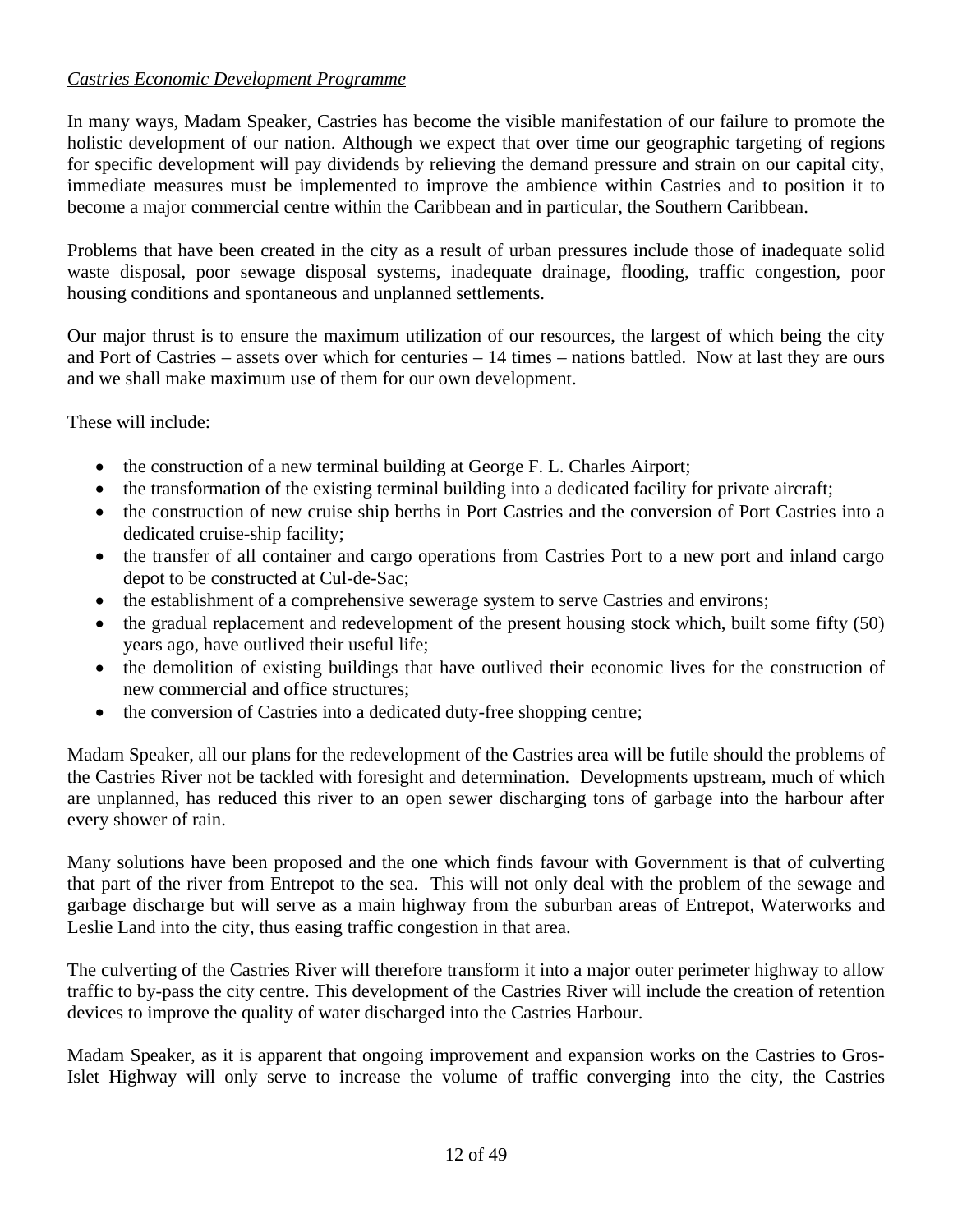*Castries Economic Development Programme*

In many ways, Madam Speaker, Castries has become the visible manifestation of our failure to promote the holistic development of our nation. Although we expect that over time our geographic targeting of regions for specific development will pay dividends by relieving the demand pressure and strain on our capital city, immediate measures must be implemented to improve the ambience within Castries and to position it to become a major commercial centre within the Caribbean and in particular, the Southern Caribbean.

Problems that have been created in the city as a result of urban pressures include those of inadequate solid waste disposal, poor sewage disposal systems, inadequate drainage, flooding, traffic congestion, poor housing conditions and spontaneous and unplanned settlements.

Our major thrust is to ensure the maximum utilization of our resources, the largest of which being the city and Port of Castries – assets over which for centuries – 14 times – nations battled. Now at last they are ours and we shall make maximum use of them for our own development.

These will include:

- the construction of a new terminal building at George F. L. Charles Airport;
- the transformation of the existing terminal building into a dedicated facility for private aircraft;
- the construction of new cruise ship berths in Port Castries and the conversion of Port Castries into a dedicated cruise-ship facility;
- the transfer of all container and cargo operations from Castries Port to a new port and inland cargo depot to be constructed at Cul-de-Sac;
- the establishment of a comprehensive sewerage system to serve Castries and environs;
- the gradual replacement and redevelopment of the present housing stock which, built some fifty (50) years ago, have outlived their useful life;
- the demolition of existing buildings that have outlived their economic lives for the construction of new commercial and office structures;
- the conversion of Castries into a dedicated duty-free shopping centre;

Madam Speaker, all our plans for the redevelopment of the Castries area will be futile should the problems of the Castries River not be tackled with foresight and determination. Developments upstream, much of which are unplanned, has reduced this river to an open sewer discharging tons of garbage into the harbour after every shower of rain.

Many solutions have been proposed and the one which finds favour with Government is that of culverting that part of the river from Entrepot to the sea. This will not only deal with the problem of the sewage and garbage discharge but will serve as a main highway from the suburban areas of Entrepot, Waterworks and Leslie Land into the city, thus easing traffic congestion in that area.

The culverting of the Castries River will therefore transform it into a major outer perimeter highway to allow traffic to by-pass the city centre. This development of the Castries River will include the creation of retention devices to improve the quality of water discharged into the Castries Harbour.

Madam Speaker, as it is apparent that ongoing improvement and expansion works on the Castries to Gros-Islet Highway will only serve to increase the volume of traffic converging into the city, the Castries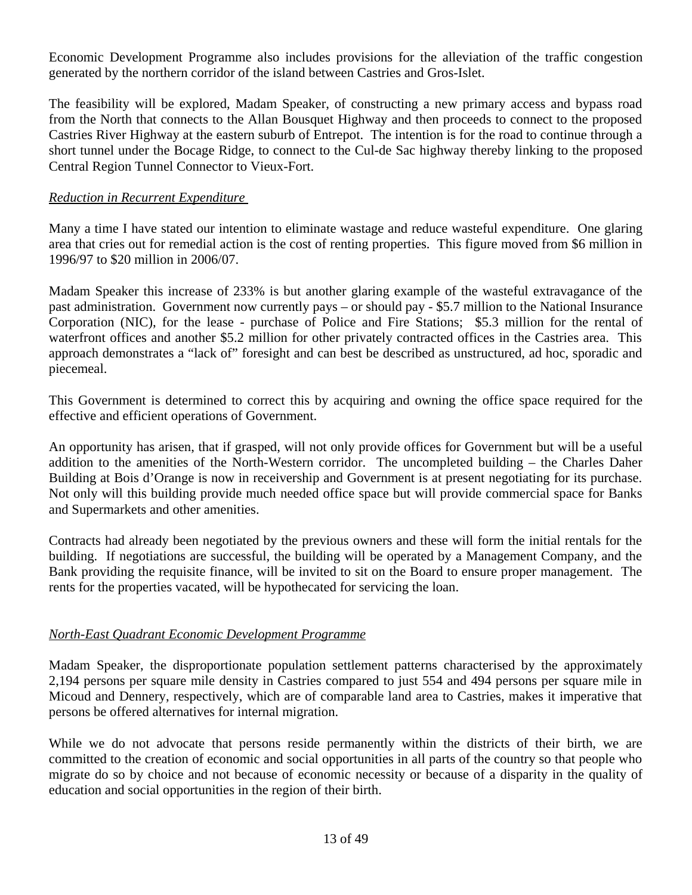Economic Development Programme also includes provisions for the alleviation of the traffic congestion generated by the northern corridor of the island between Castries and Gros-Islet.

The feasibility will be explored, Madam Speaker, of constructing a new primary access and bypass road from the North that connects to the Allan Bousquet Highway and then proceeds to connect to the proposed Castries River Highway at the eastern suburb of Entrepot. The intention is for the road to continue through a short tunnel under the Bocage Ridge, to connect to the Cul-de Sac highway thereby linking to the proposed Central Region Tunnel Connector to Vieux-Fort.

*Reduction in Recurrent Expenditure*

Many a time I have stated our intention to eliminate wastage and reduce wasteful expenditure. One glaring area that cries out for remedial action is the cost of renting properties. This figure moved from \$6 million in 1996/97 to \$20 million in 2006/07.

Madam Speaker this increase of 233% is but another glaring example of the wasteful extravagance of the past administration. Government now currently pays – or should pay - \$5.7 million to the National Insurance Corporation (NIC), for the lease - purchase of Police and Fire Stations; \$5.3 million for the rental of waterfront offices and another \$5.2 million for other privately contracted offices in the Castries area. This approach demonstrates a "lack of" foresight and can best be described as unstructured, ad hoc, sporadic and piecemeal.

This Government is determined to correct this by acquiring and owning the office space required for the effective and efficient operations of Government.

An opportunity has arisen, that if grasped, will not only provide offices for Government but will be a useful addition to the amenities of the North-Western corridor. The uncompleted building – the Charles Daher Building at Bois d'Orange is now in receivership and Government is at present negotiating for its purchase. Not only will this building provide much needed office space but will provide commercial space for Banks and Supermarkets and other amenities.

Contracts had already been negotiated by the previous owners and these will form the initial rentals for the building. If negotiations are successful, the building will be operated by a Management Company, and the Bank providing the requisite finance, will be invited to sit on the Board to ensure proper management. The rents for the properties vacated, will be hypothecated for servicing the loan.

*North-East Quadrant Economic Development Programme*

Madam Speaker, the disproportionate population settlement patterns characterised by the approximately 2,194 persons per square mile density in Castries compared to just 554 and 494 persons per square mile in Micoud and Dennery, respectively, which are of comparable land area to Castries, makes it imperative that persons be offered alternatives for internal migration.

While we do not advocate that persons reside permanently within the districts of their birth, we are committed to the creation of economic and social opportunities in all parts of the country so that people who migrate do so by choice and not because of economic necessity or because of a disparity in the quality of education and social opportunities in the region of their birth.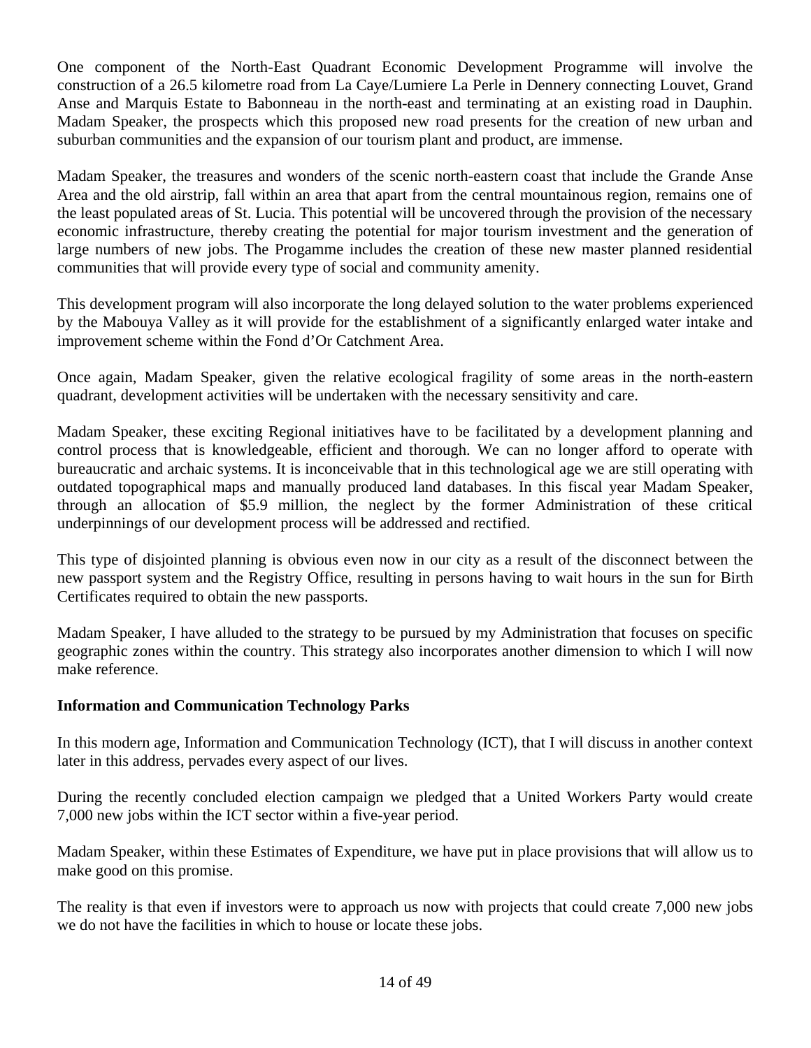One component of the North-East Quadrant Economic Development Programme will involve the construction of a 26.5 kilometre road from La Caye/Lumiere La Perle in Dennery connecting Louvet, Grand Anse and Marquis Estate to Babonneau in the north-east and terminating at an existing road in Dauphin. Madam Speaker, the prospects which this proposed new road presents for the creation of new urban and suburban communities and the expansion of our tourism plant and product, are immense.

Madam Speaker, the treasures and wonders of the scenic north-eastern coast that include the Grande Anse Area and the old airstrip, fall within an area that apart from the central mountainous region, remains one of the least populated areas of St. Lucia. This potential will be uncovered through the provision of the necessary economic infrastructure, thereby creating the potential for major tourism investment and the generation of large numbers of new jobs. The Progamme includes the creation of these new master planned residential communities that will provide every type of social and community amenity.

This development program will also incorporate the long delayed solution to the water problems experienced by the Mabouya Valley as it will provide for the establishment of a significantly enlarged water intake and improvement scheme within the Fond d'Or Catchment Area.

Once again, Madam Speaker, given the relative ecological fragility of some areas in the north-eastern quadrant, development activities will be undertaken with the necessary sensitivity and care.

Madam Speaker, these exciting Regional initiatives have to be facilitated by a development planning and control process that is knowledgeable, efficient and thorough. We can no longer afford to operate with bureaucratic and archaic systems. It is inconceivable that in this technological age we are still operating with outdated topographical maps and manually produced land databases. In this fiscal year Madam Speaker, through an allocation of $5.9 million, the neglect by the former Administration of these critical underpinnings of our development process will be addressed and rectified.

This type of disjointed planning is obvious even now in our city as a result of the disconnect between the new passport system and the Registry Office, resulting in persons having to wait hours in the sun for Birth Certificates required to obtain the new passports.

Madam Speaker, I have alluded to the strategy to be pursued by my Administration that focuses on specific geographic zones within the country. This strategy also incorporates another dimension to which I will now make reference.

**Information and Communication Technology Parks**

In this modern age, Information and Communication Technology (ICT), that I will discuss in another context later in this address, pervades every aspect of our lives.

During the recently concluded election campaign we pledged that a United Workers Party would create 7,000 new jobs within the ICT sector within a five-year period.

Madam Speaker, within these Estimates of Expenditure, we have put in place provisions that will allow us to make good on this promise.

The reality is that even if investors were to approach us now with projects that could create 7,000 new jobs we do not have the facilities in which to house or locate these jobs.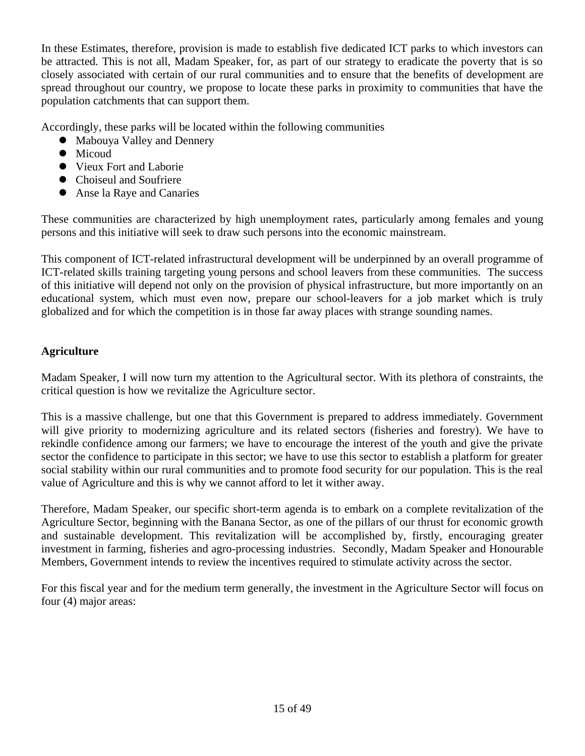In these Estimates, therefore, provision is made to establish five dedicated ICT parks to which investors can be attracted. This is not all, Madam Speaker, for, as part of our strategy to eradicate the poverty that is so closely associated with certain of our rural communities and to ensure that the benefits of development are spread throughout our country, we propose to locate these parks in proximity to communities that have the population catchments that can support them.

Accordingly, these parks will be located within the following communities

- Mabouya Valley and Dennery
- Micoud
- Vieux Fort and Laborie
- Choiseul and Soufriere
- Anse la Raye and Canaries

These communities are characterized by high unemployment rates, particularly among females and young persons and this initiative will seek to draw such persons into the economic mainstream.

This component of ICT-related infrastructural development will be underpinned by an overall programme of ICT-related skills training targeting young persons and school leavers from these communities. The success of this initiative will depend not only on the provision of physical infrastructure, but more importantly on an educational system, which must even now, prepare our school-leavers for a job market which is truly globalized and for which the competition is in those far away places with strange sounding names.

**Agriculture**

Madam Speaker, I will now turn my attention to the Agricultural sector. With its plethora of constraints, the critical question is how we revitalize the Agriculture sector.

This is a massive challenge, but one that this Government is prepared to address immediately. Government will give priority to modernizing agriculture and its related sectors (fisheries and forestry). We have to rekindle confidence among our farmers; we have to encourage the interest of the youth and give the private sector the confidence to participate in this sector; we have to use this sector to establish a platform for greater social stability within our rural communities and to promote food security for our population. This is the real value of Agriculture and this is why we cannot afford to let it wither away.

Therefore, Madam Speaker, our specific short-term agenda is to embark on a complete revitalization of the Agriculture Sector, beginning with the Banana Sector, as one of the pillars of our thrust for economic growth and sustainable development. This revitalization will be accomplished by, firstly, encouraging greater investment in farming, fisheries and agro-processing industries. Secondly, Madam Speaker and Honourable Members, Government intends to review the incentives required to stimulate activity across the sector.

For this fiscal year and for the medium term generally, the investment in the Agriculture Sector will focus on four (4) major areas: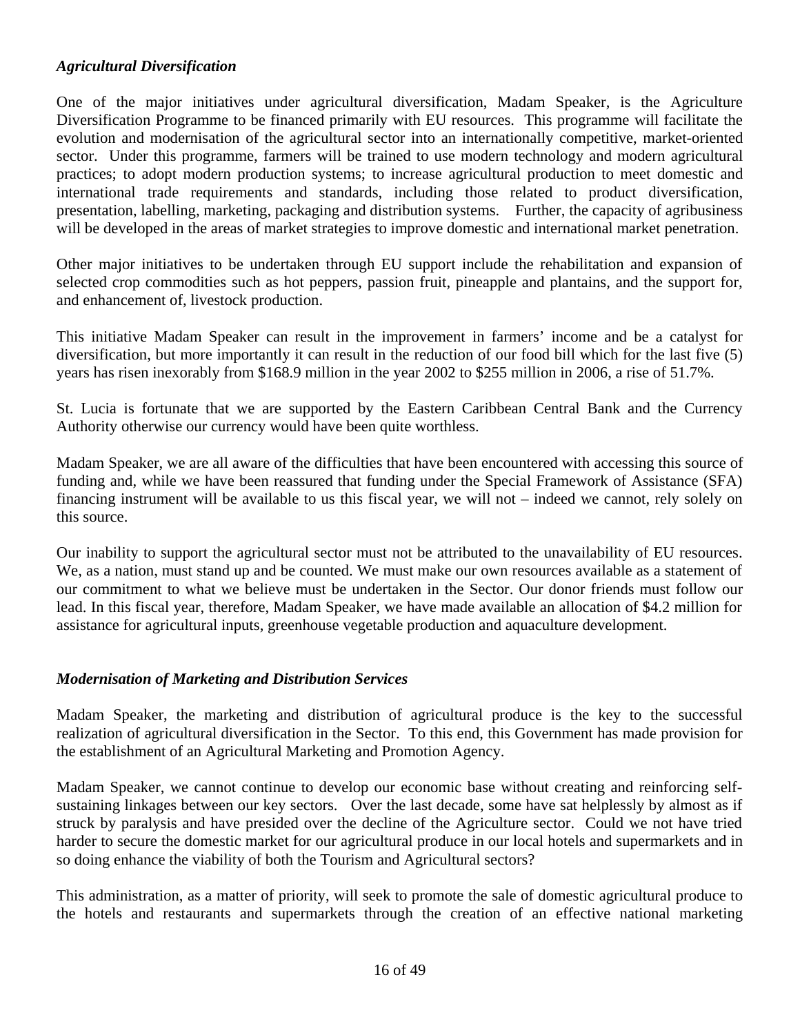*Agricultural Diversification*

One of the major initiatives under agricultural diversification, Madam Speaker, is the Agriculture Diversification Programme to be financed primarily with EU resources. This programme will facilitate the evolution and modernisation of the agricultural sector into an internationally competitive, market-oriented sector. Under this programme, farmers will be trained to use modern technology and modern agricultural practices; to adopt modern production systems; to increase agricultural production to meet domestic and international trade requirements and standards, including those related to product diversification, presentation, labelling, marketing, packaging and distribution systems. Further, the capacity of agribusiness will be developed in the areas of market strategies to improve domestic and international market penetration.

Other major initiatives to be undertaken through EU support include the rehabilitation and expansion of selected crop commodities such as hot peppers, passion fruit, pineapple and plantains, and the support for, and enhancement of, livestock production.

This initiative Madam Speaker can result in the improvement in farmers' income and be a catalyst for diversification, but more importantly it can result in the reduction of our food bill which for the last five (5) years has risen inexorably from \$168.9 million in the year 2002 to \$255 million in 2006, a rise of 51.7%.

St. Lucia is fortunate that we are supported by the Eastern Caribbean Central Bank and the Currency Authority otherwise our currency would have been quite worthless.

Madam Speaker, we are all aware of the difficulties that have been encountered with accessing this source of funding and, while we have been reassured that funding under the Special Framework of Assistance (SFA) financing instrument will be available to us this fiscal year, we will not – indeed we cannot, rely solely on this source.

Our inability to support the agricultural sector must not be attributed to the unavailability of EU resources. We, as a nation, must stand up and be counted. We must make our own resources available as a statement of our commitment to what we believe must be undertaken in the Sector. Our donor friends must follow our lead. In this fiscal year, therefore, Madam Speaker, we have made available an allocation of \$4.2 million for assistance for agricultural inputs, greenhouse vegetable production and aquaculture development.

*Modernisation of Marketing and Distribution Services*

Madam Speaker, the marketing and distribution of agricultural produce is the key to the successful realization of agricultural diversification in the Sector. To this end, this Government has made provision for the establishment of an Agricultural Marketing and Promotion Agency.

Madam Speaker, we cannot continue to develop our economic base without creating and reinforcing self-sustaining linkages between our key sectors. Over the last decade, some have sat helplessly by almost as if struck by paralysis and have presided over the decline of the Agriculture sector. Could we not have tried harder to secure the domestic market for our agricultural produce in our local hotels and supermarkets and in so doing enhance the viability of both the Tourism and Agricultural sectors?

This administration, as a matter of priority, will seek to promote the sale of domestic agricultural produce to the hotels and restaurants and supermarkets through the creation of an effective national marketing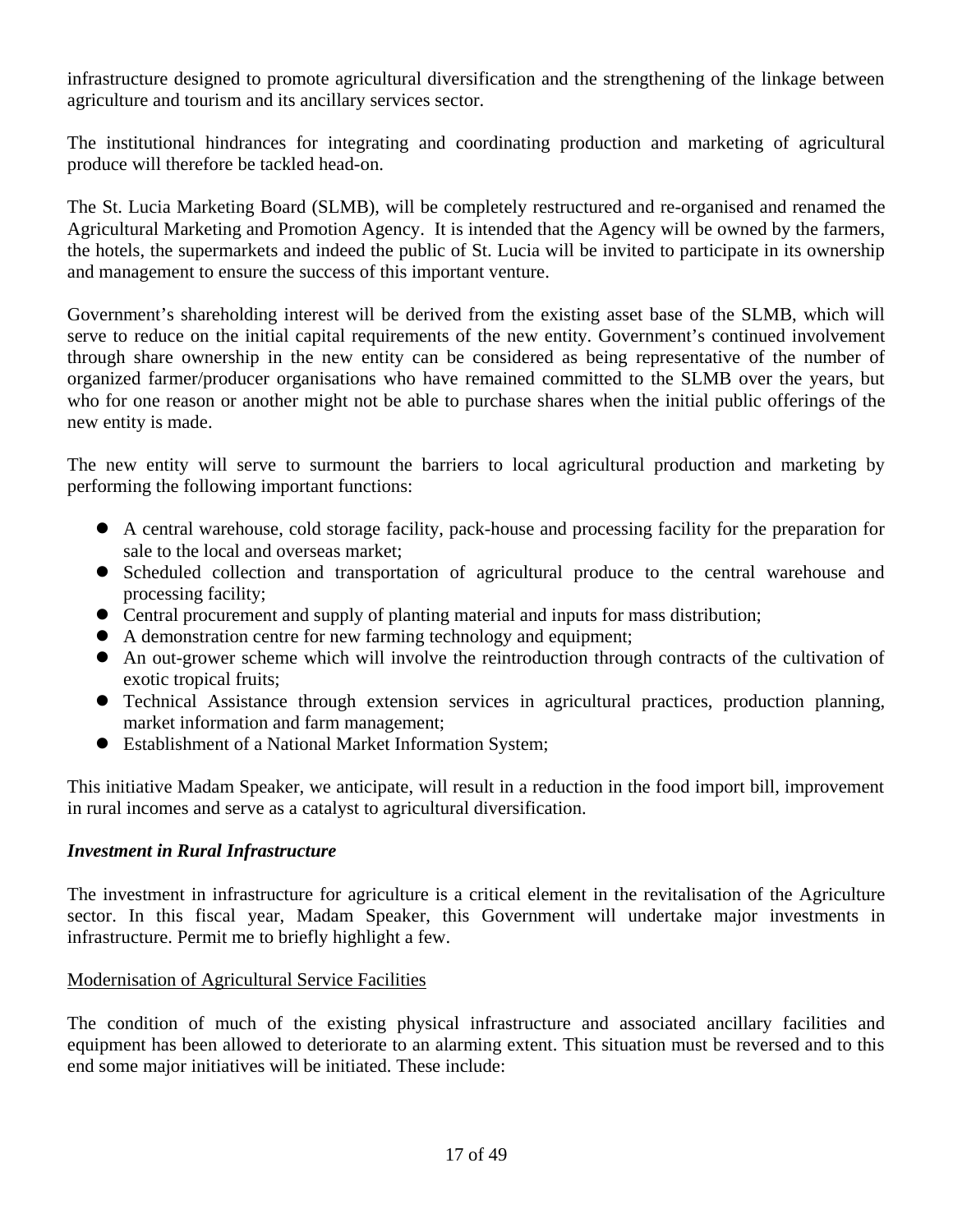infrastructure designed to promote agricultural diversification and the strengthening of the linkage between agriculture and tourism and its ancillary services sector.

The institutional hindrances for integrating and coordinating production and marketing of agricultural produce will therefore be tackled head-on.

The St. Lucia Marketing Board (SLMB), will be completely restructured and re-organised and renamed the Agricultural Marketing and Promotion Agency. It is intended that the Agency will be owned by the farmers, the hotels, the supermarkets and indeed the public of St. Lucia will be invited to participate in its ownership and management to ensure the success of this important venture.

Government's shareholding interest will be derived from the existing asset base of the SLMB, which will serve to reduce on the initial capital requirements of the new entity. Government's continued involvement through share ownership in the new entity can be considered as being representative of the number of organized farmer/producer organisations who have remained committed to the SLMB over the years, but who for one reason or another might not be able to purchase shares when the initial public offerings of the new entity is made.

The new entity will serve to surmount the barriers to local agricultural production and marketing by performing the following important functions:

- A central warehouse, cold storage facility, pack-house and processing facility for the preparation for sale to the local and overseas market;
- Scheduled collection and transportation of agricultural produce to the central warehouse and processing facility;
- Central procurement and supply of planting material and inputs for mass distribution;
- A demonstration centre for new farming technology and equipment;
- An out-grower scheme which will involve the reintroduction through contracts of the cultivation of exotic tropical fruits;
- Technical Assistance through extension services in agricultural practices, production planning, market information and farm management;
- Establishment of a National Market Information System;

This initiative Madam Speaker, we anticipate, will result in a reduction in the food import bill, improvement in rural incomes and serve as a catalyst to agricultural diversification.

***Investment in Rural Infrastructure***

The investment in infrastructure for agriculture is a critical element in the revitalisation of the Agriculture sector. In this fiscal year, Madam Speaker, this Government will undertake major investments in infrastructure. Permit me to briefly highlight a few.

<u>Modernisation of Agricultural Service Facilities</u>

The condition of much of the existing physical infrastructure and associated ancillary facilities and equipment has been allowed to deteriorate to an alarming extent. This situation must be reversed and to this end some major initiatives will be initiated. These include: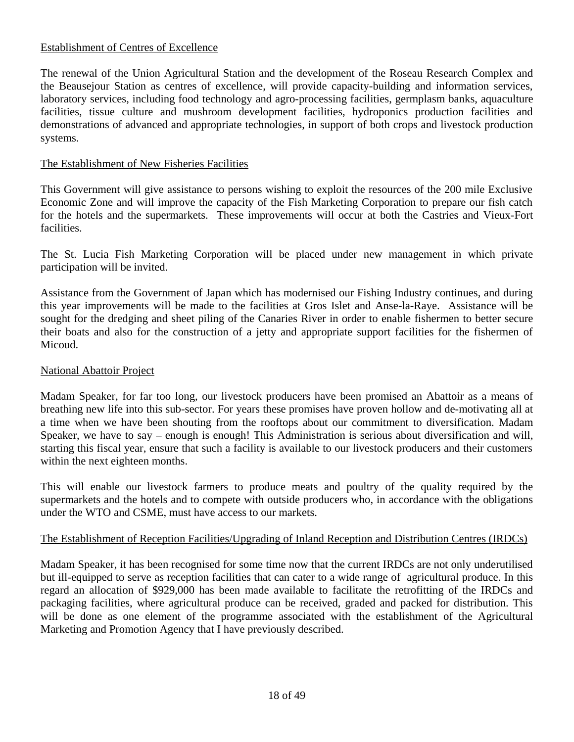Establishment of Centres of Excellence

The renewal of the Union Agricultural Station and the development of the Roseau Research Complex and the Beausejour Station as centres of excellence, will provide capacity-building and information services, laboratory services, including food technology and agro-processing facilities, germplasm banks, aquaculture facilities, tissue culture and mushroom development facilities, hydroponics production facilities and demonstrations of advanced and appropriate technologies, in support of both crops and livestock production systems.

The Establishment of New Fisheries Facilities

This Government will give assistance to persons wishing to exploit the resources of the 200 mile Exclusive Economic Zone and will improve the capacity of the Fish Marketing Corporation to prepare our fish catch for the hotels and the supermarkets. These improvements will occur at both the Castries and Vieux-Fort facilities.

The St. Lucia Fish Marketing Corporation will be placed under new management in which private participation will be invited.

Assistance from the Government of Japan which has modernised our Fishing Industry continues, and during this year improvements will be made to the facilities at Gros Islet and Anse-la-Raye. Assistance will be sought for the dredging and sheet piling of the Canaries River in order to enable fishermen to better secure their boats and also for the construction of a jetty and appropriate support facilities for the fishermen of Micoud.

National Abattoir Project

Madam Speaker, for far too long, our livestock producers have been promised an Abattoir as a means of breathing new life into this sub-sector. For years these promises have proven hollow and de-motivating all at a time when we have been shouting from the rooftops about our commitment to diversification. Madam Speaker, we have to say – enough is enough! This Administration is serious about diversification and will, starting this fiscal year, ensure that such a facility is available to our livestock producers and their customers within the next eighteen months.

This will enable our livestock farmers to produce meats and poultry of the quality required by the supermarkets and the hotels and to compete with outside producers who, in accordance with the obligations under the WTO and CSME, must have access to our markets.

The Establishment of Reception Facilities/Upgrading of Inland Reception and Distribution Centres (IRDCs)

Madam Speaker, it has been recognised for some time now that the current IRDCs are not only underutilised but ill-equipped to serve as reception facilities that can cater to a wide range of agricultural produce. In this regard an allocation of $929,000 has been made available to facilitate the retrofitting of the IRDCs and packaging facilities, where agricultural produce can be received, graded and packed for distribution. This will be done as one element of the programme associated with the establishment of the Agricultural Marketing and Promotion Agency that I have previously described.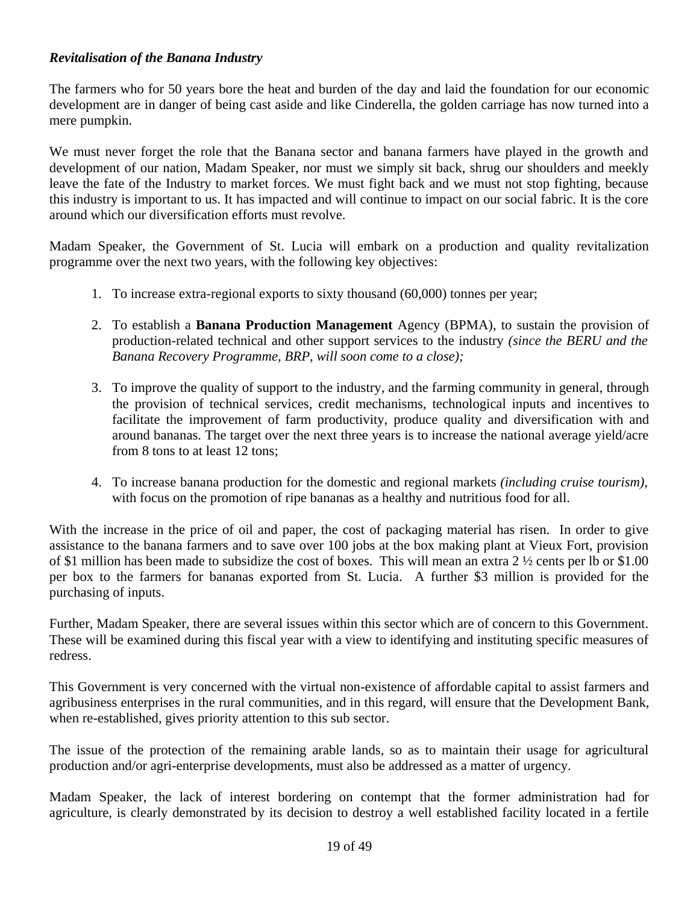***Revitalisation of the Banana Industry***

The farmers who for 50 years bore the heat and burden of the day and laid the foundation for our economic development are in danger of being cast aside and like Cinderella, the golden carriage has now turned into a mere pumpkin.

We must never forget the role that the Banana sector and banana farmers have played in the growth and development of our nation, Madam Speaker, nor must we simply sit back, shrug our shoulders and meekly leave the fate of the Industry to market forces. We must fight back and we must not stop fighting, because this industry is important to us. It has impacted and will continue to impact on our social fabric. It is the core around which our diversification efforts must revolve.

Madam Speaker, the Government of St. Lucia will embark on a production and quality revitalization programme over the next two years, with the following key objectives:

1. To increase extra-regional exports to sixty thousand (60,000) tonnes per year;

2. To establish a **Banana Production Management** Agency (BPMA), to sustain the provision of production-related technical and other support services to the industry *(since the BERU and the Banana Recovery Programme, BRP, will soon come to a close);*

3. To improve the quality of support to the industry, and the farming community in general, through the provision of technical services, credit mechanisms, technological inputs and incentives to facilitate the improvement of farm productivity, produce quality and diversification with and around bananas. The target over the next three years is to increase the national average yield/acre from 8 tons to at least 12 tons;

4. To increase banana production for the domestic and regional markets *(including cruise tourism),* with focus on the promotion of ripe bananas as a healthy and nutritious food for all.

With the increase in the price of oil and paper, the cost of packaging material has risen. In order to give assistance to the banana farmers and to save over 100 jobs at the box making plant at Vieux Fort, provision of $1 million has been made to subsidize the cost of boxes. This will mean an extra 2 ½ cents per lb or $1.00 per box to the farmers for bananas exported from St. Lucia. A further $3 million is provided for the purchasing of inputs.

Further, Madam Speaker, there are several issues within this sector which are of concern to this Government. These will be examined during this fiscal year with a view to identifying and instituting specific measures of redress.

This Government is very concerned with the virtual non-existence of affordable capital to assist farmers and agribusiness enterprises in the rural communities, and in this regard, will ensure that the Development Bank, when re-established, gives priority attention to this sub sector.

The issue of the protection of the remaining arable lands, so as to maintain their usage for agricultural production and/or agri-enterprise developments, must also be addressed as a matter of urgency.

Madam Speaker, the lack of interest bordering on contempt that the former administration had for agriculture, is clearly demonstrated by its decision to destroy a well established facility located in a fertile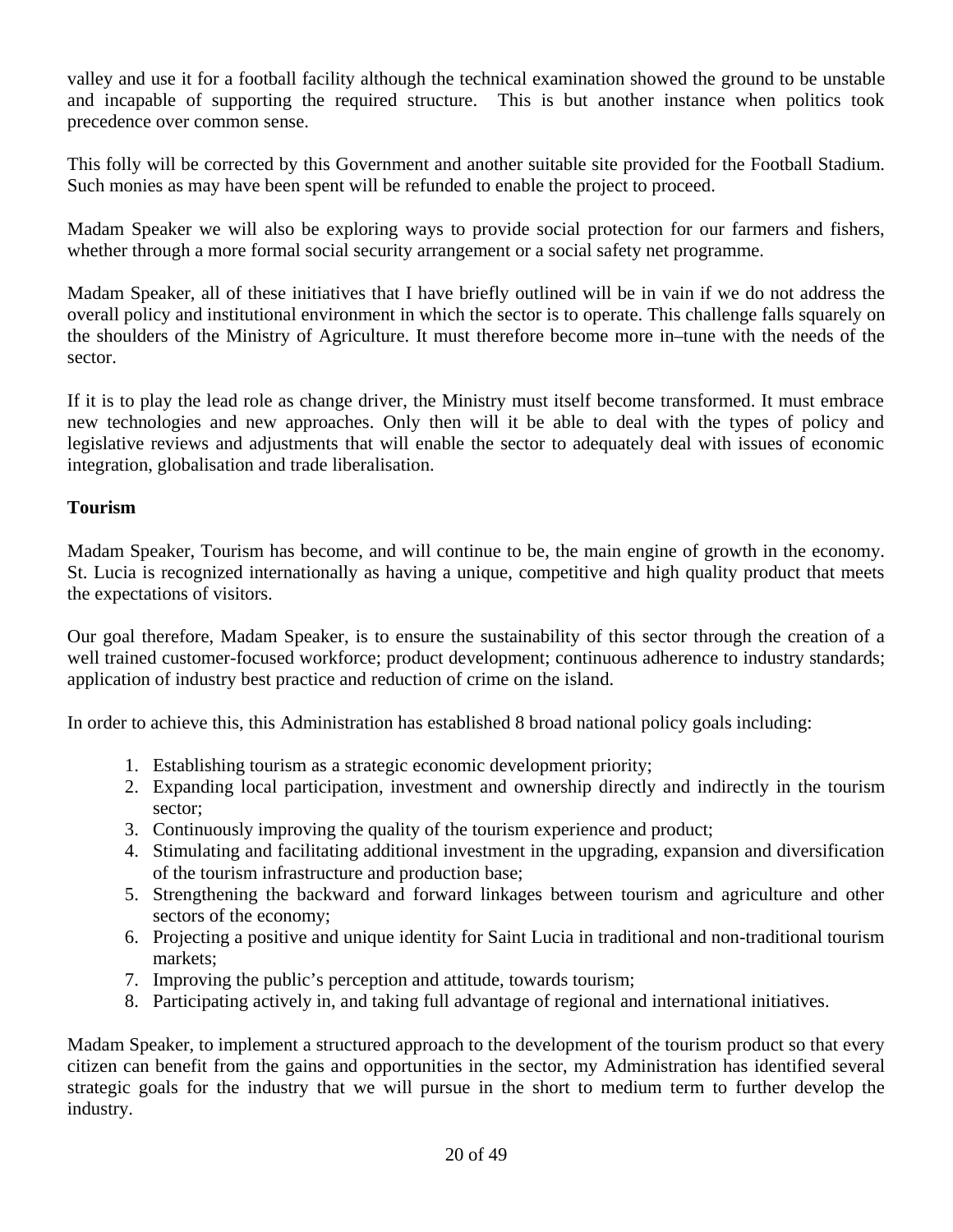valley and use it for a football facility although the technical examination showed the ground to be unstable and incapable of supporting the required structure. This is but another instance when politics took precedence over common sense.

This folly will be corrected by this Government and another suitable site provided for the Football Stadium. Such monies as may have been spent will be refunded to enable the project to proceed.

Madam Speaker we will also be exploring ways to provide social protection for our farmers and fishers, whether through a more formal social security arrangement or a social safety net programme.

Madam Speaker, all of these initiatives that I have briefly outlined will be in vain if we do not address the overall policy and institutional environment in which the sector is to operate. This challenge falls squarely on the shoulders of the Ministry of Agriculture. It must therefore become more in–tune with the needs of the sector.

If it is to play the lead role as change driver, the Ministry must itself become transformed. It must embrace new technologies and new approaches. Only then will it be able to deal with the types of policy and legislative reviews and adjustments that will enable the sector to adequately deal with issues of economic integration, globalisation and trade liberalisation.

**Tourism**

Madam Speaker, Tourism has become, and will continue to be, the main engine of growth in the economy. St. Lucia is recognized internationally as having a unique, competitive and high quality product that meets the expectations of visitors.

Our goal therefore, Madam Speaker, is to ensure the sustainability of this sector through the creation of a well trained customer-focused workforce; product development; continuous adherence to industry standards; application of industry best practice and reduction of crime on the island.

In order to achieve this, this Administration has established 8 broad national policy goals including:

1. Establishing tourism as a strategic economic development priority;
2. Expanding local participation, investment and ownership directly and indirectly in the tourism sector;
3. Continuously improving the quality of the tourism experience and product;
4. Stimulating and facilitating additional investment in the upgrading, expansion and diversification of the tourism infrastructure and production base;
5. Strengthening the backward and forward linkages between tourism and agriculture and other sectors of the economy;
6. Projecting a positive and unique identity for Saint Lucia in traditional and non-traditional tourism markets;
7. Improving the public's perception and attitude, towards tourism;
8. Participating actively in, and taking full advantage of regional and international initiatives.

Madam Speaker, to implement a structured approach to the development of the tourism product so that every citizen can benefit from the gains and opportunities in the sector, my Administration has identified several strategic goals for the industry that we will pursue in the short to medium term to further develop the industry.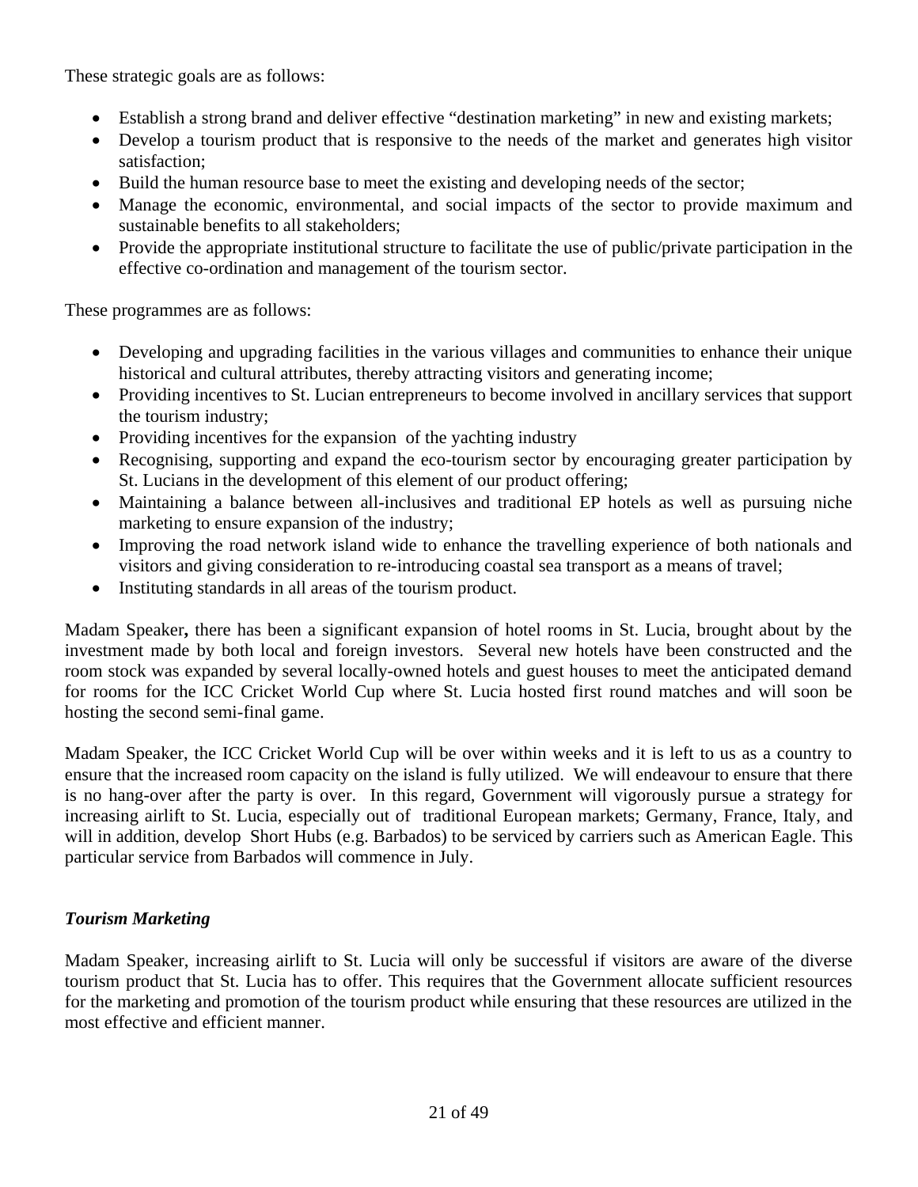These strategic goals are as follows:

- Establish a strong brand and deliver effective "destination marketing" in new and existing markets;
- Develop a tourism product that is responsive to the needs of the market and generates high visitor satisfaction;
- Build the human resource base to meet the existing and developing needs of the sector;
- Manage the economic, environmental, and social impacts of the sector to provide maximum and sustainable benefits to all stakeholders;
- Provide the appropriate institutional structure to facilitate the use of public/private participation in the effective co-ordination and management of the tourism sector.

These programmes are as follows:

- Developing and upgrading facilities in the various villages and communities to enhance their unique historical and cultural attributes, thereby attracting visitors and generating income;
- Providing incentives to St. Lucian entrepreneurs to become involved in ancillary services that support the tourism industry;
- Providing incentives for the expansion of the yachting industry
- Recognising, supporting and expand the eco-tourism sector by encouraging greater participation by St. Lucians in the development of this element of our product offering;
- Maintaining a balance between all-inclusives and traditional EP hotels as well as pursuing niche marketing to ensure expansion of the industry;
- Improving the road network island wide to enhance the travelling experience of both nationals and visitors and giving consideration to re-introducing coastal sea transport as a means of travel;
- Instituting standards in all areas of the tourism product.

Madam Speaker**,** there has been a significant expansion of hotel rooms in St. Lucia, brought about by the investment made by both local and foreign investors. Several new hotels have been constructed and the room stock was expanded by several locally-owned hotels and guest houses to meet the anticipated demand for rooms for the ICC Cricket World Cup where St. Lucia hosted first round matches and will soon be hosting the second semi-final game.

Madam Speaker, the ICC Cricket World Cup will be over within weeks and it is left to us as a country to ensure that the increased room capacity on the island is fully utilized. We will endeavour to ensure that there is no hang-over after the party is over. In this regard, Government will vigorously pursue a strategy for increasing airlift to St. Lucia, especially out of traditional European markets; Germany, France, Italy, and will in addition, develop Short Hubs (e.g. Barbados) to be serviced by carriers such as American Eagle. This particular service from Barbados will commence in July.

***Tourism Marketing***

Madam Speaker, increasing airlift to St. Lucia will only be successful if visitors are aware of the diverse tourism product that St. Lucia has to offer. This requires that the Government allocate sufficient resources for the marketing and promotion of the tourism product while ensuring that these resources are utilized in the most effective and efficient manner.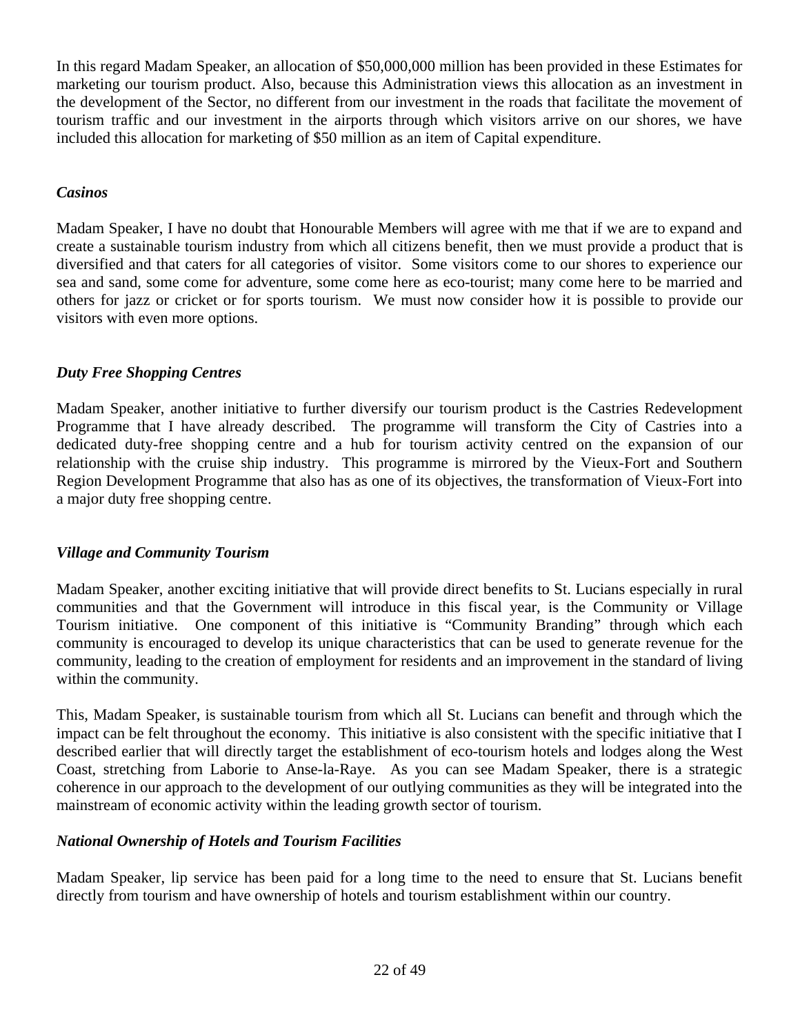In this regard Madam Speaker, an allocation of $50,000,000 million has been provided in these Estimates for marketing our tourism product. Also, because this Administration views this allocation as an investment in the development of the Sector, no different from our investment in the roads that facilitate the movement of tourism traffic and our investment in the airports through which visitors arrive on our shores, we have included this allocation for marketing of $50 million as an item of Capital expenditure.

***Casinos***

Madam Speaker, I have no doubt that Honourable Members will agree with me that if we are to expand and create a sustainable tourism industry from which all citizens benefit, then we must provide a product that is diversified and that caters for all categories of visitor. Some visitors come to our shores to experience our sea and sand, some come for adventure, some come here as eco-tourist; many come here to be married and others for jazz or cricket or for sports tourism. We must now consider how it is possible to provide our visitors with even more options.

***Duty Free Shopping Centres***

Madam Speaker, another initiative to further diversify our tourism product is the Castries Redevelopment Programme that I have already described. The programme will transform the City of Castries into a dedicated duty-free shopping centre and a hub for tourism activity centred on the expansion of our relationship with the cruise ship industry. This programme is mirrored by the Vieux-Fort and Southern Region Development Programme that also has as one of its objectives, the transformation of Vieux-Fort into a major duty free shopping centre.

***Village and Community Tourism***

Madam Speaker, another exciting initiative that will provide direct benefits to St. Lucians especially in rural communities and that the Government will introduce in this fiscal year, is the Community or Village Tourism initiative. One component of this initiative is "Community Branding" through which each community is encouraged to develop its unique characteristics that can be used to generate revenue for the community, leading to the creation of employment for residents and an improvement in the standard of living within the community.

This, Madam Speaker, is sustainable tourism from which all St. Lucians can benefit and through which the impact can be felt throughout the economy. This initiative is also consistent with the specific initiative that I described earlier that will directly target the establishment of eco-tourism hotels and lodges along the West Coast, stretching from Laborie to Anse-la-Raye. As you can see Madam Speaker, there is a strategic coherence in our approach to the development of our outlying communities as they will be integrated into the mainstream of economic activity within the leading growth sector of tourism.

***National Ownership of Hotels and Tourism Facilities***

Madam Speaker, lip service has been paid for a long time to the need to ensure that St. Lucians benefit directly from tourism and have ownership of hotels and tourism establishment within our country.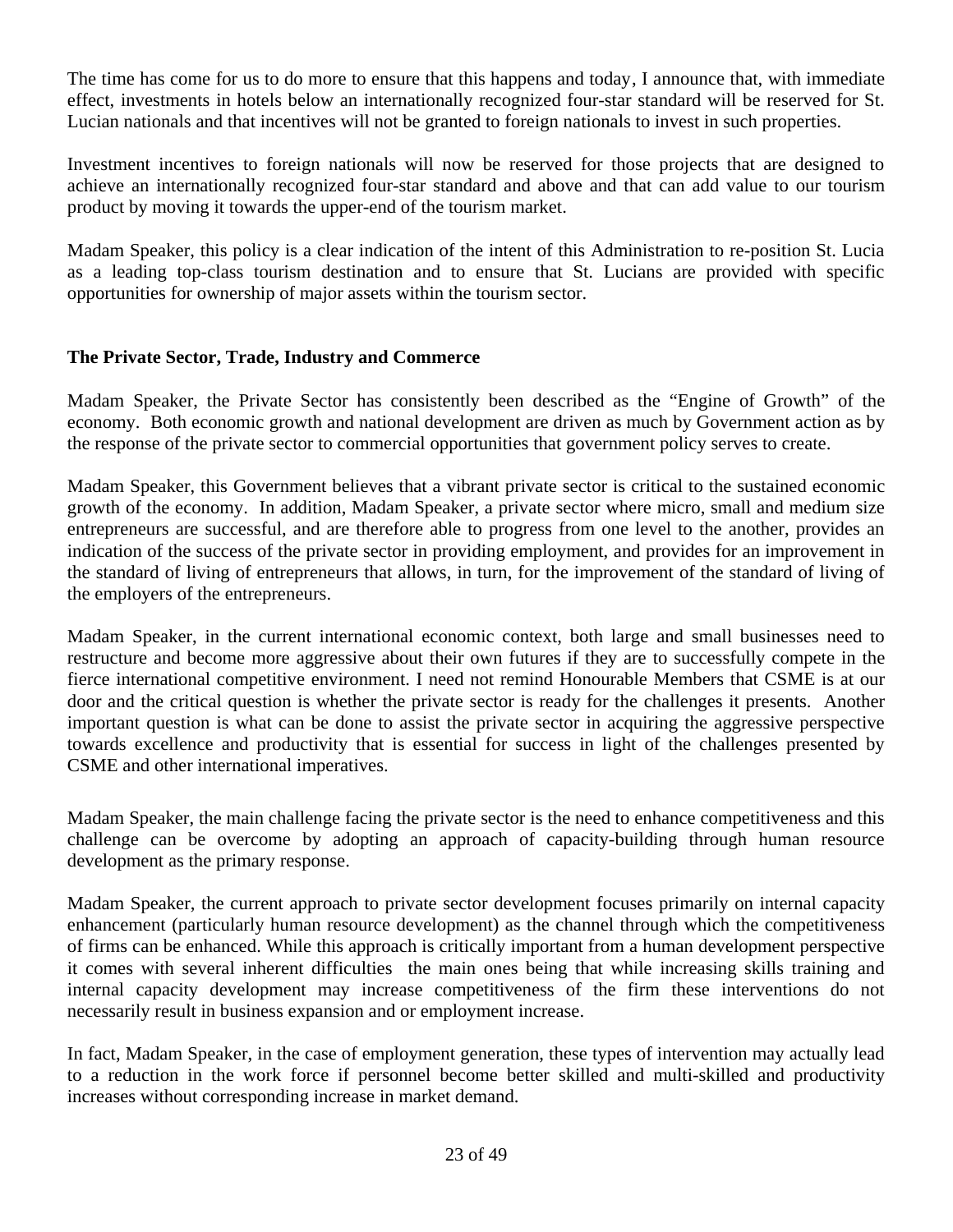The time has come for us to do more to ensure that this happens and today, I announce that, with immediate effect, investments in hotels below an internationally recognized four-star standard will be reserved for St. Lucian nationals and that incentives will not be granted to foreign nationals to invest in such properties.

Investment incentives to foreign nationals will now be reserved for those projects that are designed to achieve an internationally recognized four-star standard and above and that can add value to our tourism product by moving it towards the upper-end of the tourism market.

Madam Speaker, this policy is a clear indication of the intent of this Administration to re-position St. Lucia as a leading top-class tourism destination and to ensure that St. Lucians are provided with specific opportunities for ownership of major assets within the tourism sector.

**The Private Sector, Trade, Industry and Commerce**

Madam Speaker, the Private Sector has consistently been described as the "Engine of Growth" of the economy. Both economic growth and national development are driven as much by Government action as by the response of the private sector to commercial opportunities that government policy serves to create.

Madam Speaker, this Government believes that a vibrant private sector is critical to the sustained economic growth of the economy. In addition, Madam Speaker, a private sector where micro, small and medium size entrepreneurs are successful, and are therefore able to progress from one level to the another, provides an indication of the success of the private sector in providing employment, and provides for an improvement in the standard of living of entrepreneurs that allows, in turn, for the improvement of the standard of living of the employers of the entrepreneurs.

Madam Speaker, in the current international economic context, both large and small businesses need to restructure and become more aggressive about their own futures if they are to successfully compete in the fierce international competitive environment. I need not remind Honourable Members that CSME is at our door and the critical question is whether the private sector is ready for the challenges it presents. Another important question is what can be done to assist the private sector in acquiring the aggressive perspective towards excellence and productivity that is essential for success in light of the challenges presented by CSME and other international imperatives.

Madam Speaker, the main challenge facing the private sector is the need to enhance competitiveness and this challenge can be overcome by adopting an approach of capacity-building through human resource development as the primary response.

Madam Speaker, the current approach to private sector development focuses primarily on internal capacity enhancement (particularly human resource development) as the channel through which the competitiveness of firms can be enhanced. While this approach is critically important from a human development perspective it comes with several inherent difficulties the main ones being that while increasing skills training and internal capacity development may increase competitiveness of the firm these interventions do not necessarily result in business expansion and or employment increase.

In fact, Madam Speaker, in the case of employment generation, these types of intervention may actually lead to a reduction in the work force if personnel become better skilled and multi-skilled and productivity increases without corresponding increase in market demand.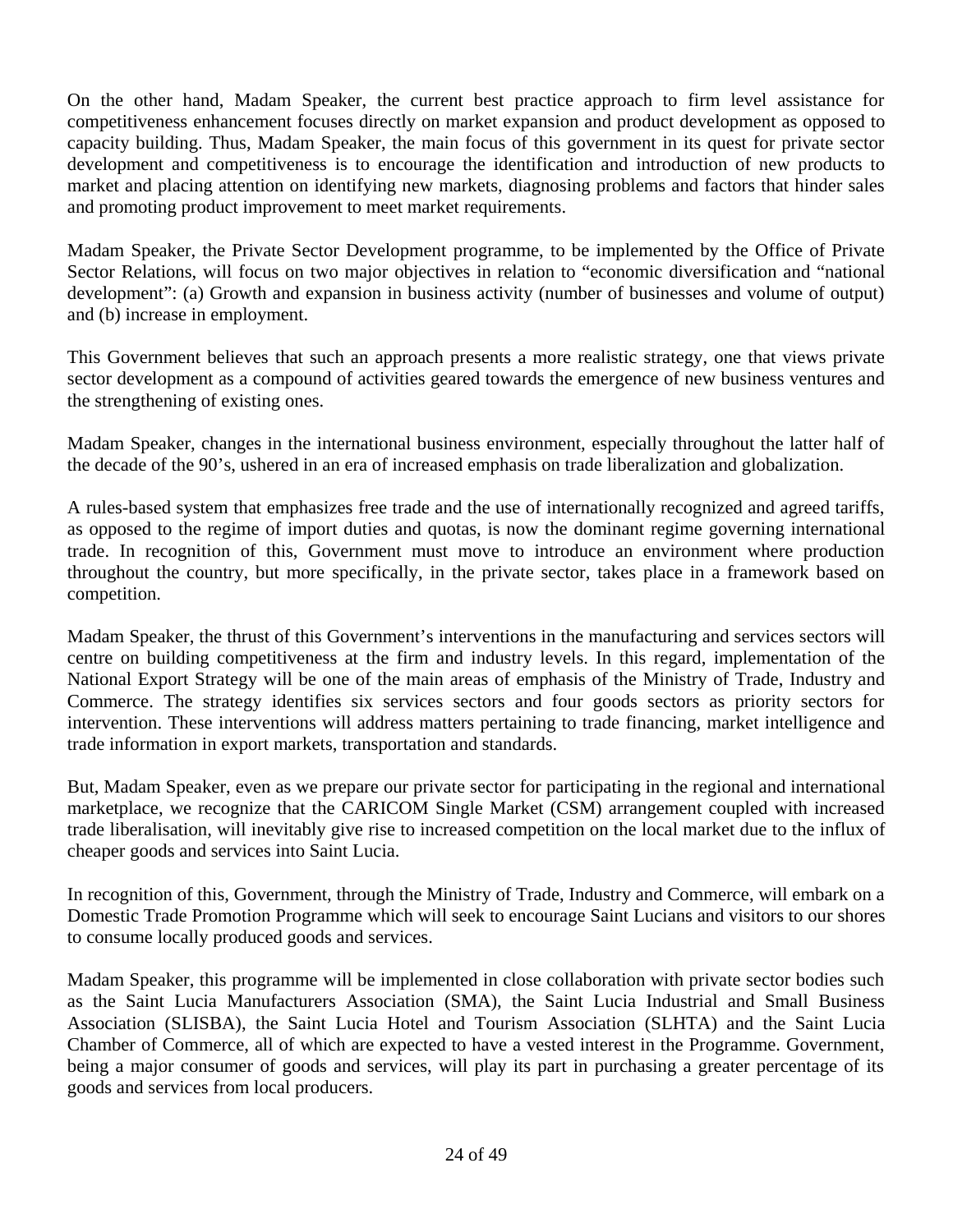On the other hand, Madam Speaker, the current best practice approach to firm level assistance for competitiveness enhancement focuses directly on market expansion and product development as opposed to capacity building. Thus, Madam Speaker, the main focus of this government in its quest for private sector development and competitiveness is to encourage the identification and introduction of new products to market and placing attention on identifying new markets, diagnosing problems and factors that hinder sales and promoting product improvement to meet market requirements.

Madam Speaker, the Private Sector Development programme, to be implemented by the Office of Private Sector Relations, will focus on two major objectives in relation to "economic diversification and "national development": (a) Growth and expansion in business activity (number of businesses and volume of output) and (b) increase in employment.

This Government believes that such an approach presents a more realistic strategy, one that views private sector development as a compound of activities geared towards the emergence of new business ventures and the strengthening of existing ones.

Madam Speaker, changes in the international business environment, especially throughout the latter half of the decade of the 90's, ushered in an era of increased emphasis on trade liberalization and globalization.

A rules-based system that emphasizes free trade and the use of internationally recognized and agreed tariffs, as opposed to the regime of import duties and quotas, is now the dominant regime governing international trade. In recognition of this, Government must move to introduce an environment where production throughout the country, but more specifically, in the private sector, takes place in a framework based on competition.

Madam Speaker, the thrust of this Government's interventions in the manufacturing and services sectors will centre on building competitiveness at the firm and industry levels. In this regard, implementation of the National Export Strategy will be one of the main areas of emphasis of the Ministry of Trade, Industry and Commerce. The strategy identifies six services sectors and four goods sectors as priority sectors for intervention. These interventions will address matters pertaining to trade financing, market intelligence and trade information in export markets, transportation and standards.

But, Madam Speaker, even as we prepare our private sector for participating in the regional and international marketplace, we recognize that the CARICOM Single Market (CSM) arrangement coupled with increased trade liberalisation, will inevitably give rise to increased competition on the local market due to the influx of cheaper goods and services into Saint Lucia.

In recognition of this, Government, through the Ministry of Trade, Industry and Commerce, will embark on a Domestic Trade Promotion Programme which will seek to encourage Saint Lucians and visitors to our shores to consume locally produced goods and services.

Madam Speaker, this programme will be implemented in close collaboration with private sector bodies such as the Saint Lucia Manufacturers Association (SMA), the Saint Lucia Industrial and Small Business Association (SLISBA), the Saint Lucia Hotel and Tourism Association (SLHTA) and the Saint Lucia Chamber of Commerce, all of which are expected to have a vested interest in the Programme. Government, being a major consumer of goods and services, will play its part in purchasing a greater percentage of its goods and services from local producers.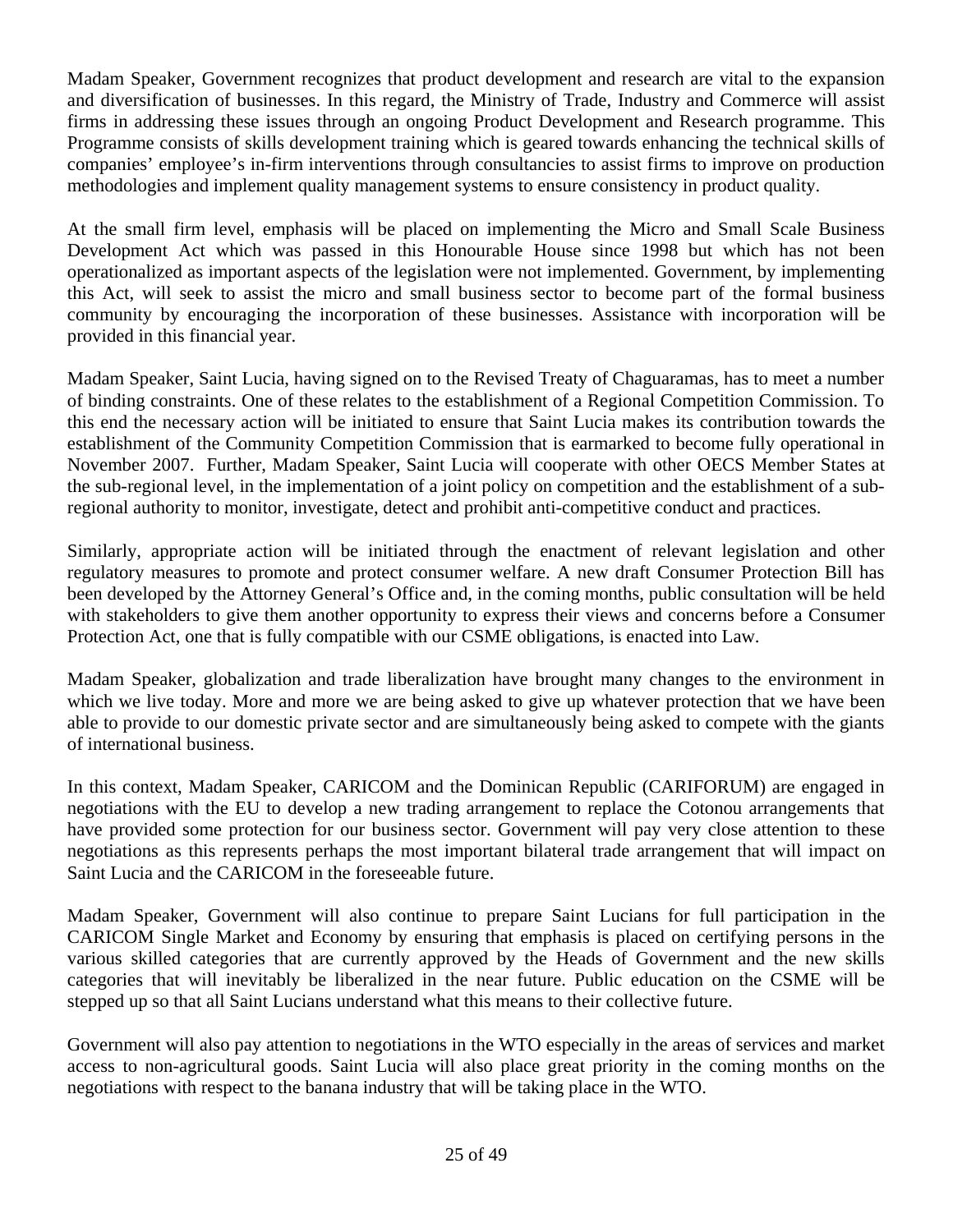Madam Speaker, Government recognizes that product development and research are vital to the expansion and diversification of businesses. In this regard, the Ministry of Trade, Industry and Commerce will assist firms in addressing these issues through an ongoing Product Development and Research programme. This Programme consists of skills development training which is geared towards enhancing the technical skills of companies' employee's in-firm interventions through consultancies to assist firms to improve on production methodologies and implement quality management systems to ensure consistency in product quality.

At the small firm level, emphasis will be placed on implementing the Micro and Small Scale Business Development Act which was passed in this Honourable House since 1998 but which has not been operationalized as important aspects of the legislation were not implemented. Government, by implementing this Act, will seek to assist the micro and small business sector to become part of the formal business community by encouraging the incorporation of these businesses. Assistance with incorporation will be provided in this financial year.

Madam Speaker, Saint Lucia, having signed on to the Revised Treaty of Chaguaramas, has to meet a number of binding constraints. One of these relates to the establishment of a Regional Competition Commission. To this end the necessary action will be initiated to ensure that Saint Lucia makes its contribution towards the establishment of the Community Competition Commission that is earmarked to become fully operational in November 2007. Further, Madam Speaker, Saint Lucia will cooperate with other OECS Member States at the sub-regional level, in the implementation of a joint policy on competition and the establishment of a sub-regional authority to monitor, investigate, detect and prohibit anti-competitive conduct and practices.

Similarly, appropriate action will be initiated through the enactment of relevant legislation and other regulatory measures to promote and protect consumer welfare. A new draft Consumer Protection Bill has been developed by the Attorney General's Office and, in the coming months, public consultation will be held with stakeholders to give them another opportunity to express their views and concerns before a Consumer Protection Act, one that is fully compatible with our CSME obligations, is enacted into Law.

Madam Speaker, globalization and trade liberalization have brought many changes to the environment in which we live today. More and more we are being asked to give up whatever protection that we have been able to provide to our domestic private sector and are simultaneously being asked to compete with the giants of international business.

In this context, Madam Speaker, CARICOM and the Dominican Republic (CARIFORUM) are engaged in negotiations with the EU to develop a new trading arrangement to replace the Cotonou arrangements that have provided some protection for our business sector. Government will pay very close attention to these negotiations as this represents perhaps the most important bilateral trade arrangement that will impact on Saint Lucia and the CARICOM in the foreseeable future.

Madam Speaker, Government will also continue to prepare Saint Lucians for full participation in the CARICOM Single Market and Economy by ensuring that emphasis is placed on certifying persons in the various skilled categories that are currently approved by the Heads of Government and the new skills categories that will inevitably be liberalized in the near future. Public education on the CSME will be stepped up so that all Saint Lucians understand what this means to their collective future.

Government will also pay attention to negotiations in the WTO especially in the areas of services and market access to non-agricultural goods. Saint Lucia will also place great priority in the coming months on the negotiations with respect to the banana industry that will be taking place in the WTO.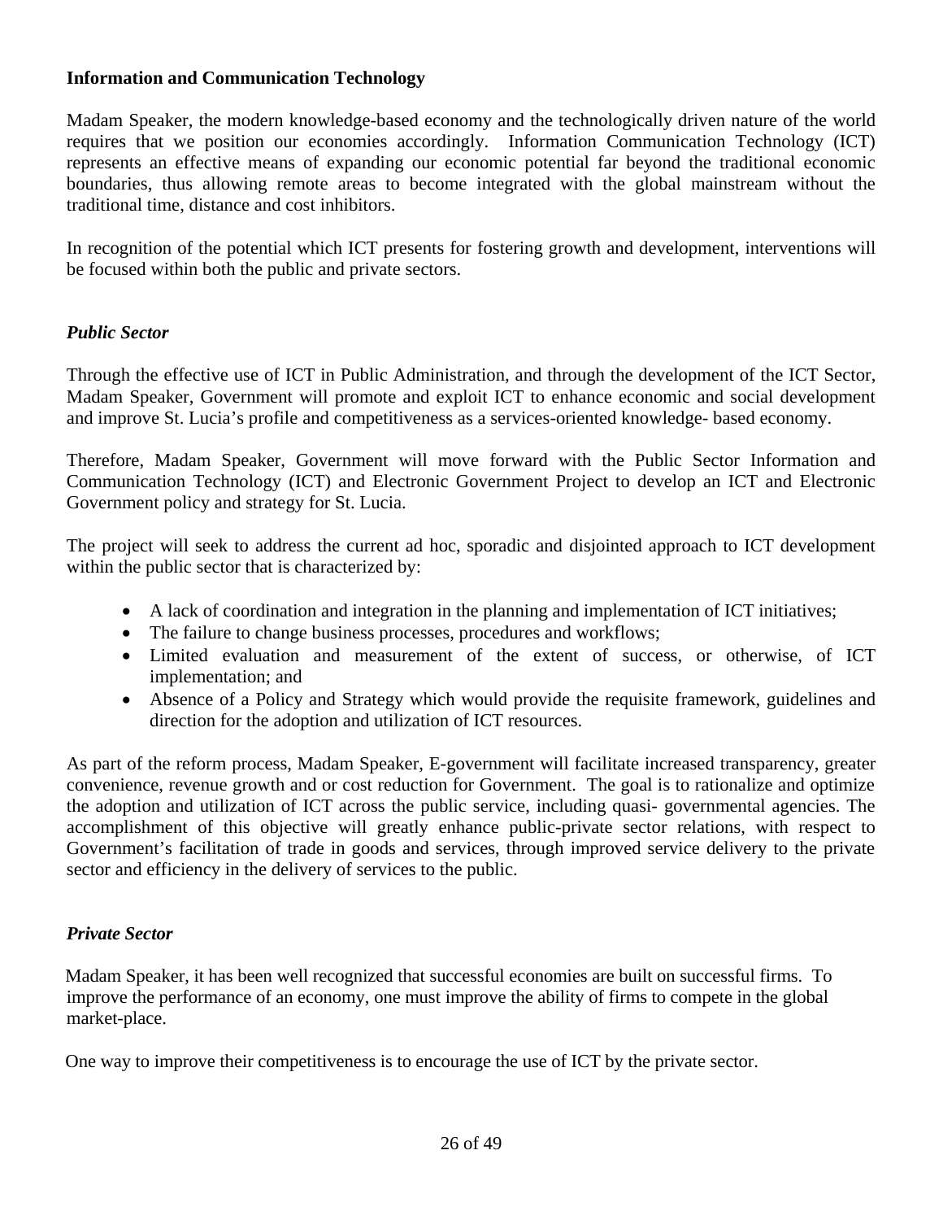**Information and Communication Technology**

Madam Speaker, the modern knowledge-based economy and the technologically driven nature of the world requires that we position our economies accordingly. Information Communication Technology (ICT) represents an effective means of expanding our economic potential far beyond the traditional economic boundaries, thus allowing remote areas to become integrated with the global mainstream without the traditional time, distance and cost inhibitors.

In recognition of the potential which ICT presents for fostering growth and development, interventions will be focused within both the public and private sectors.

***Public Sector***

Through the effective use of ICT in Public Administration, and through the development of the ICT Sector, Madam Speaker, Government will promote and exploit ICT to enhance economic and social development and improve St. Lucia's profile and competitiveness as a services-oriented knowledge- based economy.

Therefore, Madam Speaker, Government will move forward with the Public Sector Information and Communication Technology (ICT) and Electronic Government Project to develop an ICT and Electronic Government policy and strategy for St. Lucia.

The project will seek to address the current ad hoc, sporadic and disjointed approach to ICT development within the public sector that is characterized by:

- A lack of coordination and integration in the planning and implementation of ICT initiatives;
- The failure to change business processes, procedures and workflows;
- Limited evaluation and measurement of the extent of success, or otherwise, of ICT implementation; and
- Absence of a Policy and Strategy which would provide the requisite framework, guidelines and direction for the adoption and utilization of ICT resources.

As part of the reform process, Madam Speaker, E-government will facilitate increased transparency, greater convenience, revenue growth and or cost reduction for Government. The goal is to rationalize and optimize the adoption and utilization of ICT across the public service, including quasi- governmental agencies. The accomplishment of this objective will greatly enhance public-private sector relations, with respect to Government's facilitation of trade in goods and services, through improved service delivery to the private sector and efficiency in the delivery of services to the public.

***Private Sector***

Madam Speaker, it has been well recognized that successful economies are built on successful firms. To improve the performance of an economy, one must improve the ability of firms to compete in the global market-place.

One way to improve their competitiveness is to encourage the use of ICT by the private sector.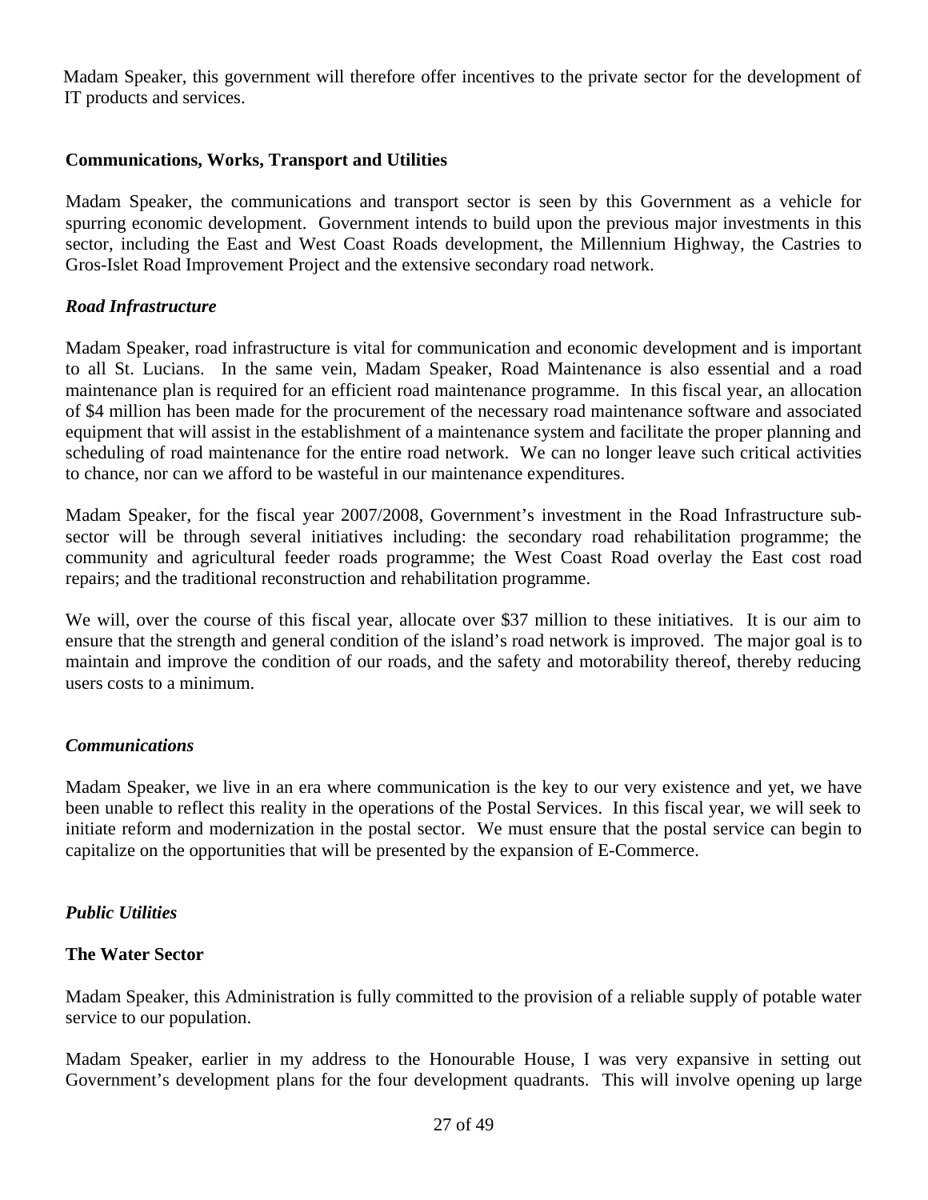Madam Speaker, this government will therefore offer incentives to the private sector for the development of IT products and services.

**Communications, Works, Transport and Utilities**

Madam Speaker, the communications and transport sector is seen by this Government as a vehicle for spurring economic development. Government intends to build upon the previous major investments in this sector, including the East and West Coast Roads development, the Millennium Highway, the Castries to Gros-Islet Road Improvement Project and the extensive secondary road network.

***Road Infrastructure***

Madam Speaker, road infrastructure is vital for communication and economic development and is important to all St. Lucians. In the same vein, Madam Speaker, Road Maintenance is also essential and a road maintenance plan is required for an efficient road maintenance programme. In this fiscal year, an allocation of $4 million has been made for the procurement of the necessary road maintenance software and associated equipment that will assist in the establishment of a maintenance system and facilitate the proper planning and scheduling of road maintenance for the entire road network. We can no longer leave such critical activities to chance, nor can we afford to be wasteful in our maintenance expenditures.

Madam Speaker, for the fiscal year 2007/2008, Government's investment in the Road Infrastructure sub-sector will be through several initiatives including: the secondary road rehabilitation programme; the community and agricultural feeder roads programme; the West Coast Road overlay the East cost road repairs; and the traditional reconstruction and rehabilitation programme.

We will, over the course of this fiscal year, allocate over $37 million to these initiatives. It is our aim to ensure that the strength and general condition of the island's road network is improved. The major goal is to maintain and improve the condition of our roads, and the safety and motorability thereof, thereby reducing users costs to a minimum.

***Communications***

Madam Speaker, we live in an era where communication is the key to our very existence and yet, we have been unable to reflect this reality in the operations of the Postal Services. In this fiscal year, we will seek to initiate reform and modernization in the postal sector. We must ensure that the postal service can begin to capitalize on the opportunities that will be presented by the expansion of E-Commerce.

***Public Utilities***

**The Water Sector**

Madam Speaker, this Administration is fully committed to the provision of a reliable supply of potable water service to our population.

Madam Speaker, earlier in my address to the Honourable House, I was very expansive in setting out Government's development plans for the four development quadrants. This will involve opening up large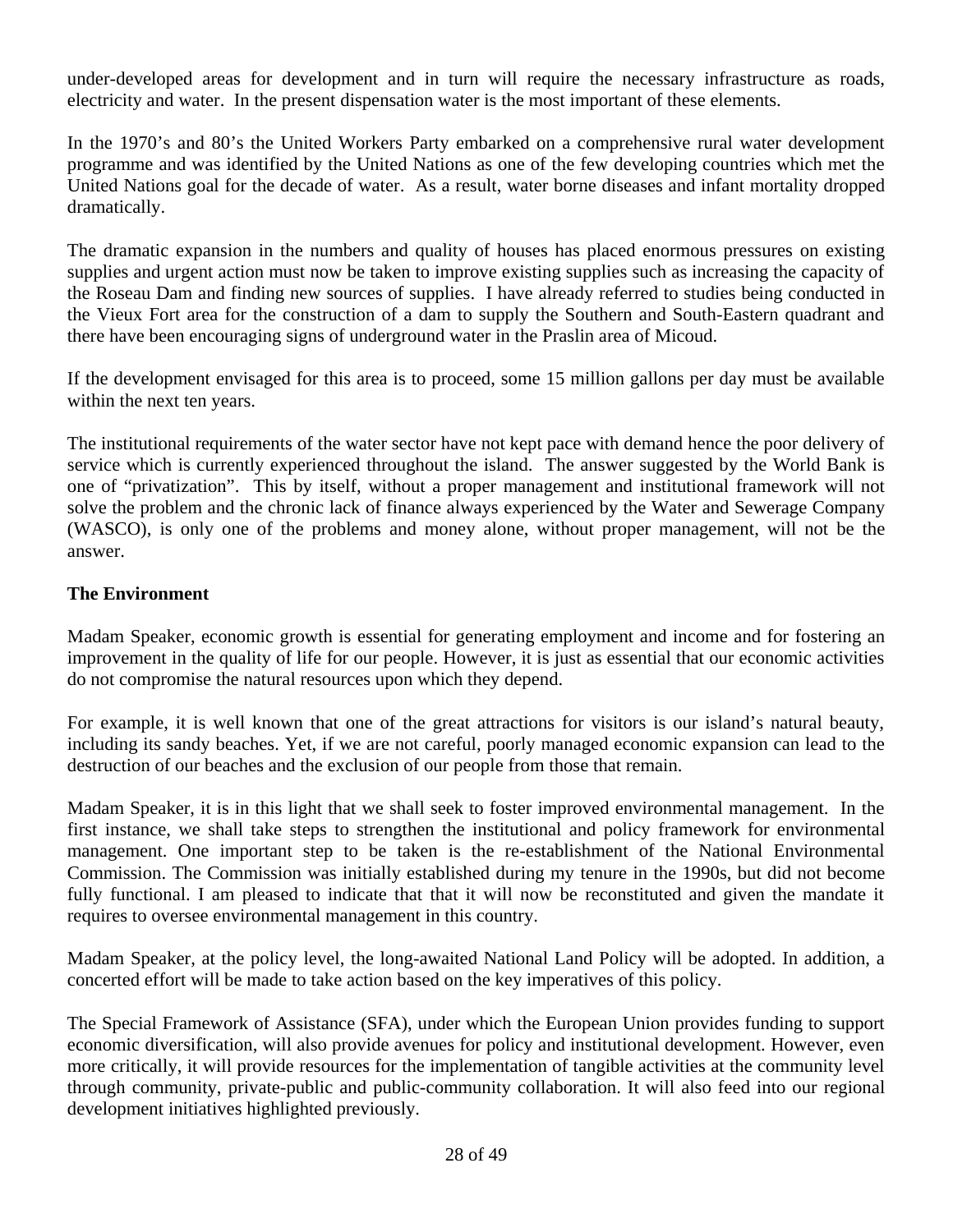under-developed areas for development and in turn will require the necessary infrastructure as roads, electricity and water. In the present dispensation water is the most important of these elements.

In the 1970's and 80's the United Workers Party embarked on a comprehensive rural water development programme and was identified by the United Nations as one of the few developing countries which met the United Nations goal for the decade of water. As a result, water borne diseases and infant mortality dropped dramatically.

The dramatic expansion in the numbers and quality of houses has placed enormous pressures on existing supplies and urgent action must now be taken to improve existing supplies such as increasing the capacity of the Roseau Dam and finding new sources of supplies. I have already referred to studies being conducted in the Vieux Fort area for the construction of a dam to supply the Southern and South-Eastern quadrant and there have been encouraging signs of underground water in the Praslin area of Micoud.

If the development envisaged for this area is to proceed, some 15 million gallons per day must be available within the next ten years.

The institutional requirements of the water sector have not kept pace with demand hence the poor delivery of service which is currently experienced throughout the island. The answer suggested by the World Bank is one of "privatization". This by itself, without a proper management and institutional framework will not solve the problem and the chronic lack of finance always experienced by the Water and Sewerage Company (WASCO), is only one of the problems and money alone, without proper management, will not be the answer.

**The Environment**

Madam Speaker, economic growth is essential for generating employment and income and for fostering an improvement in the quality of life for our people. However, it is just as essential that our economic activities do not compromise the natural resources upon which they depend.

For example, it is well known that one of the great attractions for visitors is our island's natural beauty, including its sandy beaches. Yet, if we are not careful, poorly managed economic expansion can lead to the destruction of our beaches and the exclusion of our people from those that remain.

Madam Speaker, it is in this light that we shall seek to foster improved environmental management. In the first instance, we shall take steps to strengthen the institutional and policy framework for environmental management. One important step to be taken is the re-establishment of the National Environmental Commission. The Commission was initially established during my tenure in the 1990s, but did not become fully functional. I am pleased to indicate that that it will now be reconstituted and given the mandate it requires to oversee environmental management in this country.

Madam Speaker, at the policy level, the long-awaited National Land Policy will be adopted. In addition, a concerted effort will be made to take action based on the key imperatives of this policy.

The Special Framework of Assistance (SFA), under which the European Union provides funding to support economic diversification, will also provide avenues for policy and institutional development. However, even more critically, it will provide resources for the implementation of tangible activities at the community level through community, private-public and public-community collaboration. It will also feed into our regional development initiatives highlighted previously.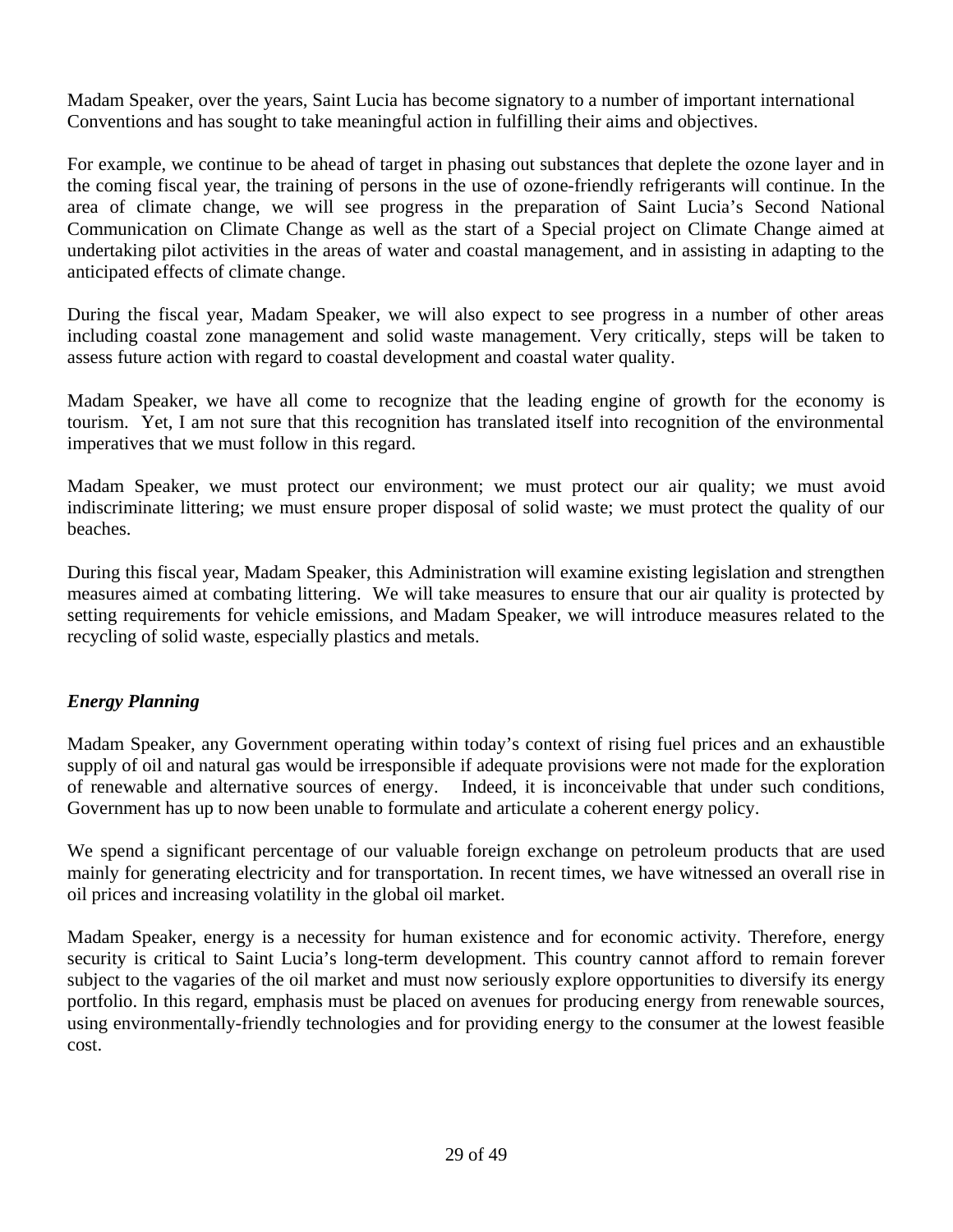Madam Speaker, over the years, Saint Lucia has become signatory to a number of important international Conventions and has sought to take meaningful action in fulfilling their aims and objectives.

For example, we continue to be ahead of target in phasing out substances that deplete the ozone layer and in the coming fiscal year, the training of persons in the use of ozone-friendly refrigerants will continue. In the area of climate change, we will see progress in the preparation of Saint Lucia's Second National Communication on Climate Change as well as the start of a Special project on Climate Change aimed at undertaking pilot activities in the areas of water and coastal management, and in assisting in adapting to the anticipated effects of climate change.

During the fiscal year, Madam Speaker, we will also expect to see progress in a number of other areas including coastal zone management and solid waste management. Very critically, steps will be taken to assess future action with regard to coastal development and coastal water quality.

Madam Speaker, we have all come to recognize that the leading engine of growth for the economy is tourism. Yet, I am not sure that this recognition has translated itself into recognition of the environmental imperatives that we must follow in this regard.

Madam Speaker, we must protect our environment; we must protect our air quality; we must avoid indiscriminate littering; we must ensure proper disposal of solid waste; we must protect the quality of our beaches.

During this fiscal year, Madam Speaker, this Administration will examine existing legislation and strengthen measures aimed at combating littering. We will take measures to ensure that our air quality is protected by setting requirements for vehicle emissions, and Madam Speaker, we will introduce measures related to the recycling of solid waste, especially plastics and metals.

### *Energy Planning*

Madam Speaker, any Government operating within today's context of rising fuel prices and an exhaustible supply of oil and natural gas would be irresponsible if adequate provisions were not made for the exploration of renewable and alternative sources of energy. Indeed, it is inconceivable that under such conditions, Government has up to now been unable to formulate and articulate a coherent energy policy.

We spend a significant percentage of our valuable foreign exchange on petroleum products that are used mainly for generating electricity and for transportation. In recent times, we have witnessed an overall rise in oil prices and increasing volatility in the global oil market.

Madam Speaker, energy is a necessity for human existence and for economic activity. Therefore, energy security is critical to Saint Lucia's long-term development. This country cannot afford to remain forever subject to the vagaries of the oil market and must now seriously explore opportunities to diversify its energy portfolio. In this regard, emphasis must be placed on avenues for producing energy from renewable sources, using environmentally-friendly technologies and for providing energy to the consumer at the lowest feasible cost.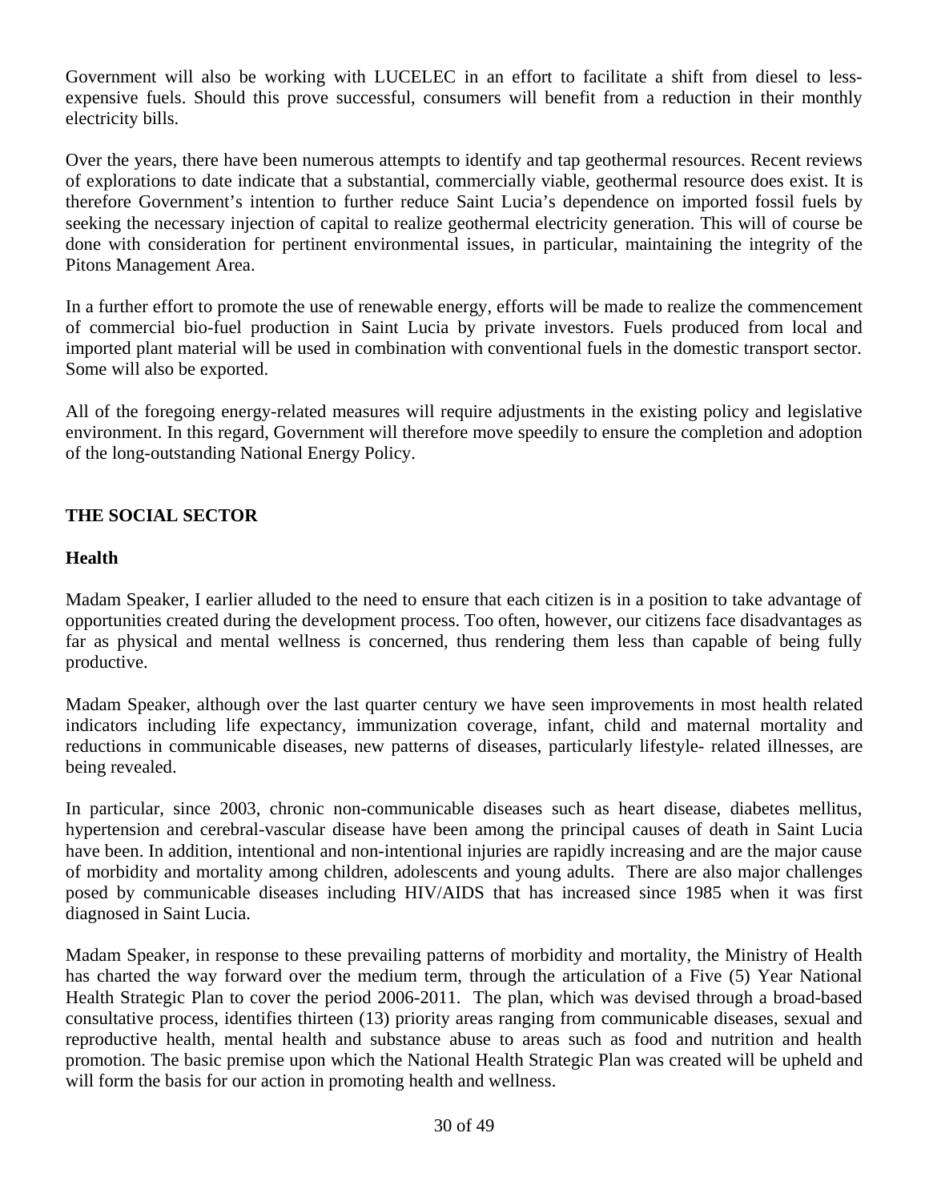Government will also be working with LUCELEC in an effort to facilitate a shift from diesel to less-expensive fuels. Should this prove successful, consumers will benefit from a reduction in their monthly electricity bills.

Over the years, there have been numerous attempts to identify and tap geothermal resources. Recent reviews of explorations to date indicate that a substantial, commercially viable, geothermal resource does exist. It is therefore Government's intention to further reduce Saint Lucia's dependence on imported fossil fuels by seeking the necessary injection of capital to realize geothermal electricity generation. This will of course be done with consideration for pertinent environmental issues, in particular, maintaining the integrity of the Pitons Management Area.

In a further effort to promote the use of renewable energy, efforts will be made to realize the commencement of commercial bio-fuel production in Saint Lucia by private investors. Fuels produced from local and imported plant material will be used in combination with conventional fuels in the domestic transport sector. Some will also be exported.

All of the foregoing energy-related measures will require adjustments in the existing policy and legislative environment. In this regard, Government will therefore move speedily to ensure the completion and adoption of the long-outstanding National Energy Policy.

## THE SOCIAL SECTOR

### Health

Madam Speaker, I earlier alluded to the need to ensure that each citizen is in a position to take advantage of opportunities created during the development process. Too often, however, our citizens face disadvantages as far as physical and mental wellness is concerned, thus rendering them less than capable of being fully productive.

Madam Speaker, although over the last quarter century we have seen improvements in most health related indicators including life expectancy, immunization coverage, infant, child and maternal mortality and reductions in communicable diseases, new patterns of diseases, particularly lifestyle- related illnesses, are being revealed.

In particular, since 2003, chronic non-communicable diseases such as heart disease, diabetes mellitus, hypertension and cerebral-vascular disease have been among the principal causes of death in Saint Lucia have been. In addition, intentional and non-intentional injuries are rapidly increasing and are the major cause of morbidity and mortality among children, adolescents and young adults. There are also major challenges posed by communicable diseases including HIV/AIDS that has increased since 1985 when it was first diagnosed in Saint Lucia.

Madam Speaker, in response to these prevailing patterns of morbidity and mortality, the Ministry of Health has charted the way forward over the medium term, through the articulation of a Five (5) Year National Health Strategic Plan to cover the period 2006-2011. The plan, which was devised through a broad-based consultative process, identifies thirteen (13) priority areas ranging from communicable diseases, sexual and reproductive health, mental health and substance abuse to areas such as food and nutrition and health promotion. The basic premise upon which the National Health Strategic Plan was created will be upheld and will form the basis for our action in promoting health and wellness.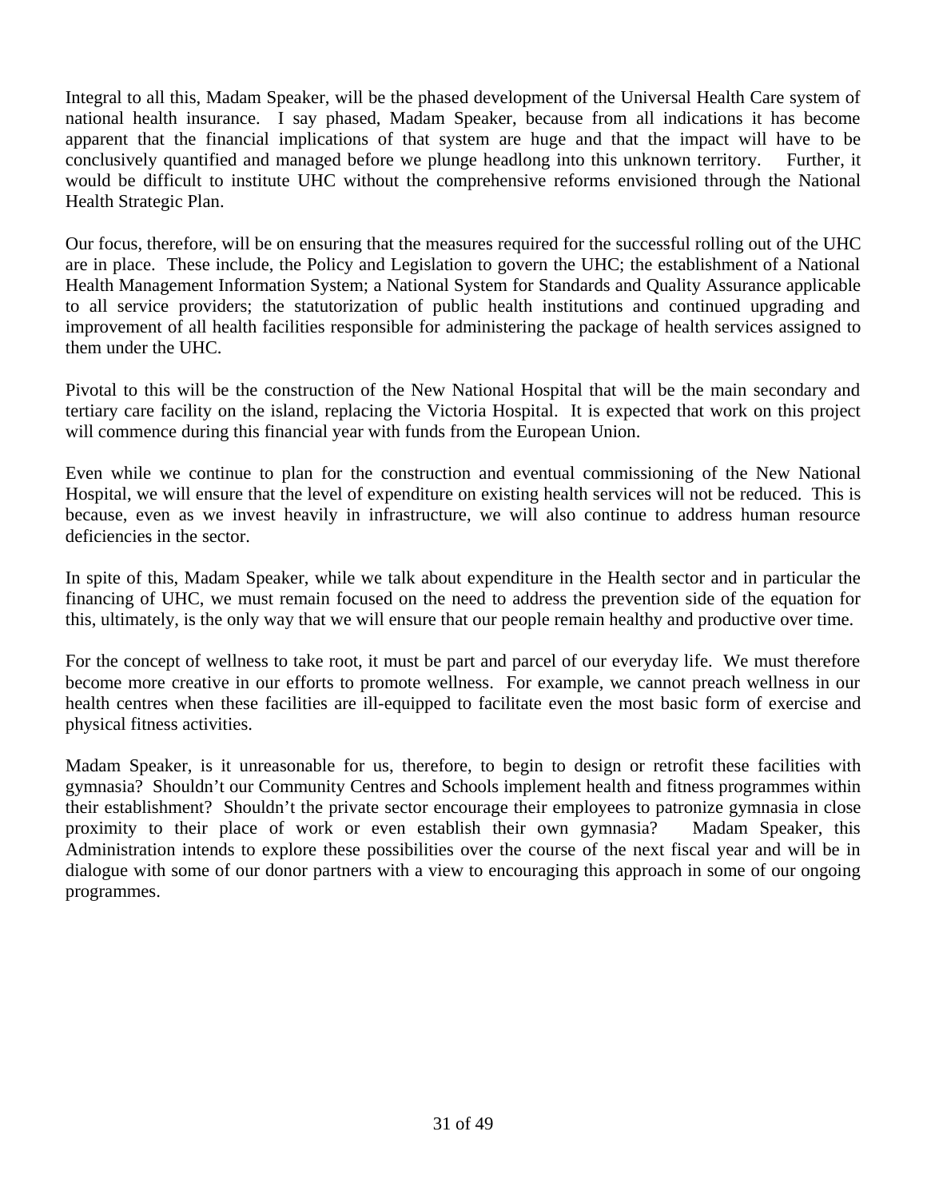Integral to all this, Madam Speaker, will be the phased development of the Universal Health Care system of national health insurance. I say phased, Madam Speaker, because from all indications it has become apparent that the financial implications of that system are huge and that the impact will have to be conclusively quantified and managed before we plunge headlong into this unknown territory. Further, it would be difficult to institute UHC without the comprehensive reforms envisioned through the National Health Strategic Plan.

Our focus, therefore, will be on ensuring that the measures required for the successful rolling out of the UHC are in place. These include, the Policy and Legislation to govern the UHC; the establishment of a National Health Management Information System; a National System for Standards and Quality Assurance applicable to all service providers; the statutorization of public health institutions and continued upgrading and improvement of all health facilities responsible for administering the package of health services assigned to them under the UHC.

Pivotal to this will be the construction of the New National Hospital that will be the main secondary and tertiary care facility on the island, replacing the Victoria Hospital. It is expected that work on this project will commence during this financial year with funds from the European Union.

Even while we continue to plan for the construction and eventual commissioning of the New National Hospital, we will ensure that the level of expenditure on existing health services will not be reduced. This is because, even as we invest heavily in infrastructure, we will also continue to address human resource deficiencies in the sector.

In spite of this, Madam Speaker, while we talk about expenditure in the Health sector and in particular the financing of UHC, we must remain focused on the need to address the prevention side of the equation for this, ultimately, is the only way that we will ensure that our people remain healthy and productive over time.

For the concept of wellness to take root, it must be part and parcel of our everyday life. We must therefore become more creative in our efforts to promote wellness. For example, we cannot preach wellness in our health centres when these facilities are ill-equipped to facilitate even the most basic form of exercise and physical fitness activities.

Madam Speaker, is it unreasonable for us, therefore, to begin to design or retrofit these facilities with gymnasia? Shouldn't our Community Centres and Schools implement health and fitness programmes within their establishment? Shouldn't the private sector encourage their employees to patronize gymnasia in close proximity to their place of work or even establish their own gymnasia? Madam Speaker, this Administration intends to explore these possibilities over the course of the next fiscal year and will be in dialogue with some of our donor partners with a view to encouraging this approach in some of our ongoing programmes.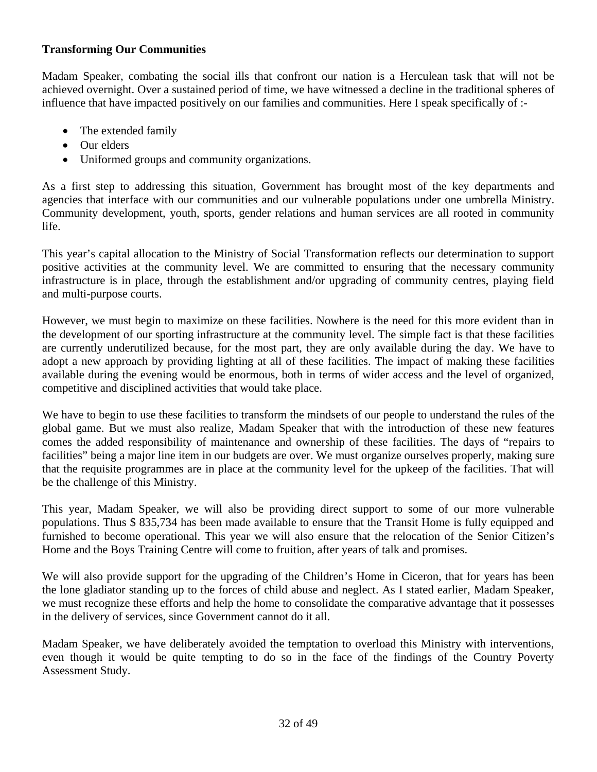**Transforming Our Communities**

Madam Speaker, combating the social ills that confront our nation is a Herculean task that will not be achieved overnight. Over a sustained period of time, we have witnessed a decline in the traditional spheres of influence that have impacted positively on our families and communities. Here I speak specifically of :-

- The extended family
- Our elders
- Uniformed groups and community organizations.

As a first step to addressing this situation, Government has brought most of the key departments and agencies that interface with our communities and our vulnerable populations under one umbrella Ministry. Community development, youth, sports, gender relations and human services are all rooted in community life.

This year's capital allocation to the Ministry of Social Transformation reflects our determination to support positive activities at the community level. We are committed to ensuring that the necessary community infrastructure is in place, through the establishment and/or upgrading of community centres, playing field and multi-purpose courts.

However, we must begin to maximize on these facilities. Nowhere is the need for this more evident than in the development of our sporting infrastructure at the community level. The simple fact is that these facilities are currently underutilized because, for the most part, they are only available during the day. We have to adopt a new approach by providing lighting at all of these facilities. The impact of making these facilities available during the evening would be enormous, both in terms of wider access and the level of organized, competitive and disciplined activities that would take place.

We have to begin to use these facilities to transform the mindsets of our people to understand the rules of the global game. But we must also realize, Madam Speaker that with the introduction of these new features comes the added responsibility of maintenance and ownership of these facilities. The days of "repairs to facilities" being a major line item in our budgets are over. We must organize ourselves properly, making sure that the requisite programmes are in place at the community level for the upkeep of the facilities. That will be the challenge of this Ministry.

This year, Madam Speaker, we will also be providing direct support to some of our more vulnerable populations. Thus $ 835,734 has been made available to ensure that the Transit Home is fully equipped and furnished to become operational. This year we will also ensure that the relocation of the Senior Citizen's Home and the Boys Training Centre will come to fruition, after years of talk and promises.

We will also provide support for the upgrading of the Children's Home in Ciceron, that for years has been the lone gladiator standing up to the forces of child abuse and neglect. As I stated earlier, Madam Speaker, we must recognize these efforts and help the home to consolidate the comparative advantage that it possesses in the delivery of services, since Government cannot do it all.

Madam Speaker, we have deliberately avoided the temptation to overload this Ministry with interventions, even though it would be quite tempting to do so in the face of the findings of the Country Poverty Assessment Study.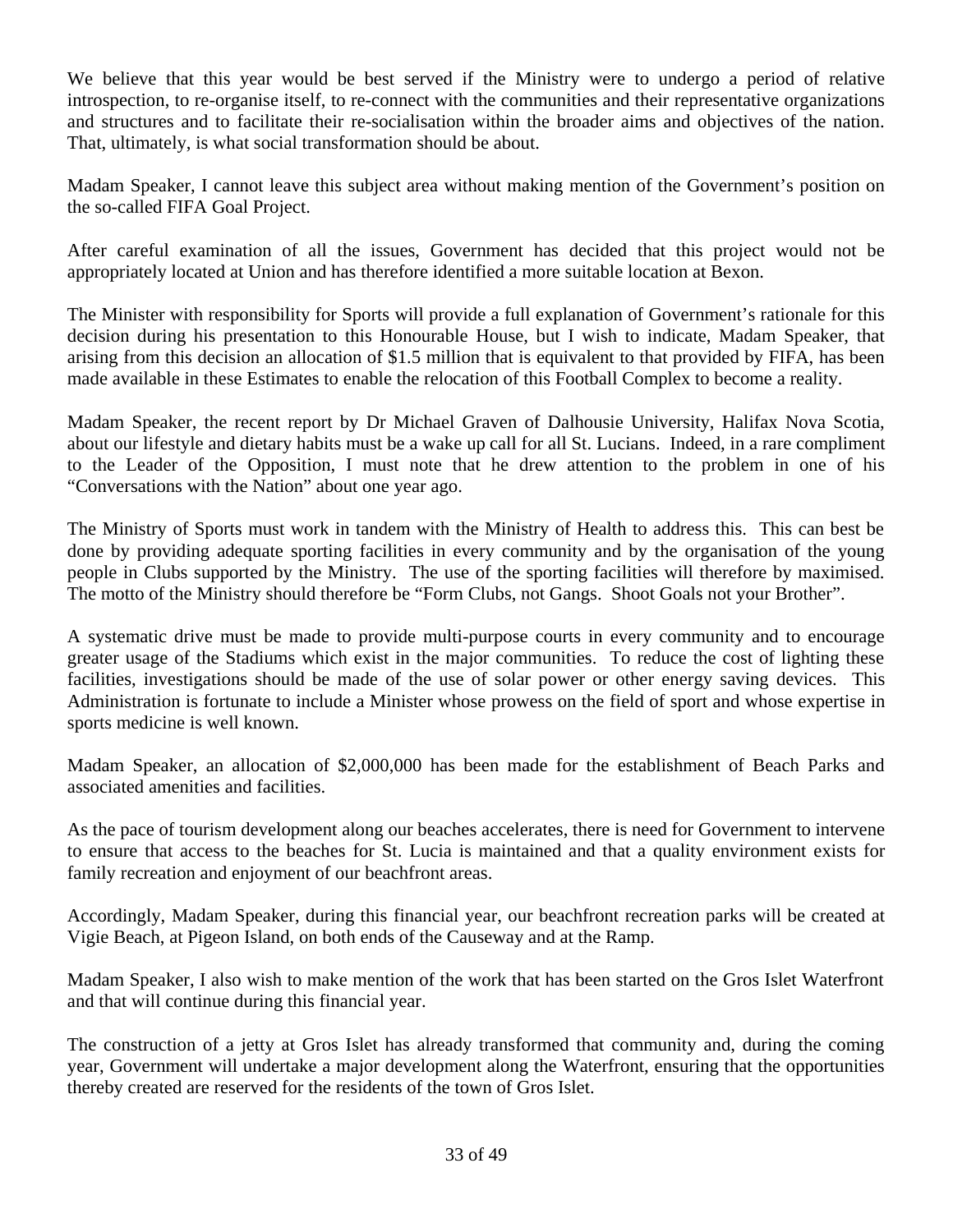We believe that this year would be best served if the Ministry were to undergo a period of relative introspection, to re-organise itself, to re-connect with the communities and their representative organizations and structures and to facilitate their re-socialisation within the broader aims and objectives of the nation. That, ultimately, is what social transformation should be about.

Madam Speaker, I cannot leave this subject area without making mention of the Government's position on the so-called FIFA Goal Project.

After careful examination of all the issues, Government has decided that this project would not be appropriately located at Union and has therefore identified a more suitable location at Bexon.

The Minister with responsibility for Sports will provide a full explanation of Government's rationale for this decision during his presentation to this Honourable House, but I wish to indicate, Madam Speaker, that arising from this decision an allocation of $1.5 million that is equivalent to that provided by FIFA, has been made available in these Estimates to enable the relocation of this Football Complex to become a reality.

Madam Speaker, the recent report by Dr Michael Graven of Dalhousie University, Halifax Nova Scotia, about our lifestyle and dietary habits must be a wake up call for all St. Lucians. Indeed, in a rare compliment to the Leader of the Opposition, I must note that he drew attention to the problem in one of his "Conversations with the Nation" about one year ago.

The Ministry of Sports must work in tandem with the Ministry of Health to address this. This can best be done by providing adequate sporting facilities in every community and by the organisation of the young people in Clubs supported by the Ministry. The use of the sporting facilities will therefore by maximised. The motto of the Ministry should therefore be "Form Clubs, not Gangs. Shoot Goals not your Brother".

A systematic drive must be made to provide multi-purpose courts in every community and to encourage greater usage of the Stadiums which exist in the major communities. To reduce the cost of lighting these facilities, investigations should be made of the use of solar power or other energy saving devices. This Administration is fortunate to include a Minister whose prowess on the field of sport and whose expertise in sports medicine is well known.

Madam Speaker, an allocation of $2,000,000 has been made for the establishment of Beach Parks and associated amenities and facilities.

As the pace of tourism development along our beaches accelerates, there is need for Government to intervene to ensure that access to the beaches for St. Lucia is maintained and that a quality environment exists for family recreation and enjoyment of our beachfront areas.

Accordingly, Madam Speaker, during this financial year, our beachfront recreation parks will be created at Vigie Beach, at Pigeon Island, on both ends of the Causeway and at the Ramp.

Madam Speaker, I also wish to make mention of the work that has been started on the Gros Islet Waterfront and that will continue during this financial year.

The construction of a jetty at Gros Islet has already transformed that community and, during the coming year, Government will undertake a major development along the Waterfront, ensuring that the opportunities thereby created are reserved for the residents of the town of Gros Islet.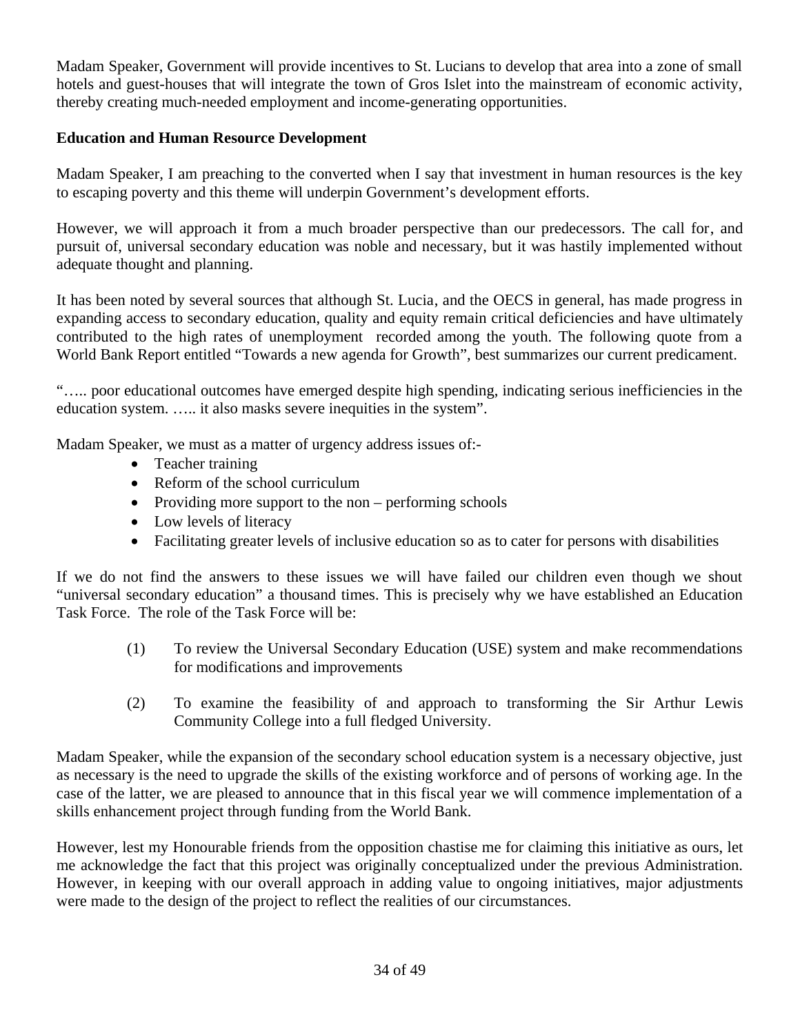Madam Speaker, Government will provide incentives to St. Lucians to develop that area into a zone of small hotels and guest-houses that will integrate the town of Gros Islet into the mainstream of economic activity, thereby creating much-needed employment and income-generating opportunities.

**Education and Human Resource Development**

Madam Speaker, I am preaching to the converted when I say that investment in human resources is the key to escaping poverty and this theme will underpin Government's development efforts.

However, we will approach it from a much broader perspective than our predecessors. The call for, and pursuit of, universal secondary education was noble and necessary, but it was hastily implemented without adequate thought and planning.

It has been noted by several sources that although St. Lucia, and the OECS in general, has made progress in expanding access to secondary education, quality and equity remain critical deficiencies and have ultimately contributed to the high rates of unemployment recorded among the youth. The following quote from a World Bank Report entitled "Towards a new agenda for Growth", best summarizes our current predicament.

"….. poor educational outcomes have emerged despite high spending, indicating serious inefficiencies in the education system. ….. it also masks severe inequities in the system".

Madam Speaker, we must as a matter of urgency address issues of:-

- Teacher training
- Reform of the school curriculum
- Providing more support to the non – performing schools
- Low levels of literacy
- Facilitating greater levels of inclusive education so as to cater for persons with disabilities

If we do not find the answers to these issues we will have failed our children even though we shout "universal secondary education" a thousand times. This is precisely why we have established an Education Task Force. The role of the Task Force will be:

(1) To review the Universal Secondary Education (USE) system and make recommendations for modifications and improvements

(2) To examine the feasibility of and approach to transforming the Sir Arthur Lewis Community College into a full fledged University.

Madam Speaker, while the expansion of the secondary school education system is a necessary objective, just as necessary is the need to upgrade the skills of the existing workforce and of persons of working age. In the case of the latter, we are pleased to announce that in this fiscal year we will commence implementation of a skills enhancement project through funding from the World Bank.

However, lest my Honourable friends from the opposition chastise me for claiming this initiative as ours, let me acknowledge the fact that this project was originally conceptualized under the previous Administration. However, in keeping with our overall approach in adding value to ongoing initiatives, major adjustments were made to the design of the project to reflect the realities of our circumstances.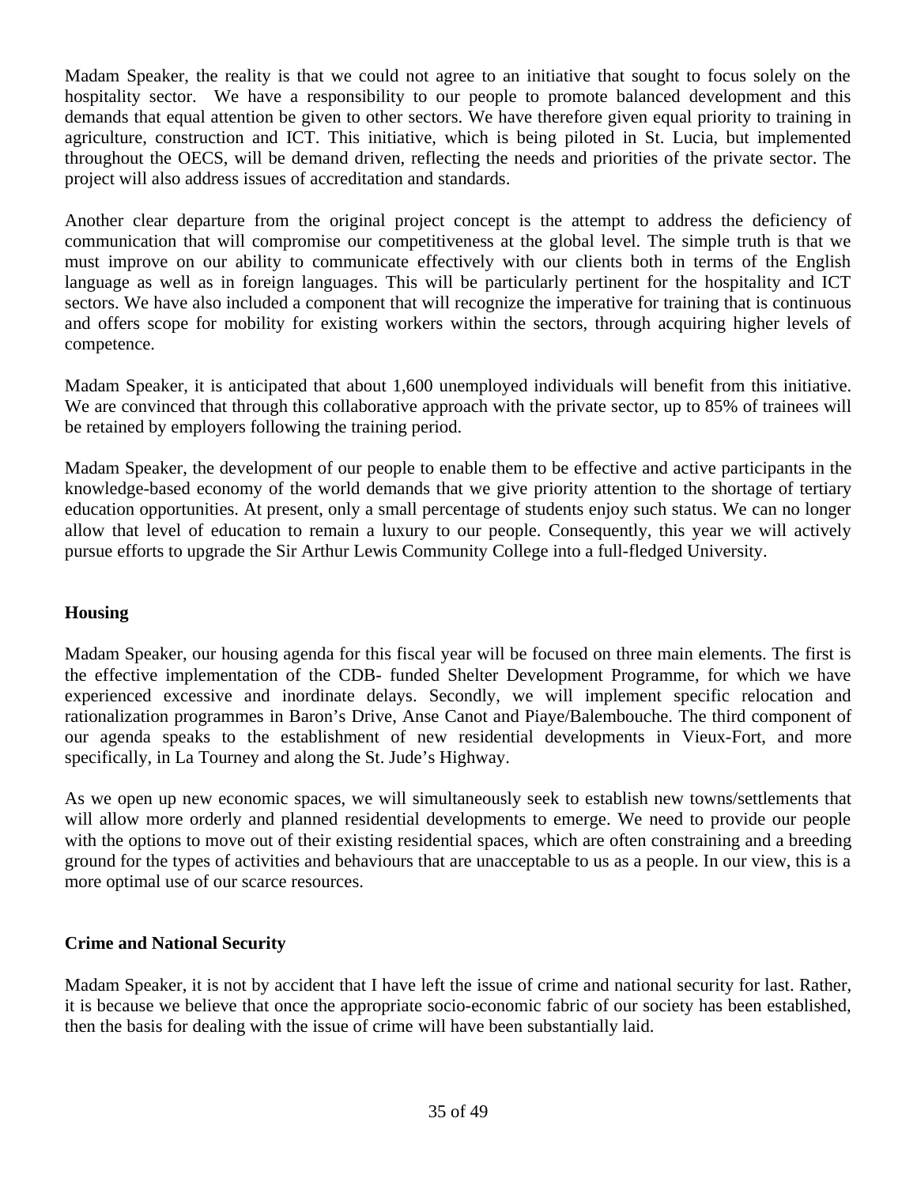Madam Speaker, the reality is that we could not agree to an initiative that sought to focus solely on the hospitality sector. We have a responsibility to our people to promote balanced development and this demands that equal attention be given to other sectors. We have therefore given equal priority to training in agriculture, construction and ICT. This initiative, which is being piloted in St. Lucia, but implemented throughout the OECS, will be demand driven, reflecting the needs and priorities of the private sector. The project will also address issues of accreditation and standards.

Another clear departure from the original project concept is the attempt to address the deficiency of communication that will compromise our competitiveness at the global level. The simple truth is that we must improve on our ability to communicate effectively with our clients both in terms of the English language as well as in foreign languages. This will be particularly pertinent for the hospitality and ICT sectors. We have also included a component that will recognize the imperative for training that is continuous and offers scope for mobility for existing workers within the sectors, through acquiring higher levels of competence.

Madam Speaker, it is anticipated that about 1,600 unemployed individuals will benefit from this initiative. We are convinced that through this collaborative approach with the private sector, up to 85% of trainees will be retained by employers following the training period.

Madam Speaker, the development of our people to enable them to be effective and active participants in the knowledge-based economy of the world demands that we give priority attention to the shortage of tertiary education opportunities. At present, only a small percentage of students enjoy such status. We can no longer allow that level of education to remain a luxury to our people. Consequently, this year we will actively pursue efforts to upgrade the Sir Arthur Lewis Community College into a full-fledged University.

## Housing

Madam Speaker, our housing agenda for this fiscal year will be focused on three main elements. The first is the effective implementation of the CDB- funded Shelter Development Programme, for which we have experienced excessive and inordinate delays. Secondly, we will implement specific relocation and rationalization programmes in Baron's Drive, Anse Canot and Piaye/Balembouche. The third component of our agenda speaks to the establishment of new residential developments in Vieux-Fort, and more specifically, in La Tourney and along the St. Jude's Highway.

As we open up new economic spaces, we will simultaneously seek to establish new towns/settlements that will allow more orderly and planned residential developments to emerge. We need to provide our people with the options to move out of their existing residential spaces, which are often constraining and a breeding ground for the types of activities and behaviours that are unacceptable to us as a people. In our view, this is a more optimal use of our scarce resources.

## Crime and National Security

Madam Speaker, it is not by accident that I have left the issue of crime and national security for last. Rather, it is because we believe that once the appropriate socio-economic fabric of our society has been established, then the basis for dealing with the issue of crime will have been substantially laid.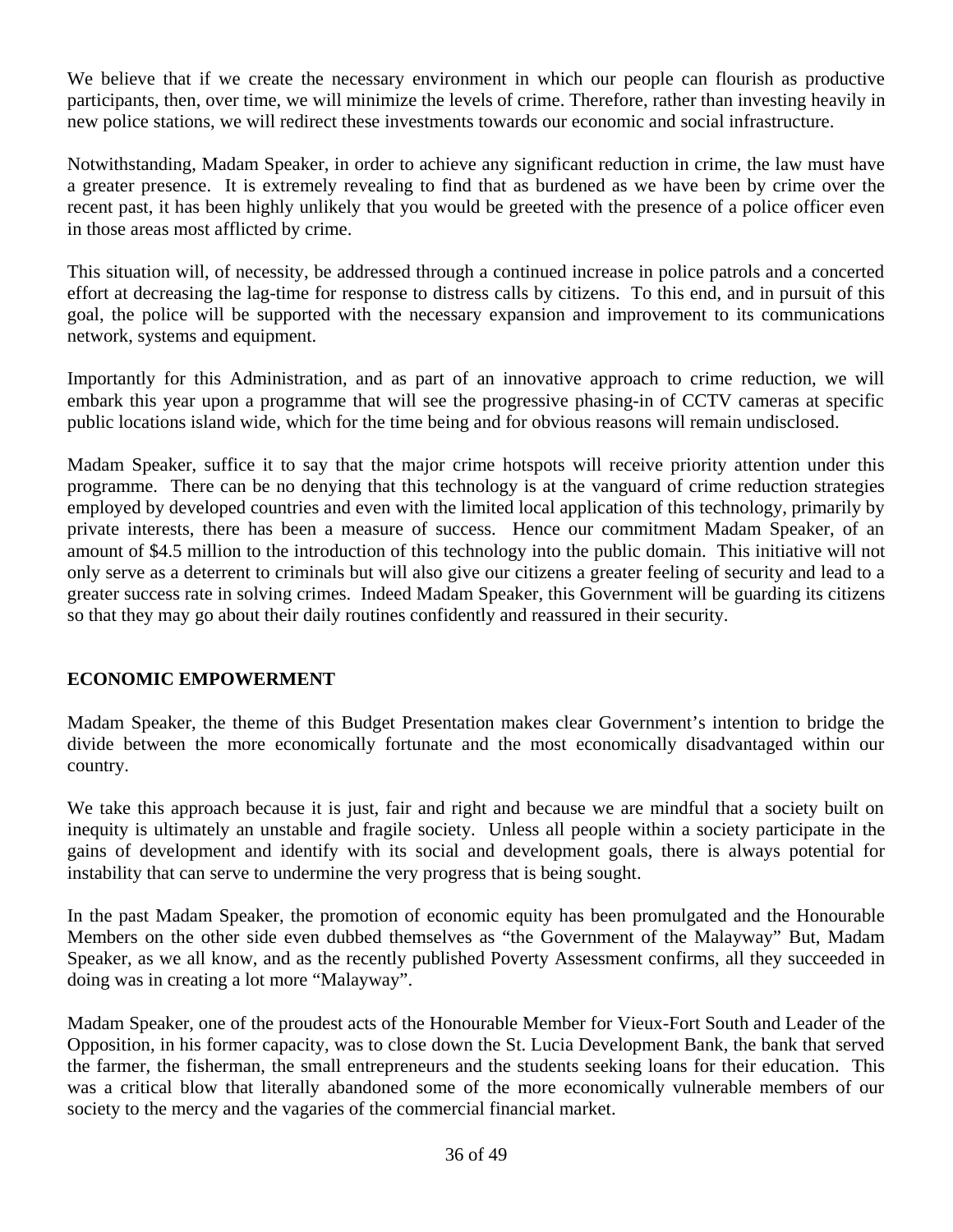We believe that if we create the necessary environment in which our people can flourish as productive participants, then, over time, we will minimize the levels of crime. Therefore, rather than investing heavily in new police stations, we will redirect these investments towards our economic and social infrastructure.

Notwithstanding, Madam Speaker, in order to achieve any significant reduction in crime, the law must have a greater presence. It is extremely revealing to find that as burdened as we have been by crime over the recent past, it has been highly unlikely that you would be greeted with the presence of a police officer even in those areas most afflicted by crime.

This situation will, of necessity, be addressed through a continued increase in police patrols and a concerted effort at decreasing the lag-time for response to distress calls by citizens. To this end, and in pursuit of this goal, the police will be supported with the necessary expansion and improvement to its communications network, systems and equipment.

Importantly for this Administration, and as part of an innovative approach to crime reduction, we will embark this year upon a programme that will see the progressive phasing-in of CCTV cameras at specific public locations island wide, which for the time being and for obvious reasons will remain undisclosed.

Madam Speaker, suffice it to say that the major crime hotspots will receive priority attention under this programme. There can be no denying that this technology is at the vanguard of crime reduction strategies employed by developed countries and even with the limited local application of this technology, primarily by private interests, there has been a measure of success. Hence our commitment Madam Speaker, of an amount of $4.5 million to the introduction of this technology into the public domain. This initiative will not only serve as a deterrent to criminals but will also give our citizens a greater feeling of security and lead to a greater success rate in solving crimes. Indeed Madam Speaker, this Government will be guarding its citizens so that they may go about their daily routines confidently and reassured in their security.

## ECONOMIC EMPOWERMENT

Madam Speaker, the theme of this Budget Presentation makes clear Government's intention to bridge the divide between the more economically fortunate and the most economically disadvantaged within our country.

We take this approach because it is just, fair and right and because we are mindful that a society built on inequity is ultimately an unstable and fragile society. Unless all people within a society participate in the gains of development and identify with its social and development goals, there is always potential for instability that can serve to undermine the very progress that is being sought.

In the past Madam Speaker, the promotion of economic equity has been promulgated and the Honourable Members on the other side even dubbed themselves as "the Government of the Malayway" But, Madam Speaker, as we all know, and as the recently published Poverty Assessment confirms, all they succeeded in doing was in creating a lot more "Malayway".

Madam Speaker, one of the proudest acts of the Honourable Member for Vieux-Fort South and Leader of the Opposition, in his former capacity, was to close down the St. Lucia Development Bank, the bank that served the farmer, the fisherman, the small entrepreneurs and the students seeking loans for their education. This was a critical blow that literally abandoned some of the more economically vulnerable members of our society to the mercy and the vagaries of the commercial financial market.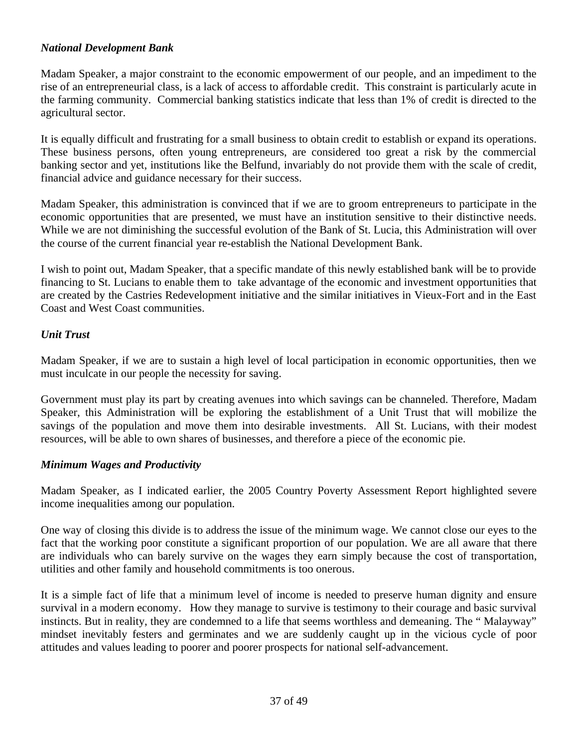### *National Development Bank*

Madam Speaker, a major constraint to the economic empowerment of our people, and an impediment to the rise of an entrepreneurial class, is a lack of access to affordable credit. This constraint is particularly acute in the farming community. Commercial banking statistics indicate that less than 1% of credit is directed to the agricultural sector.

It is equally difficult and frustrating for a small business to obtain credit to establish or expand its operations. These business persons, often young entrepreneurs, are considered too great a risk by the commercial banking sector and yet, institutions like the Belfund, invariably do not provide them with the scale of credit, financial advice and guidance necessary for their success.

Madam Speaker, this administration is convinced that if we are to groom entrepreneurs to participate in the economic opportunities that are presented, we must have an institution sensitive to their distinctive needs. While we are not diminishing the successful evolution of the Bank of St. Lucia, this Administration will over the course of the current financial year re-establish the National Development Bank.

I wish to point out, Madam Speaker, that a specific mandate of this newly established bank will be to provide financing to St. Lucians to enable them to take advantage of the economic and investment opportunities that are created by the Castries Redevelopment initiative and the similar initiatives in Vieux-Fort and in the East Coast and West Coast communities.

### *Unit Trust*

Madam Speaker, if we are to sustain a high level of local participation in economic opportunities, then we must inculcate in our people the necessity for saving.

Government must play its part by creating avenues into which savings can be channeled. Therefore, Madam Speaker, this Administration will be exploring the establishment of a Unit Trust that will mobilize the savings of the population and move them into desirable investments. All St. Lucians, with their modest resources, will be able to own shares of businesses, and therefore a piece of the economic pie.

### *Minimum Wages and Productivity*

Madam Speaker, as I indicated earlier, the 2005 Country Poverty Assessment Report highlighted severe income inequalities among our population.

One way of closing this divide is to address the issue of the minimum wage. We cannot close our eyes to the fact that the working poor constitute a significant proportion of our population. We are all aware that there are individuals who can barely survive on the wages they earn simply because the cost of transportation, utilities and other family and household commitments is too onerous.

It is a simple fact of life that a minimum level of income is needed to preserve human dignity and ensure survival in a modern economy. How they manage to survive is testimony to their courage and basic survival instincts. But in reality, they are condemned to a life that seems worthless and demeaning. The " Malayway" mindset inevitably festers and germinates and we are suddenly caught up in the vicious cycle of poor attitudes and values leading to poorer and poorer prospects for national self-advancement.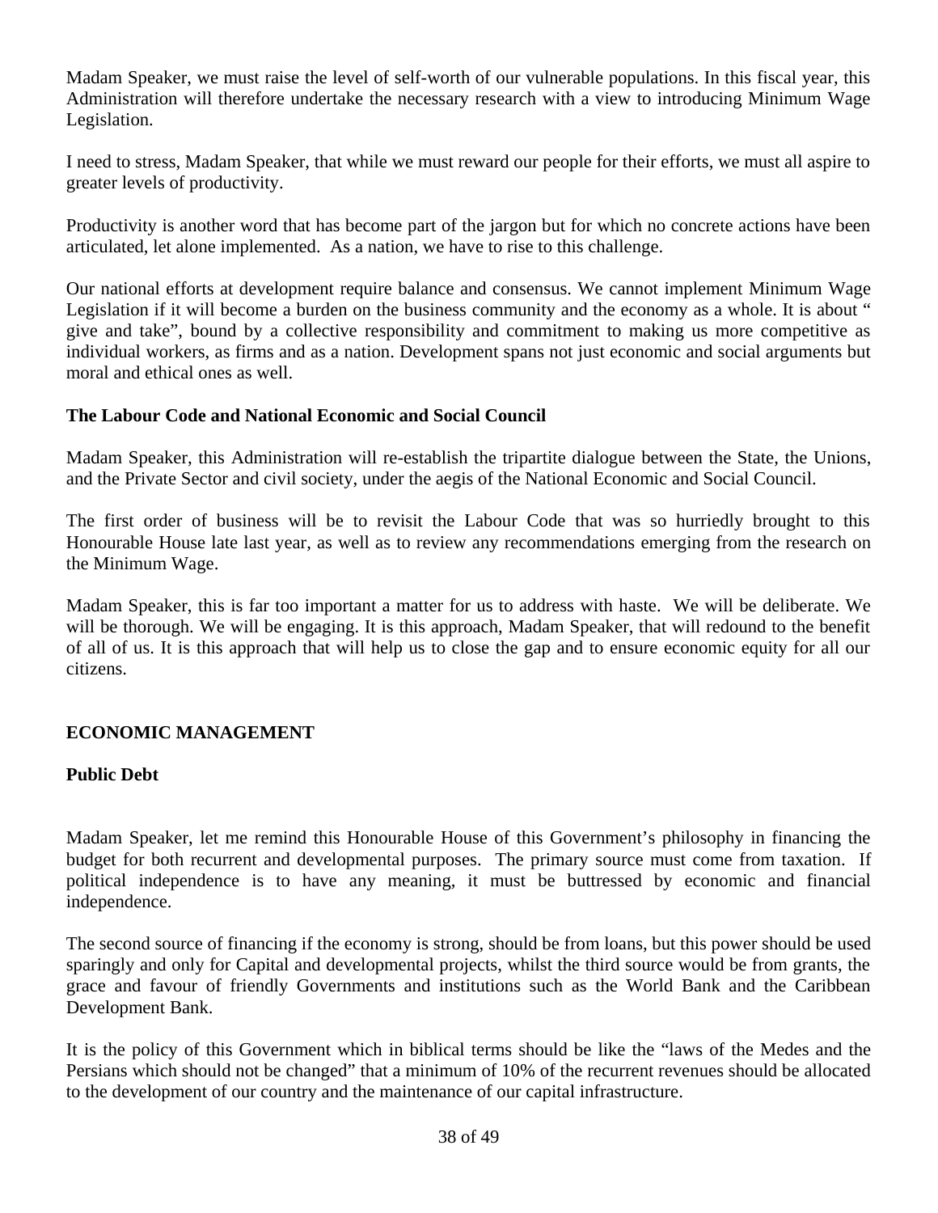Madam Speaker, we must raise the level of self-worth of our vulnerable populations. In this fiscal year, this Administration will therefore undertake the necessary research with a view to introducing Minimum Wage Legislation.

I need to stress, Madam Speaker, that while we must reward our people for their efforts, we must all aspire to greater levels of productivity.

Productivity is another word that has become part of the jargon but for which no concrete actions have been articulated, let alone implemented. As a nation, we have to rise to this challenge.

Our national efforts at development require balance and consensus. We cannot implement Minimum Wage Legislation if it will become a burden on the business community and the economy as a whole. It is about " give and take", bound by a collective responsibility and commitment to making us more competitive as individual workers, as firms and as a nation. Development spans not just economic and social arguments but moral and ethical ones as well.

**The Labour Code and National Economic and Social Council**

Madam Speaker, this Administration will re-establish the tripartite dialogue between the State, the Unions, and the Private Sector and civil society, under the aegis of the National Economic and Social Council.

The first order of business will be to revisit the Labour Code that was so hurriedly brought to this Honourable House late last year, as well as to review any recommendations emerging from the research on the Minimum Wage.

Madam Speaker, this is far too important a matter for us to address with haste. We will be deliberate. We will be thorough. We will be engaging. It is this approach, Madam Speaker, that will redound to the benefit of all of us. It is this approach that will help us to close the gap and to ensure economic equity for all our citizens.

## ECONOMIC MANAGEMENT

### Public Debt

Madam Speaker, let me remind this Honourable House of this Government's philosophy in financing the budget for both recurrent and developmental purposes. The primary source must come from taxation. If political independence is to have any meaning, it must be buttressed by economic and financial independence.

The second source of financing if the economy is strong, should be from loans, but this power should be used sparingly and only for Capital and developmental projects, whilst the third source would be from grants, the grace and favour of friendly Governments and institutions such as the World Bank and the Caribbean Development Bank.

It is the policy of this Government which in biblical terms should be like the "laws of the Medes and the Persians which should not be changed" that a minimum of 10% of the recurrent revenues should be allocated to the development of our country and the maintenance of our capital infrastructure.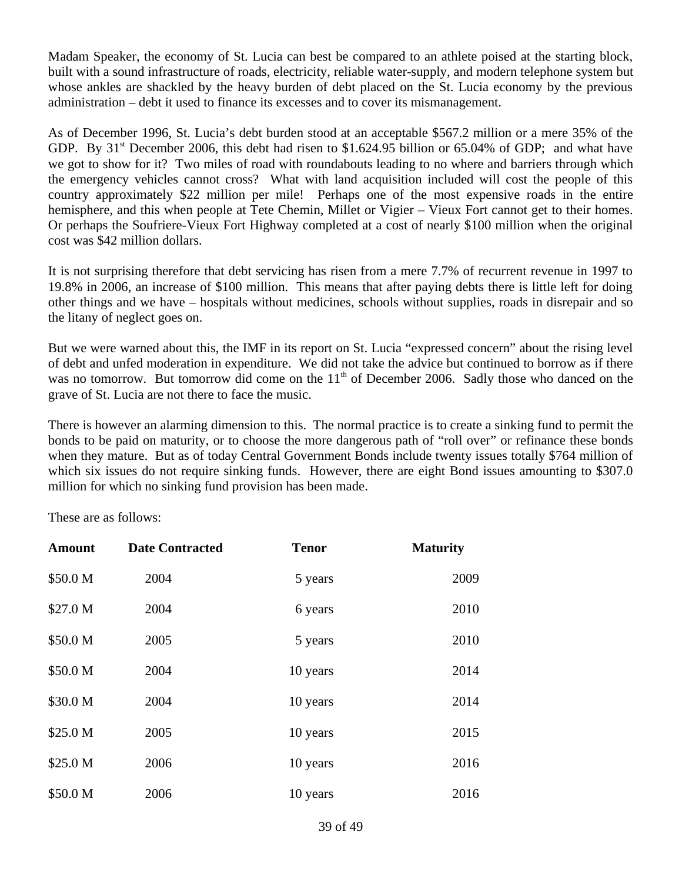Madam Speaker, the economy of St. Lucia can best be compared to an athlete poised at the starting block, built with a sound infrastructure of roads, electricity, reliable water-supply, and modern telephone system but whose ankles are shackled by the heavy burden of debt placed on the St. Lucia economy by the previous administration – debt it used to finance its excesses and to cover its mismanagement.

As of December 1996, St. Lucia's debt burden stood at an acceptable $567.2 million or a mere 35% of the GDP. By 31st December 2006, this debt had risen to $1.624.95 billion or 65.04% of GDP; and what have we got to show for it? Two miles of road with roundabouts leading to no where and barriers through which the emergency vehicles cannot cross? What with land acquisition included will cost the people of this country approximately $22 million per mile! Perhaps one of the most expensive roads in the entire hemisphere, and this when people at Tete Chemin, Millet or Vigier – Vieux Fort cannot get to their homes. Or perhaps the Soufriere-Vieux Fort Highway completed at a cost of nearly $100 million when the original cost was $42 million dollars.

It is not surprising therefore that debt servicing has risen from a mere 7.7% of recurrent revenue in 1997 to 19.8% in 2006, an increase of $100 million. This means that after paying debts there is little left for doing other things and we have – hospitals without medicines, schools without supplies, roads in disrepair and so the litany of neglect goes on.

But we were warned about this, the IMF in its report on St. Lucia "expressed concern" about the rising level of debt and unfed moderation in expenditure. We did not take the advice but continued to borrow as if there was no tomorrow. But tomorrow did come on the 11th of December 2006. Sadly those who danced on the grave of St. Lucia are not there to face the music.

There is however an alarming dimension to this. The normal practice is to create a sinking fund to permit the bonds to be paid on maturity, or to choose the more dangerous path of "roll over" or refinance these bonds when they mature. But as of today Central Government Bonds include twenty issues totally $764 million of which six issues do not require sinking funds. However, there are eight Bond issues amounting to $307.0 million for which no sinking fund provision has been made.

These are as follows:

| Amount | Date Contracted | Tenor | Maturity |
|---|---|---|---|
| $50.0 M | 2004 | 5 years | 2009 |
| $27.0 M | 2004 | 6 years | 2010 |
| $50.0 M | 2005 | 5 years | 2010 |
| $50.0 M | 2004 | 10 years | 2014 |
| $30.0 M | 2004 | 10 years | 2014 |
| $25.0 M | 2005 | 10 years | 2015 |
| $25.0 M | 2006 | 10 years | 2016 |
| $50.0 M | 2006 | 10 years | 2016 |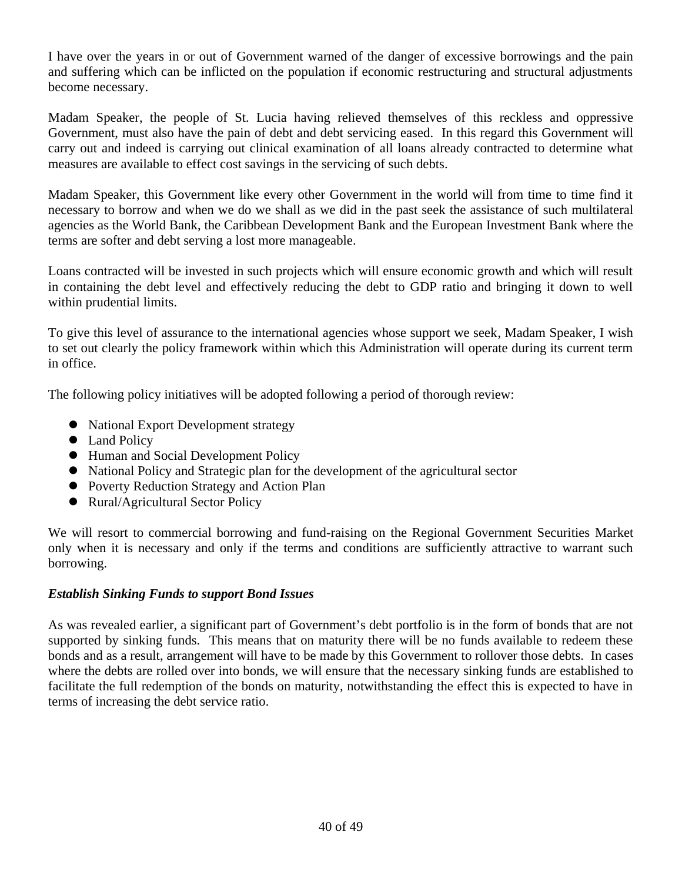I have over the years in or out of Government warned of the danger of excessive borrowings and the pain and suffering which can be inflicted on the population if economic restructuring and structural adjustments become necessary.

Madam Speaker, the people of St. Lucia having relieved themselves of this reckless and oppressive Government, must also have the pain of debt and debt servicing eased. In this regard this Government will carry out and indeed is carrying out clinical examination of all loans already contracted to determine what measures are available to effect cost savings in the servicing of such debts.

Madam Speaker, this Government like every other Government in the world will from time to time find it necessary to borrow and when we do we shall as we did in the past seek the assistance of such multilateral agencies as the World Bank, the Caribbean Development Bank and the European Investment Bank where the terms are softer and debt serving a lost more manageable.

Loans contracted will be invested in such projects which will ensure economic growth and which will result in containing the debt level and effectively reducing the debt to GDP ratio and bringing it down to well within prudential limits.

To give this level of assurance to the international agencies whose support we seek, Madam Speaker, I wish to set out clearly the policy framework within which this Administration will operate during its current term in office.

The following policy initiatives will be adopted following a period of thorough review:

- National Export Development strategy
- Land Policy
- Human and Social Development Policy
- National Policy and Strategic plan for the development of the agricultural sector
- Poverty Reduction Strategy and Action Plan
- Rural/Agricultural Sector Policy

We will resort to commercial borrowing and fund-raising on the Regional Government Securities Market only when it is necessary and only if the terms and conditions are sufficiently attractive to warrant such borrowing.

***Establish Sinking Funds to support Bond Issues***

As was revealed earlier, a significant part of Government's debt portfolio is in the form of bonds that are not supported by sinking funds. This means that on maturity there will be no funds available to redeem these bonds and as a result, arrangement will have to be made by this Government to rollover those debts. In cases where the debts are rolled over into bonds, we will ensure that the necessary sinking funds are established to facilitate the full redemption of the bonds on maturity, notwithstanding the effect this is expected to have in terms of increasing the debt service ratio.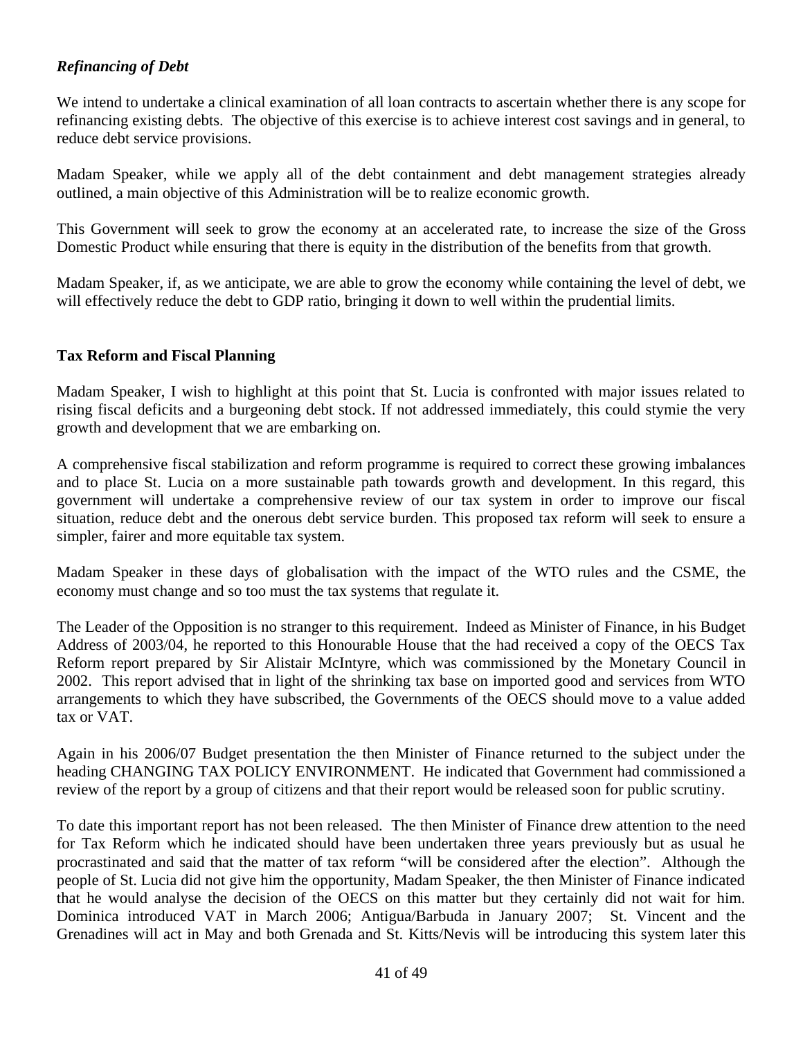*Refinancing of Debt*

We intend to undertake a clinical examination of all loan contracts to ascertain whether there is any scope for refinancing existing debts. The objective of this exercise is to achieve interest cost savings and in general, to reduce debt service provisions.

Madam Speaker, while we apply all of the debt containment and debt management strategies already outlined, a main objective of this Administration will be to realize economic growth.

This Government will seek to grow the economy at an accelerated rate, to increase the size of the Gross Domestic Product while ensuring that there is equity in the distribution of the benefits from that growth.

Madam Speaker, if, as we anticipate, we are able to grow the economy while containing the level of debt, we will effectively reduce the debt to GDP ratio, bringing it down to well within the prudential limits.

**Tax Reform and Fiscal Planning**

Madam Speaker, I wish to highlight at this point that St. Lucia is confronted with major issues related to rising fiscal deficits and a burgeoning debt stock. If not addressed immediately, this could stymie the very growth and development that we are embarking on.

A comprehensive fiscal stabilization and reform programme is required to correct these growing imbalances and to place St. Lucia on a more sustainable path towards growth and development. In this regard, this government will undertake a comprehensive review of our tax system in order to improve our fiscal situation, reduce debt and the onerous debt service burden. This proposed tax reform will seek to ensure a simpler, fairer and more equitable tax system.

Madam Speaker in these days of globalisation with the impact of the WTO rules and the CSME, the economy must change and so too must the tax systems that regulate it.

The Leader of the Opposition is no stranger to this requirement. Indeed as Minister of Finance, in his Budget Address of 2003/04, he reported to this Honourable House that the had received a copy of the OECS Tax Reform report prepared by Sir Alistair McIntyre, which was commissioned by the Monetary Council in 2002. This report advised that in light of the shrinking tax base on imported good and services from WTO arrangements to which they have subscribed, the Governments of the OECS should move to a value added tax or VAT.

Again in his 2006/07 Budget presentation the then Minister of Finance returned to the subject under the heading CHANGING TAX POLICY ENVIRONMENT. He indicated that Government had commissioned a review of the report by a group of citizens and that their report would be released soon for public scrutiny.

To date this important report has not been released. The then Minister of Finance drew attention to the need for Tax Reform which he indicated should have been undertaken three years previously but as usual he procrastinated and said that the matter of tax reform "will be considered after the election". Although the people of St. Lucia did not give him the opportunity, Madam Speaker, the then Minister of Finance indicated that he would analyse the decision of the OECS on this matter but they certainly did not wait for him. Dominica introduced VAT in March 2006; Antigua/Barbuda in January 2007; St. Vincent and the Grenadines will act in May and both Grenada and St. Kitts/Nevis will be introducing this system later this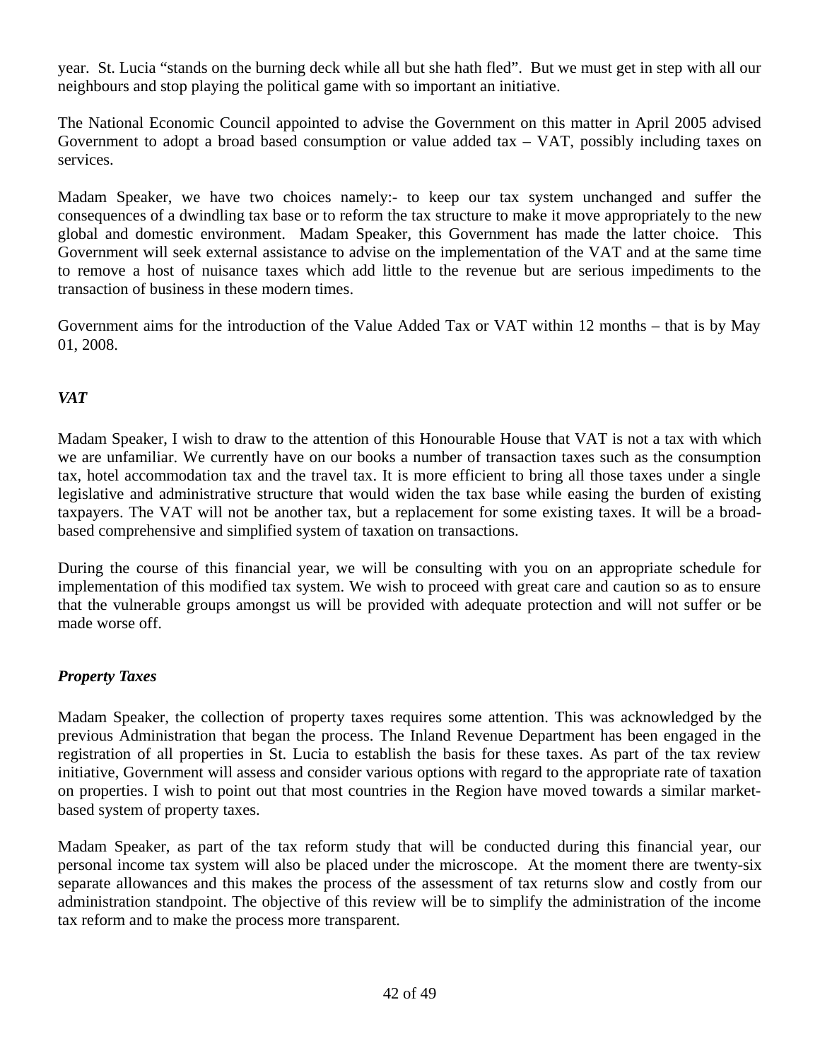year. St. Lucia "stands on the burning deck while all but she hath fled". But we must get in step with all our neighbours and stop playing the political game with so important an initiative.

The National Economic Council appointed to advise the Government on this matter in April 2005 advised Government to adopt a broad based consumption or value added tax – VAT, possibly including taxes on services.

Madam Speaker, we have two choices namely:- to keep our tax system unchanged and suffer the consequences of a dwindling tax base or to reform the tax structure to make it move appropriately to the new global and domestic environment. Madam Speaker, this Government has made the latter choice. This Government will seek external assistance to advise on the implementation of the VAT and at the same time to remove a host of nuisance taxes which add little to the revenue but are serious impediments to the transaction of business in these modern times.

Government aims for the introduction of the Value Added Tax or VAT within 12 months – that is by May 01, 2008.

### *VAT*

Madam Speaker, I wish to draw to the attention of this Honourable House that VAT is not a tax with which we are unfamiliar. We currently have on our books a number of transaction taxes such as the consumption tax, hotel accommodation tax and the travel tax. It is more efficient to bring all those taxes under a single legislative and administrative structure that would widen the tax base while easing the burden of existing taxpayers. The VAT will not be another tax, but a replacement for some existing taxes. It will be a broad-based comprehensive and simplified system of taxation on transactions.

During the course of this financial year, we will be consulting with you on an appropriate schedule for implementation of this modified tax system. We wish to proceed with great care and caution so as to ensure that the vulnerable groups amongst us will be provided with adequate protection and will not suffer or be made worse off.

### *Property Taxes*

Madam Speaker, the collection of property taxes requires some attention. This was acknowledged by the previous Administration that began the process. The Inland Revenue Department has been engaged in the registration of all properties in St. Lucia to establish the basis for these taxes. As part of the tax review initiative, Government will assess and consider various options with regard to the appropriate rate of taxation on properties. I wish to point out that most countries in the Region have moved towards a similar market-based system of property taxes.

Madam Speaker, as part of the tax reform study that will be conducted during this financial year, our personal income tax system will also be placed under the microscope. At the moment there are twenty-six separate allowances and this makes the process of the assessment of tax returns slow and costly from our administration standpoint. The objective of this review will be to simplify the administration of the income tax reform and to make the process more transparent.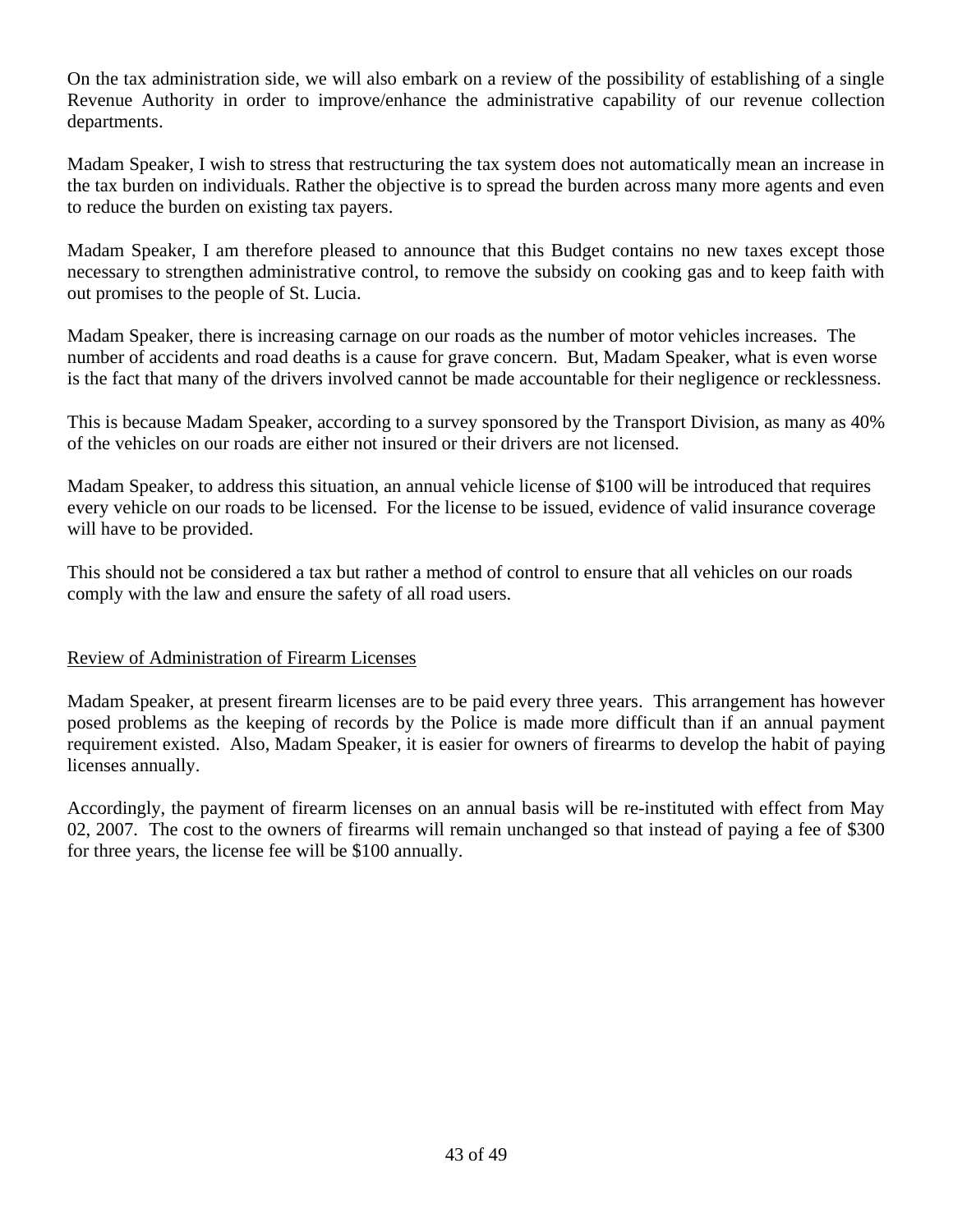On the tax administration side, we will also embark on a review of the possibility of establishing of a single Revenue Authority in order to improve/enhance the administrative capability of our revenue collection departments.

Madam Speaker, I wish to stress that restructuring the tax system does not automatically mean an increase in the tax burden on individuals. Rather the objective is to spread the burden across many more agents and even to reduce the burden on existing tax payers.

Madam Speaker, I am therefore pleased to announce that this Budget contains no new taxes except those necessary to strengthen administrative control, to remove the subsidy on cooking gas and to keep faith with out promises to the people of St. Lucia.

Madam Speaker, there is increasing carnage on our roads as the number of motor vehicles increases. The number of accidents and road deaths is a cause for grave concern. But, Madam Speaker, what is even worse is the fact that many of the drivers involved cannot be made accountable for their negligence or recklessness.

This is because Madam Speaker, according to a survey sponsored by the Transport Division, as many as 40% of the vehicles on our roads are either not insured or their drivers are not licensed.

Madam Speaker, to address this situation, an annual vehicle license of $100 will be introduced that requires every vehicle on our roads to be licensed. For the license to be issued, evidence of valid insurance coverage will have to be provided.

This should not be considered a tax but rather a method of control to ensure that all vehicles on our roads comply with the law and ensure the safety of all road users.

<u>Review of Administration of Firearm Licenses</u>

Madam Speaker, at present firearm licenses are to be paid every three years. This arrangement has however posed problems as the keeping of records by the Police is made more difficult than if an annual payment requirement existed. Also, Madam Speaker, it is easier for owners of firearms to develop the habit of paying licenses annually.

Accordingly, the payment of firearm licenses on an annual basis will be re-instituted with effect from May 02, 2007. The cost to the owners of firearms will remain unchanged so that instead of paying a fee of $300 for three years, the license fee will be $100 annually.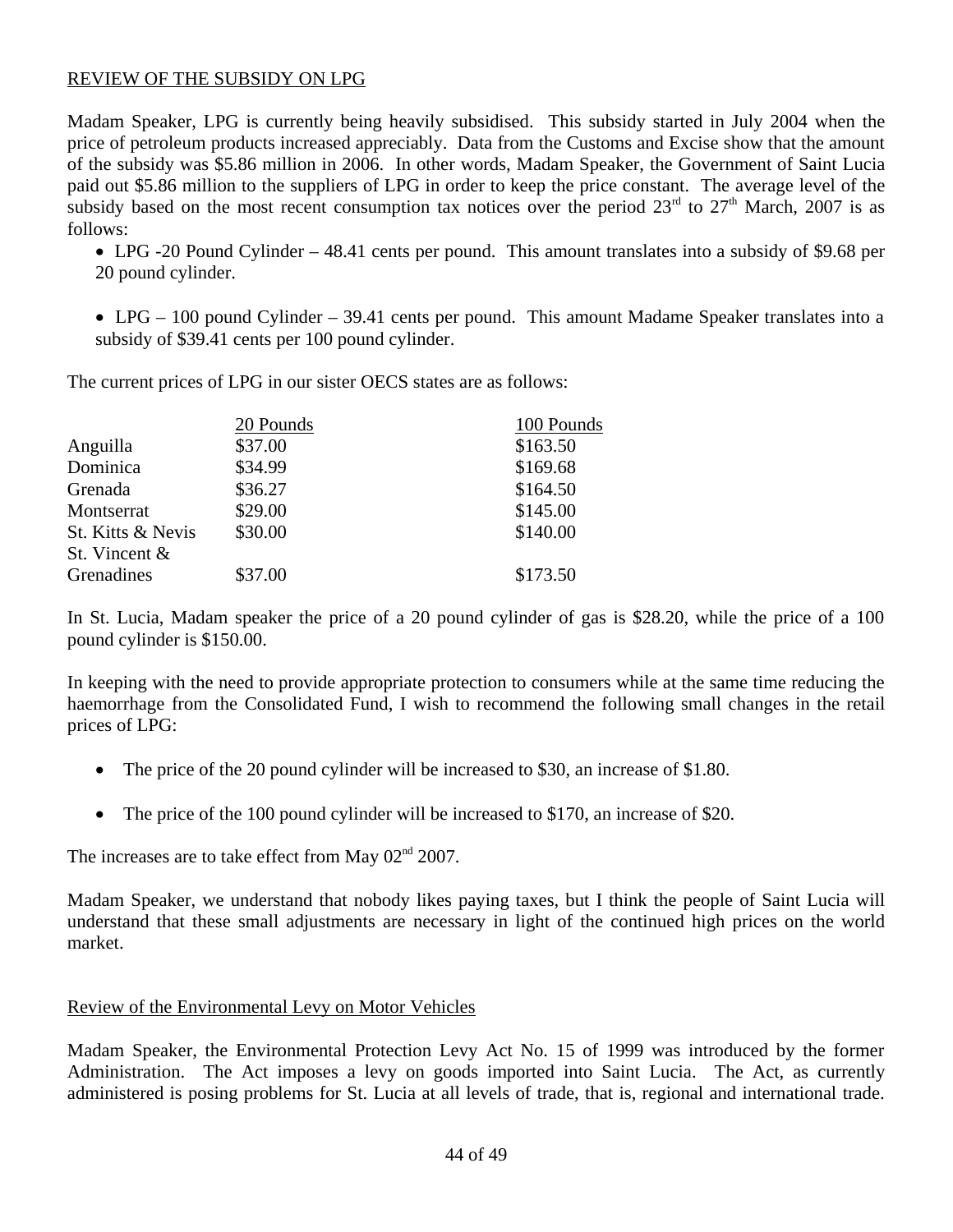REVIEW OF THE SUBSIDY ON LPG

Madam Speaker, LPG is currently being heavily subsidised. This subsidy started in July 2004 when the price of petroleum products increased appreciably. Data from the Customs and Excise show that the amount of the subsidy was $5.86 million in 2006. In other words, Madam Speaker, the Government of Saint Lucia paid out $5.86 million to the suppliers of LPG in order to keep the price constant. The average level of the subsidy based on the most recent consumption tax notices over the period 23rd to 27th March, 2007 is as follows:

- LPG -20 Pound Cylinder – 48.41 cents per pound. This amount translates into a subsidy of $9.68 per 20 pound cylinder.
- LPG – 100 pound Cylinder – 39.41 cents per pound. This amount Madame Speaker translates into a subsidy of $39.41 cents per 100 pound cylinder.

The current prices of LPG in our sister OECS states are as follows:

| | 20 Pounds | 100 Pounds |
|---|---|---|
| Anguilla | $37.00 | $163.50 |
| Dominica | $34.99 | $169.68 |
| Grenada | $36.27 | $164.50 |
| Montserrat | $29.00 | $145.00 |
| St. Kitts & Nevis | $30.00 | $140.00 |
| St. Vincent & Grenadines | $37.00 | $173.50 |

In St. Lucia, Madam speaker the price of a 20 pound cylinder of gas is $28.20, while the price of a 100 pound cylinder is $150.00.

In keeping with the need to provide appropriate protection to consumers while at the same time reducing the haemorrhage from the Consolidated Fund, I wish to recommend the following small changes in the retail prices of LPG:

- The price of the 20 pound cylinder will be increased to $30, an increase of $1.80.
- The price of the 100 pound cylinder will be increased to $170, an increase of $20.

The increases are to take effect from May 02nd 2007.

Madam Speaker, we understand that nobody likes paying taxes, but I think the people of Saint Lucia will understand that these small adjustments are necessary in light of the continued high prices on the world market.

Review of the Environmental Levy on Motor Vehicles

Madam Speaker, the Environmental Protection Levy Act No. 15 of 1999 was introduced by the former Administration. The Act imposes a levy on goods imported into Saint Lucia. The Act, as currently administered is posing problems for St. Lucia at all levels of trade, that is, regional and international trade.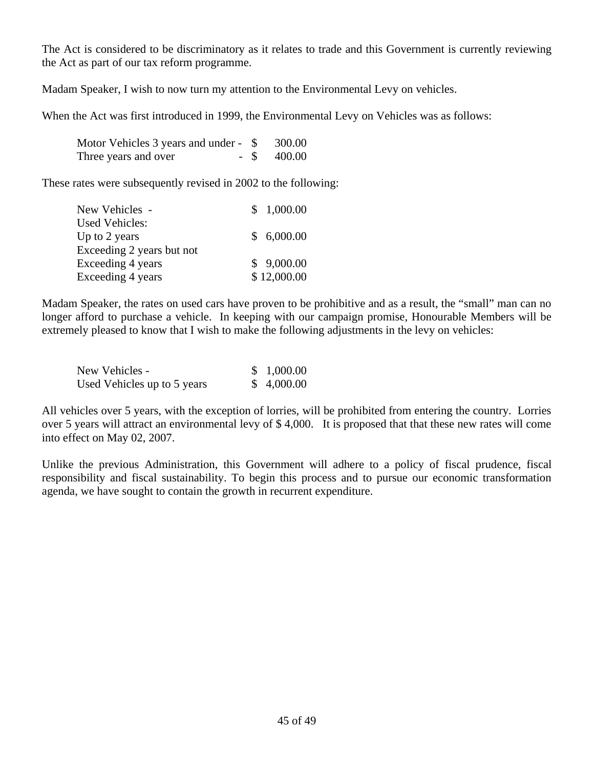The Act is considered to be discriminatory as it relates to trade and this Government is currently reviewing the Act as part of our tax reform programme.

Madam Speaker, I wish to now turn my attention to the Environmental Levy on vehicles.

When the Act was first introduced in 1999, the Environmental Levy on Vehicles was as follows:

| | |
|---|---|
| Motor Vehicles 3 years and under - | $ 300.00 |
| Three years and over - | $ 400.00 |

These rates were subsequently revised in 2002 to the following:

| | |
|---|---|
| New Vehicles - | $ 1,000.00 |
| Used Vehicles: | |
| Up to 2 years | $ 6,000.00 |
| Exceeding 2 years but not | |
| Exceeding 4 years | $ 9,000.00 |
| Exceeding 4 years | $ 12,000.00 |

Madam Speaker, the rates on used cars have proven to be prohibitive and as a result, the "small" man can no longer afford to purchase a vehicle. In keeping with our campaign promise, Honourable Members will be extremely pleased to know that I wish to make the following adjustments in the levy on vehicles:

| | |
|---|---|
| New Vehicles - | $ 1,000.00 |
| Used Vehicles up to 5 years | $ 4,000.00 |

All vehicles over 5 years, with the exception of lorries, will be prohibited from entering the country. Lorries over 5 years will attract an environmental levy of $ 4,000. It is proposed that that these new rates will come into effect on May 02, 2007.

Unlike the previous Administration, this Government will adhere to a policy of fiscal prudence, fiscal responsibility and fiscal sustainability. To begin this process and to pursue our economic transformation agenda, we have sought to contain the growth in recurrent expenditure.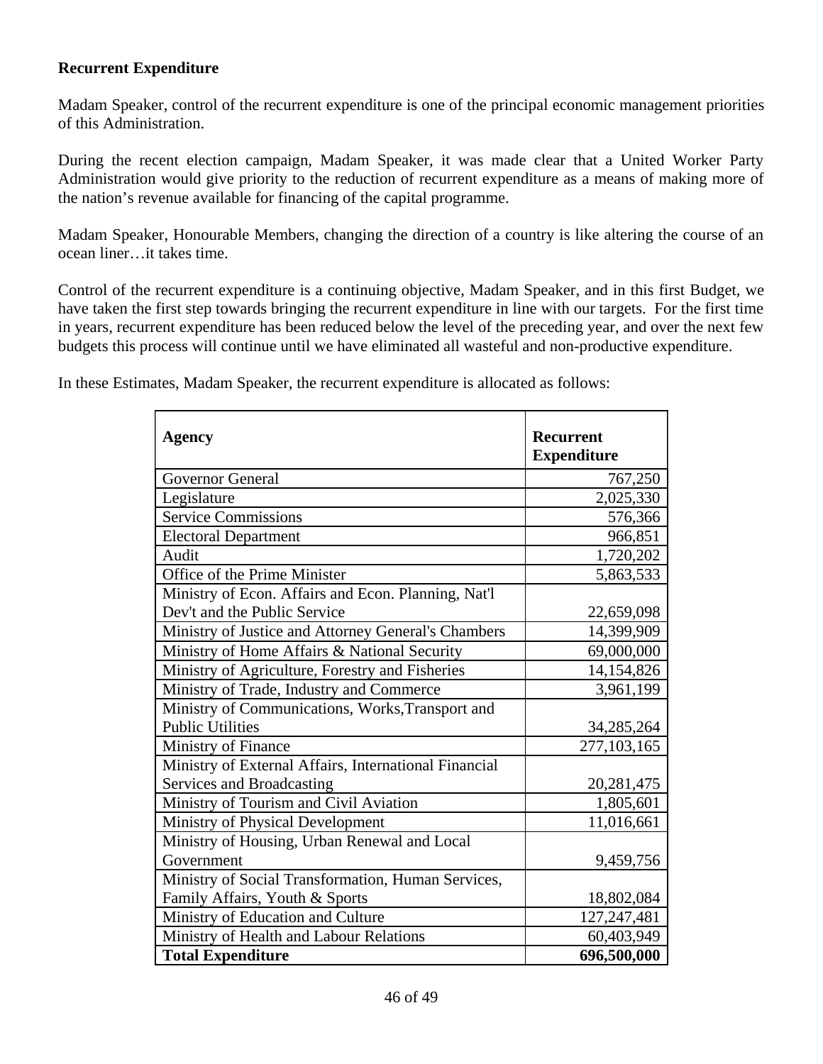**Recurrent Expenditure**

Madam Speaker, control of the recurrent expenditure is one of the principal economic management priorities of this Administration.

During the recent election campaign, Madam Speaker, it was made clear that a United Worker Party Administration would give priority to the reduction of recurrent expenditure as a means of making more of the nation's revenue available for financing of the capital programme.

Madam Speaker, Honourable Members, changing the direction of a country is like altering the course of an ocean liner…it takes time.

Control of the recurrent expenditure is a continuing objective, Madam Speaker, and in this first Budget, we have taken the first step towards bringing the recurrent expenditure in line with our targets. For the first time in years, recurrent expenditure has been reduced below the level of the preceding year, and over the next few budgets this process will continue until we have eliminated all wasteful and non-productive expenditure.

In these Estimates, Madam Speaker, the recurrent expenditure is allocated as follows:

| **Agency** | **Recurrent Expenditure** |
|---|---:|
| Governor General | 767,250 |
| Legislature | 2,025,330 |
| Service Commissions | 576,366 |
| Electoral Department | 966,851 |
| Audit | 1,720,202 |
| Office of the Prime Minister | 5,863,533 |
| Ministry of Econ. Affairs and Econ. Planning, Nat'l Dev't and the Public Service | 22,659,098 |
| Ministry of Justice and Attorney General's Chambers | 14,399,909 |
| Ministry of Home Affairs & National Security | 69,000,000 |
| Ministry of Agriculture, Forestry and Fisheries | 14,154,826 |
| Ministry of Trade, Industry and Commerce | 3,961,199 |
| Ministry of Communications, Works,Transport and Public Utilities | 34,285,264 |
| Ministry of Finance | 277,103,165 |
| Ministry of External Affairs, International Financial Services and Broadcasting | 20,281,475 |
| Ministry of Tourism and Civil Aviation | 1,805,601 |
| Ministry of Physical Development | 11,016,661 |
| Ministry of Housing, Urban Renewal and Local Government | 9,459,756 |
| Ministry of Social Transformation, Human Services, Family Affairs, Youth & Sports | 18,802,084 |
| Ministry of Education and Culture | 127,247,481 |
| Ministry of Health and Labour Relations | 60,403,949 |
| **Total Expenditure** | **696,500,000** |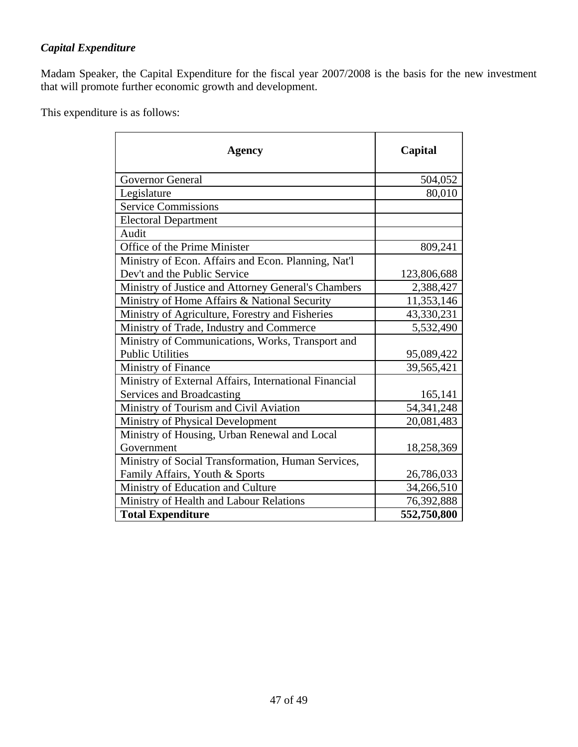***Capital Expenditure***

Madam Speaker, the Capital Expenditure for the fiscal year 2007/2008 is the basis for the new investment that will promote further economic growth and development.

This expenditure is as follows:

| **Agency** | **Capital** |
|---|---|
| Governor General | 504,052 |
| Legislature | 80,010 |
| Service Commissions | |
| Electoral Department | |
| Audit | |
| Office of the Prime Minister | 809,241 |
| Ministry of Econ. Affairs and Econ. Planning, Nat'l Dev't and the Public Service | 123,806,688 |
| Ministry of Justice and Attorney General's Chambers | 2,388,427 |
| Ministry of Home Affairs & National Security | 11,353,146 |
| Ministry of Agriculture, Forestry and Fisheries | 43,330,231 |
| Ministry of Trade, Industry and Commerce | 5,532,490 |
| Ministry of Communications, Works, Transport and Public Utilities | 95,089,422 |
| Ministry of Finance | 39,565,421 |
| Ministry of External Affairs, International Financial Services and Broadcasting | 165,141 |
| Ministry of Tourism and Civil Aviation | 54,341,248 |
| Ministry of Physical Development | 20,081,483 |
| Ministry of Housing, Urban Renewal and Local Government | 18,258,369 |
| Ministry of Social Transformation, Human Services, Family Affairs, Youth & Sports | 26,786,033 |
| Ministry of Education and Culture | 34,266,510 |
| Ministry of Health and Labour Relations | 76,392,888 |
| **Total Expenditure** | **552,750,800** |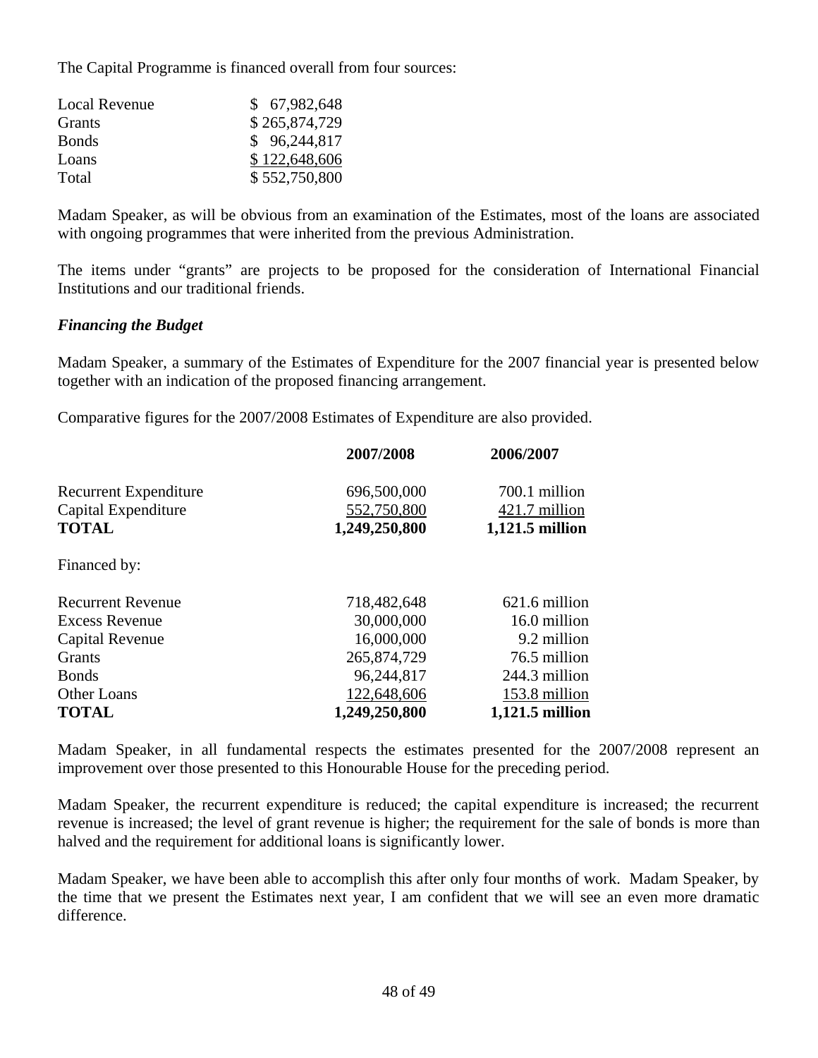The Capital Programme is financed overall from four sources:

| | |
|---|---|
| Local Revenue | $ 67,982,648 |
| Grants | $ 265,874,729 |
| Bonds | $ 96,244,817 |
| Loans | $ 122,648,606 |
| Total | $ 552,750,800 |

Madam Speaker, as will be obvious from an examination of the Estimates, most of the loans are associated with ongoing programmes that were inherited from the previous Administration.

The items under "grants" are projects to be proposed for the consideration of International Financial Institutions and our traditional friends.

### *Financing the Budget*

Madam Speaker, a summary of the Estimates of Expenditure for the 2007 financial year is presented below together with an indication of the proposed financing arrangement.

Comparative figures for the 2007/2008 Estimates of Expenditure are also provided.

| | **2007/2008** | **2006/2007** |
|---|---|---|
| Recurrent Expenditure | 696,500,000 | 700.1 million |
| Capital Expenditure | 552,750,800 | 421.7 million |
| **TOTAL** | **1,249,250,800** | **1,121.5 million** |
| Financed by: | | |
| Recurrent Revenue | 718,482,648 | 621.6 million |
| Excess Revenue | 30,000,000 | 16.0 million |
| Capital Revenue | 16,000,000 | 9.2 million |
| Grants | 265,874,729 | 76.5 million |
| Bonds | 96,244,817 | 244.3 million |
| Other Loans | 122,648,606 | 153.8 million |
| **TOTAL** | **1,249,250,800** | **1,121.5 million** |

Madam Speaker, in all fundamental respects the estimates presented for the 2007/2008 represent an improvement over those presented to this Honourable House for the preceding period.

Madam Speaker, the recurrent expenditure is reduced; the capital expenditure is increased; the recurrent revenue is increased; the level of grant revenue is higher; the requirement for the sale of bonds is more than halved and the requirement for additional loans is significantly lower.

Madam Speaker, we have been able to accomplish this after only four months of work. Madam Speaker, by the time that we present the Estimates next year, I am confident that we will see an even more dramatic difference.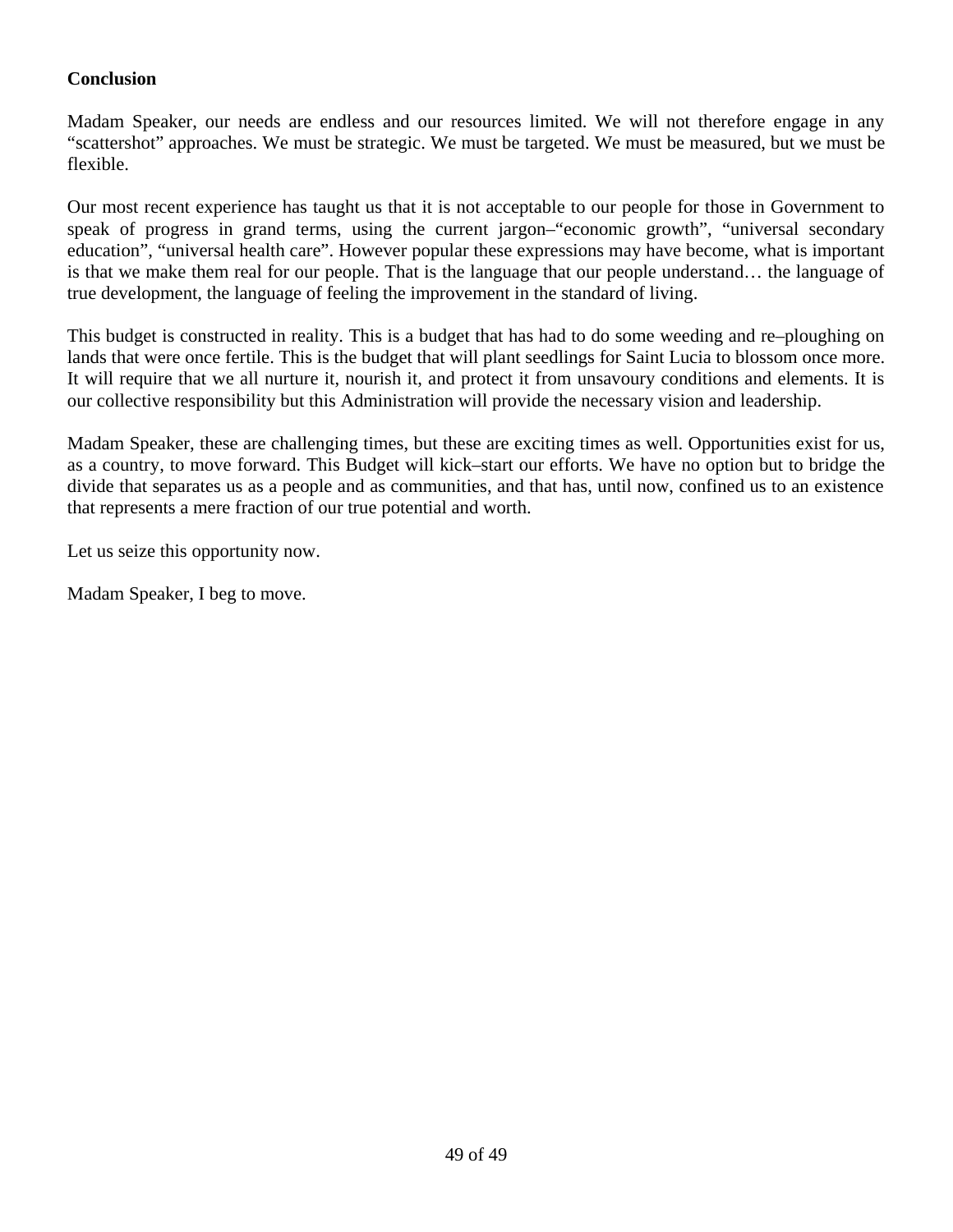**Conclusion**

Madam Speaker, our needs are endless and our resources limited. We will not therefore engage in any "scattershot" approaches. We must be strategic. We must be targeted. We must be measured, but we must be flexible.

Our most recent experience has taught us that it is not acceptable to our people for those in Government to speak of progress in grand terms, using the current jargon–"economic growth", "universal secondary education", "universal health care". However popular these expressions may have become, what is important is that we make them real for our people. That is the language that our people understand… the language of true development, the language of feeling the improvement in the standard of living.

This budget is constructed in reality. This is a budget that has had to do some weeding and re–ploughing on lands that were once fertile. This is the budget that will plant seedlings for Saint Lucia to blossom once more. It will require that we all nurture it, nourish it, and protect it from unsavoury conditions and elements. It is our collective responsibility but this Administration will provide the necessary vision and leadership.

Madam Speaker, these are challenging times, but these are exciting times as well. Opportunities exist for us, as a country, to move forward. This Budget will kick–start our efforts. We have no option but to bridge the divide that separates us as a people and as communities, and that has, until now, confined us to an existence that represents a mere fraction of our true potential and worth.

Let us seize this opportunity now.

Madam Speaker, I beg to move.